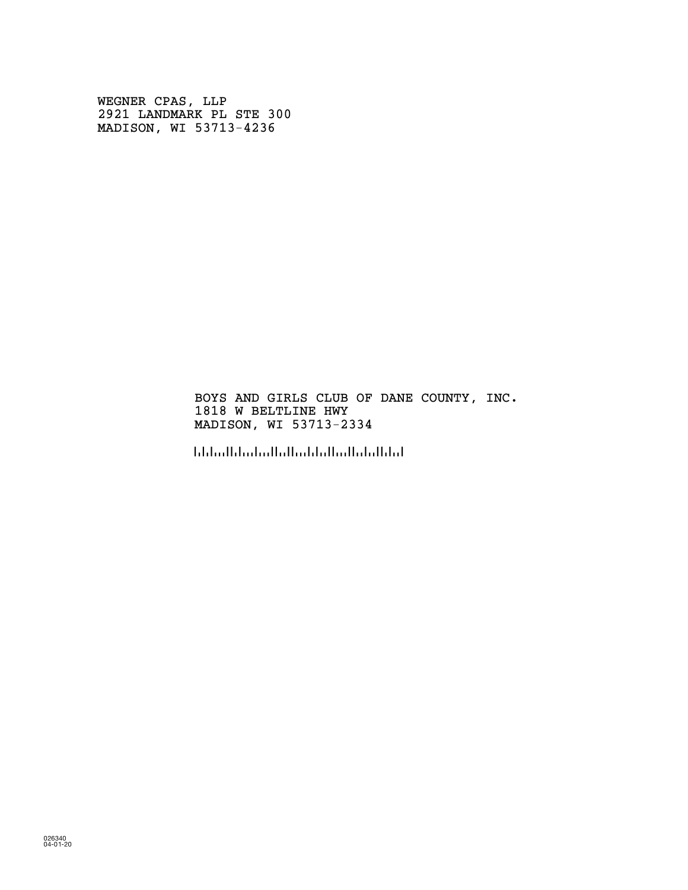WEGNER CPAS, LLP
2921 LANDMARK PL STE 300
MADISON, WI 53713-4236

BOYS AND GIRLS CLUB OF DANE COUNTY, INC.
1818 W BELTLINE HWY
MADISON, WI 53713-2334

026340
04-01-20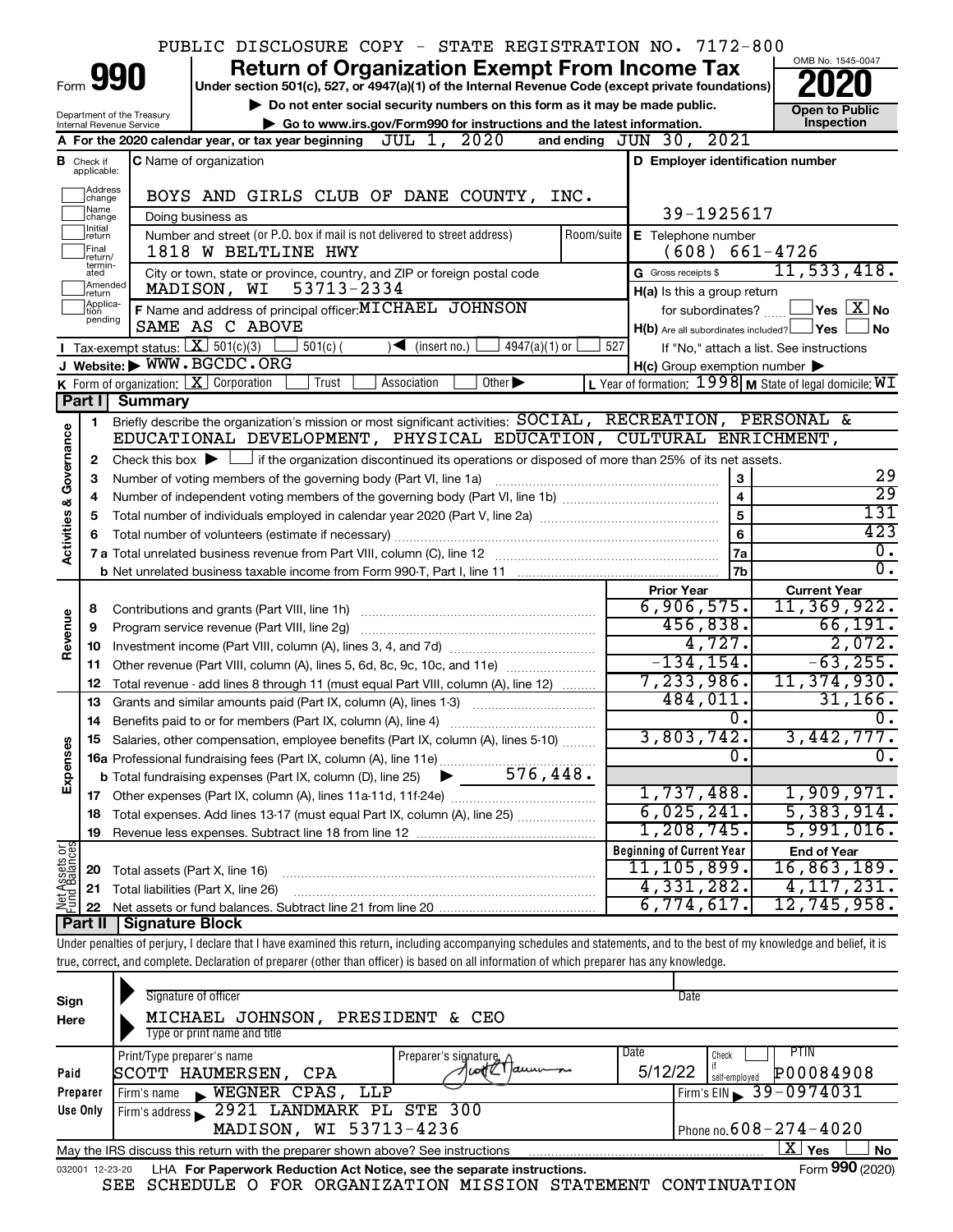PUBLIC DISCLOSURE COPY - STATE REGISTRATION NO. 7172-800

# Form 990 — Return of Organization Exempt From Income Tax

Under section 501(c), 527, or 4947(a)(1) of the Internal Revenue Code (except private foundations)

▶ Do not enter social security numbers on this form as it may be made public.

▶ Go to www.irs.gov/Form990 for instructions and the latest information.

OMB No. 1545-0047 — **2020** — Open to Public Inspection

Department of the Treasury, Internal Revenue Service

**A** For the 2020 calendar year, or tax year beginning JUL 1, 2020 and ending JUN 30, 2021

**B** Check if applicable: Address change, Name change, Initial return, Final return/terminated, Amended return, Application pending

**C** Name of organization: BOYS AND GIRLS CLUB OF DANE COUNTY, INC.

Doing business as

Number and street (or P.O. box if mail is not delivered to street address): 1818 W BELTLINE HWY — Room/suite

City or town, state or province, country, and ZIP or foreign postal code: MADISON, WI 53713-2334

**D** Employer identification number: 39-1925617

**E** Telephone number: (608) 661-4726

**G** Gross receipts $ 11,533,418.

**F** Name and address of principal officer: MICHAEL JOHNSON, SAME AS C ABOVE

**H(a)** Is this a group return for subordinates? ☐ Yes ☒ No

**H(b)** Are all subordinates included? ☐ Yes ☐ No — If "No," attach a list. See instructions

**H(c)** Group exemption number ▶

**I** Tax-exempt status: ☒ 501(c)(3) ☐ 501(c) ( ) ◀ (insert no.) ☐ 4947(a)(1) or ☐ 527

**J** Website: ▶ WWW.BGCDC.ORG

**K** Form of organization: ☒ Corporation ☐ Trust ☐ Association ☐ Other ▶

**L** Year of formation: 1998 **M** State of legal domicile: WI

## Part I Summary

**Activities & Governance**

1. Briefly describe the organization's mission or most significant activities: SOCIAL, RECREATION, PERSONAL & EDUCATIONAL DEVELOPMENT, PHYSICAL EDUCATION, CULTURAL ENRICHMENT,
2. Check this box ▶ ☐ if the organization discontinued its operations or disposed of more than 25% of its net assets.

| Line | Description | | Value |
|---|---|---|---|
| 3 | Number of voting members of the governing body (Part VI, line 1a) | 3 | 29 |
| 4 | Number of independent voting members of the governing body (Part VI, line 1b) | 4 | 29 |
| 5 | Total number of individuals employed in calendar year 2020 (Part V, line 2a) | 5 | 131 |
| 6 | Total number of volunteers (estimate if necessary) | 6 | 423 |
| 7a | Total unrelated business revenue from Part VIII, column (C), line 12 | 7a | 0. |
| 7b | Net unrelated business taxable income from Form 990-T, Part I, line 11 | 7b | 0. |

| Line | Description | Prior Year | Current Year |
|---|---|---|---|
| **Revenue** | | | |
| 8 | Contributions and grants (Part VIII, line 1h) | 6,906,575. | 11,369,922. |
| 9 | Program service revenue (Part VIII, line 2g) | 456,838. | 66,191. |
| 10 | Investment income (Part VIII, column (A), lines 3, 4, and 7d) | 4,727. | 2,072. |
| 11 | Other revenue (Part VIII, column (A), lines 5, 6d, 8c, 9c, 10c, and 11e) | -134,154. | -63,255. |
| 12 | Total revenue - add lines 8 through 11 (must equal Part VIII, column (A), line 12) | 7,233,986. | 11,374,930. |
| **Expenses** | | | |
| 13 | Grants and similar amounts paid (Part IX, column (A), lines 1-3) | 484,011. | 31,166. |
| 14 | Benefits paid to or for members (Part IX, column (A), line 4) | 0. | 0. |
| 15 | Salaries, other compensation, employee benefits (Part IX, column (A), lines 5-10) | 3,803,742. | 3,442,777. |
| 16a | Professional fundraising fees (Part IX, column (A), line 11e) | 0. | 0. |
| b | Total fundraising expenses (Part IX, column (D), line 25) ▶ 576,448. | | |
| 17 | Other expenses (Part IX, column (A), lines 11a-11d, 11f-24e) | 1,737,488. | 1,909,971. |
| 18 | Total expenses. Add lines 13-17 (must equal Part IX, column (A), line 25) | 6,025,241. | 5,383,914. |
| 19 | Revenue less expenses. Subtract line 18 from line 12 | 1,208,745. | 5,991,016. |
| **Net Assets or Fund Balances** | | **Beginning of Current Year** | **End of Year** |
| 20 | Total assets (Part X, line 16) | 11,105,899. | 16,863,189. |
| 21 | Total liabilities (Part X, line 26) | 4,331,282. | 4,117,231. |
| 22 | Net assets or fund balances. Subtract line 21 from line 20 | 6,774,617. | 12,745,958. |

## Part II Signature Block

Under penalties of perjury, I declare that I have examined this return, including accompanying schedules and statements, and to the best of my knowledge and belief, it is true, correct, and complete. Declaration of preparer (other than officer) is based on all information of which preparer has any knowledge.

**Sign Here**

Signature of officer — Date

MICHAEL JOHNSON, PRESIDENT & CEO

Type or print name and title

**Paid Preparer Use Only**

| Print/Type preparer's name | Preparer's signature | Date | Check if self-employed | PTIN |
|---|---|---|---|---|
| SCOTT HAUMERSEN, CPA | [signature] | 5/12/22 | ☐ | P00084908 |

Firm's name ▶ WEGNER CPAS, LLP — Firm's EIN ▶ 39-0974031

Firm's address ▶ 2921 LANDMARK PL STE 300, MADISON, WI 53713-4236 — Phone no. 608-274-4020

May the IRS discuss this return with the preparer shown above? See instructions ☒ Yes ☐ No

032001 12-23-20 LHA For Paperwork Reduction Act Notice, see the separate instructions. Form **990** (2020)

SEE SCHEDULE O FOR ORGANIZATION MISSION STATEMENT CONTINUATION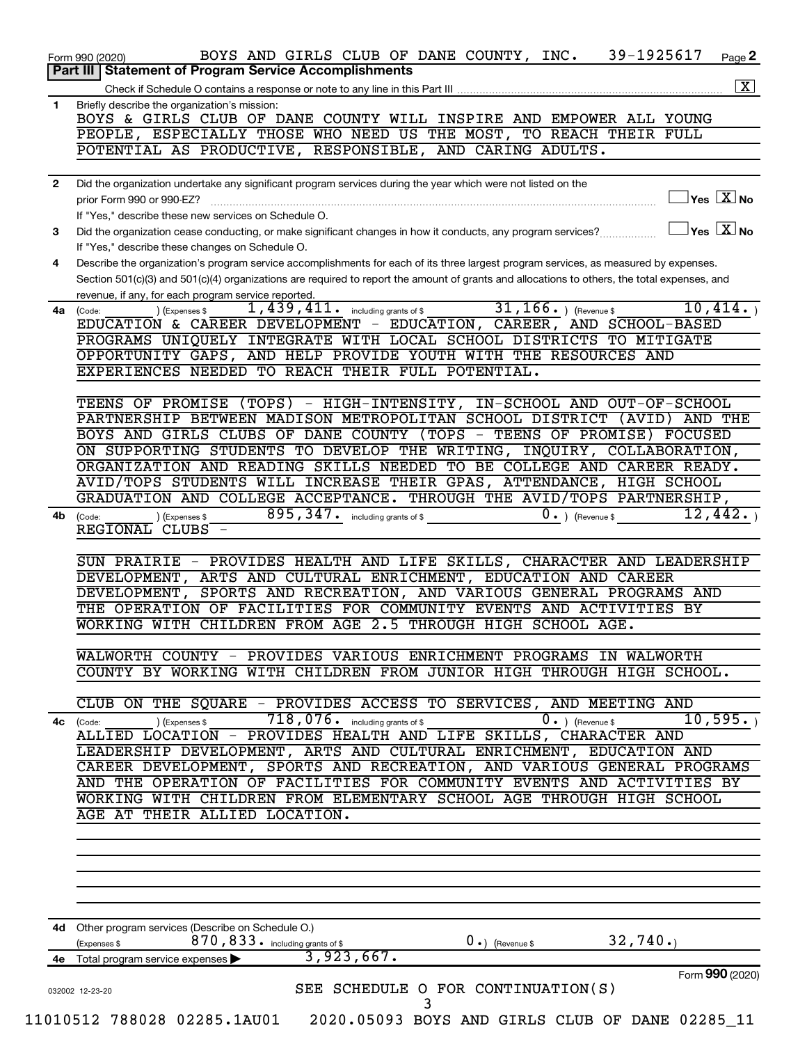Form 990 (2020) BOYS AND GIRLS CLUB OF DANE COUNTY, INC. 39-1925617 Page **2**

**Part III | Statement of Program Service Accomplishments**

Check if Schedule O contains a response or note to any line in this Part III .......... [X]

**1** Briefly describe the organization's mission:

BOYS & GIRLS CLUB OF DANE COUNTY WILL INSPIRE AND EMPOWER ALL YOUNG PEOPLE, ESPECIALLY THOSE WHO NEED US THE MOST, TO REACH THEIR FULL POTENTIAL AS PRODUCTIVE, RESPONSIBLE, AND CARING ADULTS.

**2** Did the organization undertake any significant program services during the year which were not listed on the prior Form 990 or 990-EZ? .......... [ ] Yes [X] No

If "Yes," describe these new services on Schedule O.

**3** Did the organization cease conducting, or make significant changes in how it conducts, any program services? .......... [ ] Yes [X] No

If "Yes," describe these changes on Schedule O.

**4** Describe the organization's program service accomplishments for each of its three largest program services, as measured by expenses. Section 501(c)(3) and 501(c)(4) organizations are required to report the amount of grants and allocations to others, the total expenses, and revenue, if any, for each program service reported.

**4a** (Code: ) (Expenses $ 1,439,411. including grants of $ 31,166. ) (Revenue $ 10,414. )

EDUCATION & CAREER DEVELOPMENT - EDUCATION, CAREER, AND SCHOOL-BASED PROGRAMS UNIQUELY INTEGRATE WITH LOCAL SCHOOL DISTRICTS TO MITIGATE OPPORTUNITY GAPS, AND HELP PROVIDE YOUTH WITH THE RESOURCES AND EXPERIENCES NEEDED TO REACH THEIR FULL POTENTIAL.

TEENS OF PROMISE (TOPS) - HIGH-INTENSITY, IN-SCHOOL AND OUT-OF-SCHOOL PARTNERSHIP BETWEEN MADISON METROPOLITAN SCHOOL DISTRICT (AVID) AND THE BOYS AND GIRLS CLUBS OF DANE COUNTY (TOPS - TEENS OF PROMISE) FOCUSED ON SUPPORTING STUDENTS TO DEVELOP THE WRITING, INQUIRY, COLLABORATION, ORGANIZATION AND READING SKILLS NEEDED TO BE COLLEGE AND CAREER READY. AVID/TOPS STUDENTS WILL INCREASE THEIR GPAS, ATTENDANCE, HIGH SCHOOL GRADUATION AND COLLEGE ACCEPTANCE. THROUGH THE AVID/TOPS PARTNERSHIP,

**4b** (Code: ) (Expenses $ 895,347. including grants of $ 0. ) (Revenue $ 12,442. )

REGIONAL CLUBS -

SUN PRAIRIE - PROVIDES HEALTH AND LIFE SKILLS, CHARACTER AND LEADERSHIP DEVELOPMENT, ARTS AND CULTURAL ENRICHMENT, EDUCATION AND CAREER DEVELOPMENT, SPORTS AND RECREATION, AND VARIOUS GENERAL PROGRAMS AND THE OPERATION OF FACILITIES FOR COMMUNITY EVENTS AND ACTIVITIES BY WORKING WITH CHILDREN FROM AGE 2.5 THROUGH HIGH SCHOOL AGE.

WALWORTH COUNTY - PROVIDES VARIOUS ENRICHMENT PROGRAMS IN WALWORTH COUNTY BY WORKING WITH CHILDREN FROM JUNIOR HIGH THROUGH HIGH SCHOOL.

CLUB ON THE SQUARE - PROVIDES ACCESS TO SERVICES, AND MEETING AND

**4c** (Code: ) (Expenses $ 718,076. including grants of $ 0. ) (Revenue $ 10,595. )

ALLIED LOCATION - PROVIDES HEALTH AND LIFE SKILLS, CHARACTER AND LEADERSHIP DEVELOPMENT, ARTS AND CULTURAL ENRICHMENT, EDUCATION AND CAREER DEVELOPMENT, SPORTS AND RECREATION, AND VARIOUS GENERAL PROGRAMS AND THE OPERATION OF FACILITIES FOR COMMUNITY EVENTS AND ACTIVITIES BY WORKING WITH CHILDREN FROM ELEMENTARY SCHOOL AGE THROUGH HIGH SCHOOL AGE AT THEIR ALLIED LOCATION.

**4d** Other program services (Describe on Schedule O.)

(Expenses $ 870,833. including grants of $ 0. ) (Revenue $ 32,740. )

**4e** Total program service expenses ▶ 3,923,667.

Form **990** (2020)

032002 12-23-20

SEE SCHEDULE O FOR CONTINUATION(S)

11010512 788028 02285.1AU01 2020.05093 BOYS AND GIRLS CLUB OF DANE 02285_11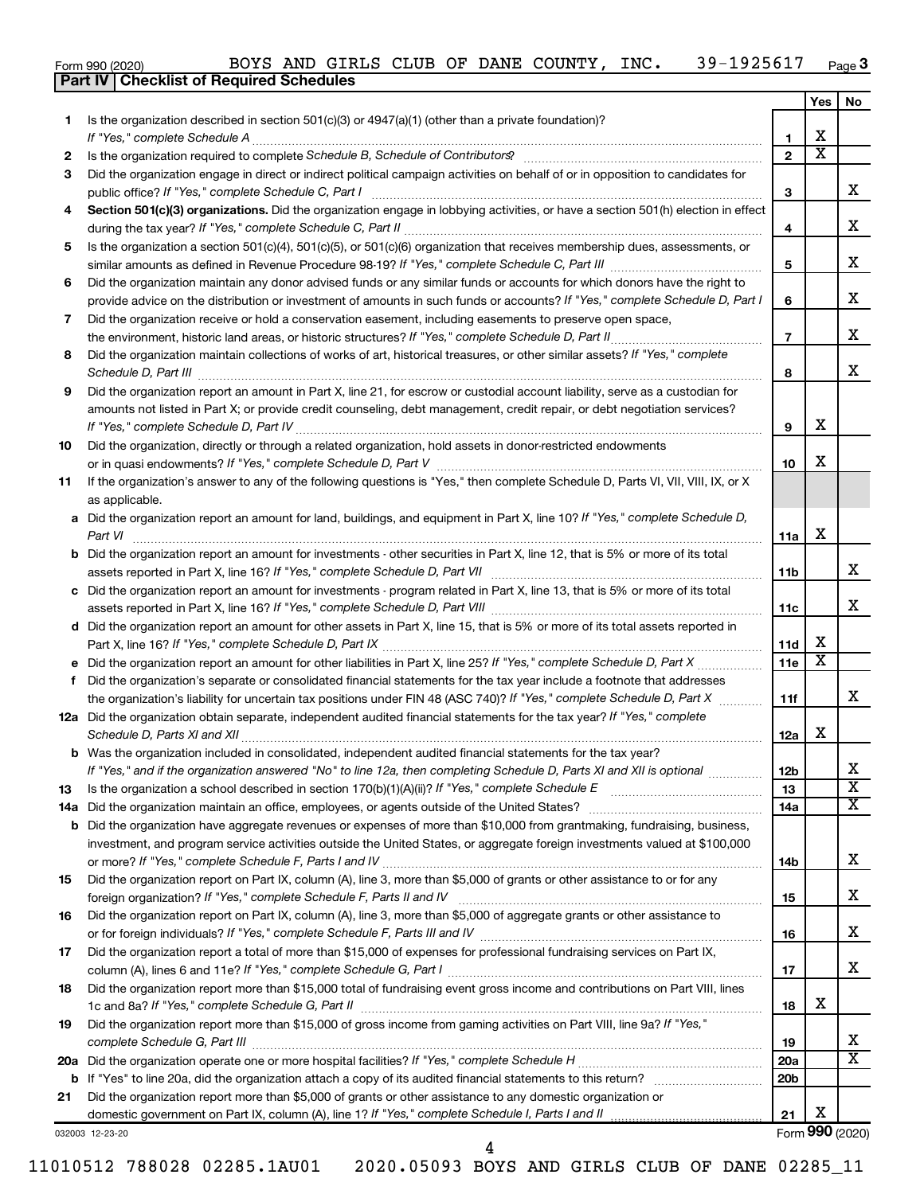Form 990 (2020) BOYS AND GIRLS CLUB OF DANE COUNTY, INC. 39-1925617 Page 3

**Part IV | Checklist of Required Schedules**

| | | | Yes | No |
|---|---|---|---|---|
| 1 | Is the organization described in section 501(c)(3) or 4947(a)(1) (other than a private foundation)? *If "Yes," complete Schedule A* | 1 | X | |
| 2 | Is the organization required to complete *Schedule B, Schedule of Contributors*? | 2 | X | |
| 3 | Did the organization engage in direct or indirect political campaign activities on behalf of or in opposition to candidates for public office? *If "Yes," complete Schedule C, Part I* | 3 | | X |
| 4 | **Section 501(c)(3) organizations.** Did the organization engage in lobbying activities, or have a section 501(h) election in effect during the tax year? *If "Yes," complete Schedule C, Part II* | 4 | | X |
| 5 | Is the organization a section 501(c)(4), 501(c)(5), or 501(c)(6) organization that receives membership dues, assessments, or similar amounts as defined in Revenue Procedure 98-19? *If "Yes," complete Schedule C, Part III* | 5 | | X |
| 6 | Did the organization maintain any donor advised funds or any similar funds or accounts for which donors have the right to provide advice on the distribution or investment of amounts in such funds or accounts? *If "Yes," complete Schedule D, Part I* | 6 | | X |
| 7 | Did the organization receive or hold a conservation easement, including easements to preserve open space, the environment, historic land areas, or historic structures? *If "Yes," complete Schedule D, Part II* | 7 | | X |
| 8 | Did the organization maintain collections of works of art, historical treasures, or other similar assets? *If "Yes," complete Schedule D, Part III* | 8 | | X |
| 9 | Did the organization report an amount in Part X, line 21, for escrow or custodial account liability, serve as a custodian for amounts not listed in Part X; or provide credit counseling, debt management, credit repair, or debt negotiation services? *If "Yes," complete Schedule D, Part IV* | 9 | X | |
| 10 | Did the organization, directly or through a related organization, hold assets in donor-restricted endowments or in quasi endowments? *If "Yes," complete Schedule D, Part V* | 10 | X | |
| 11 | If the organization's answer to any of the following questions is "Yes," then complete Schedule D, Parts VI, VII, VIII, IX, or X as applicable. | | | |
| a | Did the organization report an amount for land, buildings, and equipment in Part X, line 10? *If "Yes," complete Schedule D, Part VI* | 11a | X | |
| b | Did the organization report an amount for investments - other securities in Part X, line 12, that is 5% or more of its total assets reported in Part X, line 16? *If "Yes," complete Schedule D, Part VII* | 11b | | X |
| c | Did the organization report an amount for investments - program related in Part X, line 13, that is 5% or more of its total assets reported in Part X, line 16? *If "Yes," complete Schedule D, Part VIII* | 11c | | X |
| d | Did the organization report an amount for other assets in Part X, line 15, that is 5% or more of its total assets reported in Part X, line 16? *If "Yes," complete Schedule D, Part IX* | 11d | X | |
| e | Did the organization report an amount for other liabilities in Part X, line 25? *If "Yes," complete Schedule D, Part X* | 11e | X | |
| f | Did the organization's separate or consolidated financial statements for the tax year include a footnote that addresses the organization's liability for uncertain tax positions under FIN 48 (ASC 740)? *If "Yes," complete Schedule D, Part X* | 11f | | X |
| 12a | Did the organization obtain separate, independent audited financial statements for the tax year? *If "Yes," complete Schedule D, Parts XI and XII* | 12a | X | |
| b | Was the organization included in consolidated, independent audited financial statements for the tax year? *If "Yes," and if the organization answered "No" to line 12a, then completing Schedule D, Parts XI and XII is optional* | 12b | | X |
| 13 | Is the organization a school described in section 170(b)(1)(A)(ii)? *If "Yes," complete Schedule E* | 13 | | X |
| 14a | Did the organization maintain an office, employees, or agents outside of the United States? | 14a | | X |
| b | Did the organization have aggregate revenues or expenses of more than $10,000 from grantmaking, fundraising, business, investment, and program service activities outside the United States, or aggregate foreign investments valued at $100,000 or more? *If "Yes," complete Schedule F, Parts I and IV* | 14b | | X |
| 15 | Did the organization report on Part IX, column (A), line 3, more than $5,000 of grants or other assistance to or for any foreign organization? *If "Yes," complete Schedule F, Parts II and IV* | 15 | | X |
| 16 | Did the organization report on Part IX, column (A), line 3, more than $5,000 of aggregate grants or other assistance to or for foreign individuals? *If "Yes," complete Schedule F, Parts III and IV* | 16 | | X |
| 17 | Did the organization report a total of more than $15,000 of expenses for professional fundraising services on Part IX, column (A), lines 6 and 11e? *If "Yes," complete Schedule G, Part I* | 17 | | X |
| 18 | Did the organization report more than $15,000 total of fundraising event gross income and contributions on Part VIII, lines 1c and 8a? *If "Yes," complete Schedule G, Part II* | 18 | X | |
| 19 | Did the organization report more than $15,000 of gross income from gaming activities on Part VIII, line 9a? *If "Yes," complete Schedule G, Part III* | 19 | | X |
| 20a | Did the organization operate one or more hospital facilities? *If "Yes," complete Schedule H* | 20a | | X |
| b | If "Yes" to line 20a, did the organization attach a copy of its audited financial statements to this return? | 20b | | |
| 21 | Did the organization report more than $5,000 of grants or other assistance to any domestic organization or domestic government on Part IX, column (A), line 1? *If "Yes," complete Schedule I, Parts I and II* | 21 | X | |

032003 12-23-20

Form 990 (2020)

11010512 788028 02285.1AU01 2020.05093 BOYS AND GIRLS CLUB OF DANE 02285_11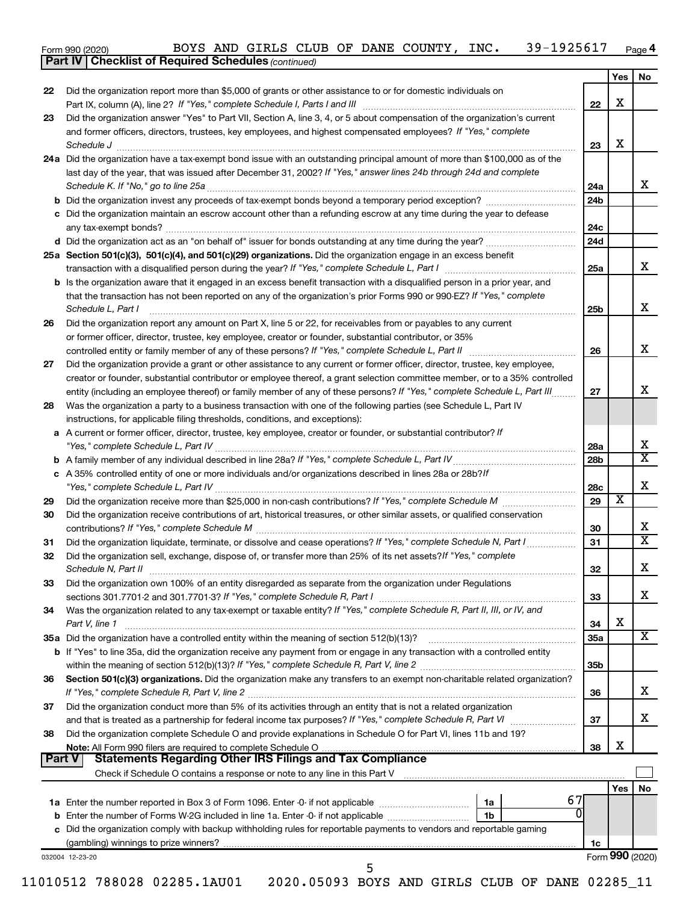Form 990 (2020) BOYS AND GIRLS CLUB OF DANE COUNTY, INC. 39-1925617 Page 4

**Part IV | Checklist of Required Schedules** *(continued)*

| | | | Yes | No |
|---|---|---|---|---|
| 22 | Did the organization report more than $5,000 of grants or other assistance to or for domestic individuals on Part IX, column (A), line 2? *If "Yes," complete Schedule I, Parts I and III* | 22 | X | |
| 23 | Did the organization answer "Yes" to Part VII, Section A, line 3, 4, or 5 about compensation of the organization's current and former officers, directors, trustees, key employees, and highest compensated employees? *If "Yes," complete Schedule J* | 23 | X | |
| 24a | Did the organization have a tax-exempt bond issue with an outstanding principal amount of more than $100,000 as of the last day of the year, that was issued after December 31, 2002? *If "Yes," answer lines 24b through 24d and complete Schedule K. If "No," go to line 25a* | 24a | | X |
| b | Did the organization invest any proceeds of tax-exempt bonds beyond a temporary period exception? | 24b | | |
| c | Did the organization maintain an escrow account other than a refunding escrow at any time during the year to defease any tax-exempt bonds? | 24c | | |
| d | Did the organization act as an "on behalf of" issuer for bonds outstanding at any time during the year? | 24d | | |
| 25a | **Section 501(c)(3), 501(c)(4), and 501(c)(29) organizations.** Did the organization engage in an excess benefit transaction with a disqualified person during the year? *If "Yes," complete Schedule L, Part I* | 25a | | X |
| b | Is the organization aware that it engaged in an excess benefit transaction with a disqualified person in a prior year, and that the transaction has not been reported on any of the organization's prior Forms 990 or 990-EZ? *If "Yes," complete Schedule L, Part I* | 25b | | X |
| 26 | Did the organization report any amount on Part X, line 5 or 22, for receivables from or payables to any current or former officer, director, trustee, key employee, creator or founder, substantial contributor, or 35% controlled entity or family member of any of these persons? *If "Yes," complete Schedule L, Part II* | 26 | | X |
| 27 | Did the organization provide a grant or other assistance to any current or former officer, director, trustee, key employee, creator or founder, substantial contributor or employee thereof, a grant selection committee member, or to a 35% controlled entity (including an employee thereof) or family member of any of these persons? *If "Yes," complete Schedule L, Part III* | 27 | | X |
| 28 | Was the organization a party to a business transaction with one of the following parties (see Schedule L, Part IV instructions, for applicable filing thresholds, conditions, and exceptions): | | | |
| a | A current or former officer, director, trustee, key employee, creator or founder, or substantial contributor? *If "Yes," complete Schedule L, Part IV* | 28a | | X |
| b | A family member of any individual described in line 28a? *If "Yes," complete Schedule L, Part IV* | 28b | | X |
| c | A 35% controlled entity of one or more individuals and/or organizations described in lines 28a or 28b? *If "Yes," complete Schedule L, Part IV* | 28c | | X |
| 29 | Did the organization receive more than $25,000 in non-cash contributions? *If "Yes," complete Schedule M* | 29 | X | |
| 30 | Did the organization receive contributions of art, historical treasures, or other similar assets, or qualified conservation contributions? *If "Yes," complete Schedule M* | 30 | | X |
| 31 | Did the organization liquidate, terminate, or dissolve and cease operations? *If "Yes," complete Schedule N, Part I* | 31 | | X |
| 32 | Did the organization sell, exchange, dispose of, or transfer more than 25% of its net assets? *If "Yes," complete Schedule N, Part II* | 32 | | X |
| 33 | Did the organization own 100% of an entity disregarded as separate from the organization under Regulations sections 301.7701-2 and 301.7701-3? *If "Yes," complete Schedule R, Part I* | 33 | | X |
| 34 | Was the organization related to any tax-exempt or taxable entity? *If "Yes," complete Schedule R, Part II, III, or IV, and Part V, line 1* | 34 | X | |
| 35a | Did the organization have a controlled entity within the meaning of section 512(b)(13)? | 35a | | X |
| b | If "Yes" to line 35a, did the organization receive any payment from or engage in any transaction with a controlled entity within the meaning of section 512(b)(13)? *If "Yes," complete Schedule R, Part V, line 2* | 35b | | |
| 36 | **Section 501(c)(3) organizations.** Did the organization make any transfers to an exempt non-charitable related organization? *If "Yes," complete Schedule R, Part V, line 2* | 36 | | X |
| 37 | Did the organization conduct more than 5% of its activities through an entity that is not a related organization and that is treated as a partnership for federal income tax purposes? *If "Yes," complete Schedule R, Part VI* | 37 | | X |
| 38 | Did the organization complete Schedule O and provide explanations in Schedule O for Part VI, lines 11b and 19? **Note:** All Form 990 filers are required to complete Schedule O | 38 | X | |

**Part V | Statements Regarding Other IRS Filings and Tax Compliance**

Check if Schedule O contains a response or note to any line in this Part V ☐

| | | | | | Yes | No |
|---|---|---|---|---|---|---|
| 1a | Enter the number reported in Box 3 of Form 1096. Enter -0- if not applicable | 1a | 67 | | | |
| b | Enter the number of Forms W-2G included in line 1a. Enter -0- if not applicable | 1b | 0 | | | |
| c | Did the organization comply with backup withholding rules for reportable payments to vendors and reportable gaming (gambling) winnings to prize winners? | | | 1c | | |

032004 12-23-20 Form **990** (2020)

11010512 788028 02285.1AU01 2020.05093 BOYS AND GIRLS CLUB OF DANE 02285_11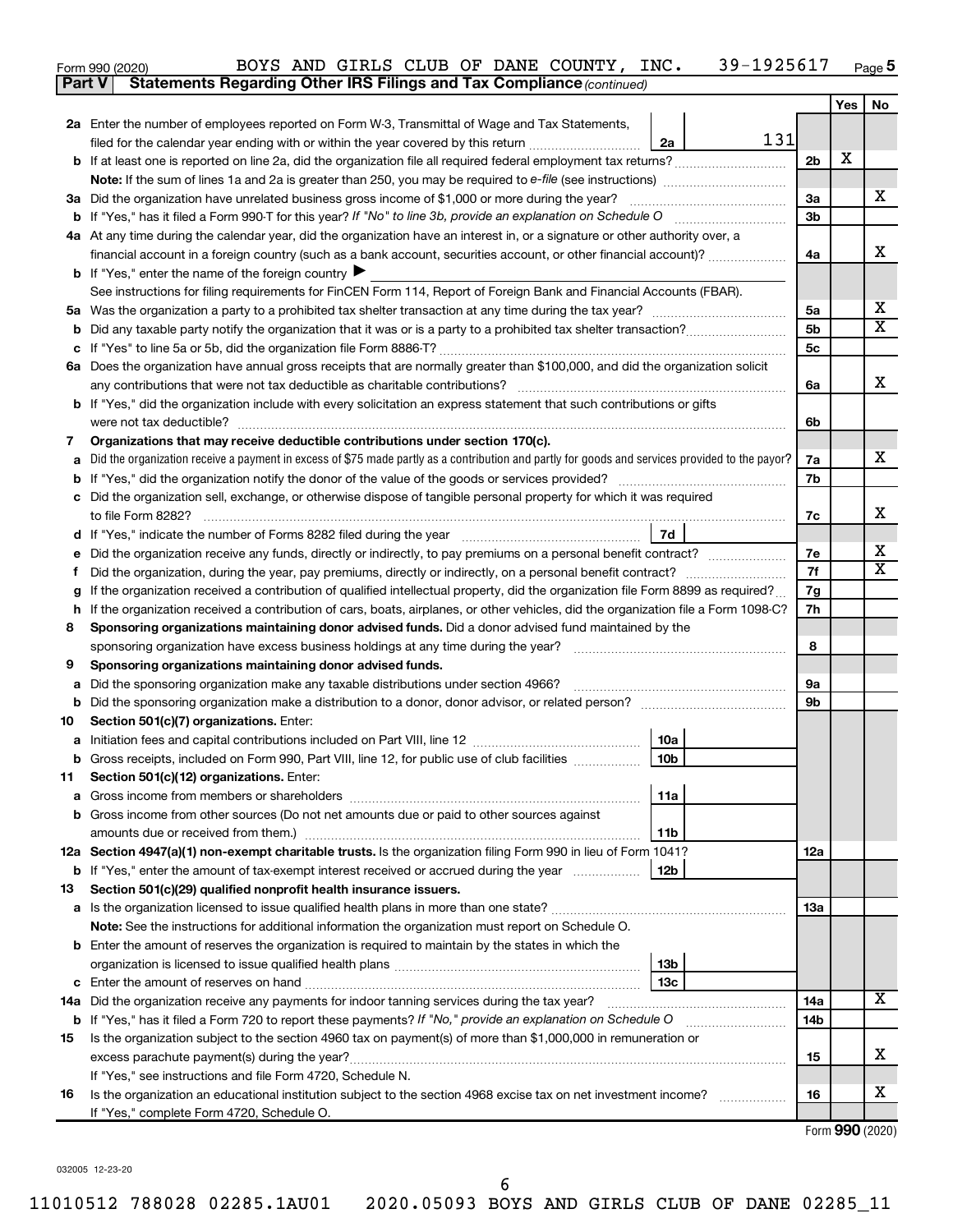Form 990 (2020) BOYS AND GIRLS CLUB OF DANE COUNTY, INC. 39-1925617 Page 5

**Part V Statements Regarding Other IRS Filings and Tax Compliance** *(continued)*

| | | | | Yes | No |
|---|---|---|---|---|---|
| **2a** | Enter the number of employees reported on Form W-3, Transmittal of Wage and Tax Statements, filed for the calendar year ending with or within the year covered by this return | 2a | 131 | | |
| **b** | If at least one is reported on line 2a, did the organization file all required federal employment tax returns? | | 2b | X | |
| | **Note:** If the sum of lines 1a and 2a is greater than 250, you may be required to *e-file* (see instructions) | | | | |
| **3a** | Did the organization have unrelated business gross income of $1,000 or more during the year? | | 3a | | X |
| **b** | If "Yes," has it filed a Form 990-T for this year? *If "No" to line 3b, provide an explanation on Schedule O* | | 3b | | |
| **4a** | At any time during the calendar year, did the organization have an interest in, or a signature or other authority over, a financial account in a foreign country (such as a bank account, securities account, or other financial account)? | | 4a | | X |
| **b** | If "Yes," enter the name of the foreign country ▶ | | | | |
| | See instructions for filing requirements for FinCEN Form 114, Report of Foreign Bank and Financial Accounts (FBAR). | | | | |
| **5a** | Was the organization a party to a prohibited tax shelter transaction at any time during the tax year? | | 5a | | X |
| **b** | Did any taxable party notify the organization that it was or is a party to a prohibited tax shelter transaction? | | 5b | | X |
| **c** | If "Yes" to line 5a or 5b, did the organization file Form 8886-T? | | 5c | | |
| **6a** | Does the organization have annual gross receipts that are normally greater than $100,000, and did the organization solicit any contributions that were not tax deductible as charitable contributions? | | 6a | | X |
| **b** | If "Yes," did the organization include with every solicitation an express statement that such contributions or gifts were not tax deductible? | | 6b | | |
| **7** | **Organizations that may receive deductible contributions under section 170(c).** | | | | |
| **a** | Did the organization receive a payment in excess of $75 made partly as a contribution and partly for goods and services provided to the payor? | | 7a | | X |
| **b** | If "Yes," did the organization notify the donor of the value of the goods or services provided? | | 7b | | |
| **c** | Did the organization sell, exchange, or otherwise dispose of tangible personal property for which it was required to file Form 8282? | | 7c | | X |
| **d** | If "Yes," indicate the number of Forms 8282 filed during the year | 7d | | | |
| **e** | Did the organization receive any funds, directly or indirectly, to pay premiums on a personal benefit contract? | | 7e | | X |
| **f** | Did the organization, during the year, pay premiums, directly or indirectly, on a personal benefit contract? | | 7f | | X |
| **g** | If the organization received a contribution of qualified intellectual property, did the organization file Form 8899 as required? | | 7g | | |
| **h** | If the organization received a contribution of cars, boats, airplanes, or other vehicles, did the organization file a Form 1098-C? | | 7h | | |
| **8** | **Sponsoring organizations maintaining donor advised funds.** Did a donor advised fund maintained by the sponsoring organization have excess business holdings at any time during the year? | | 8 | | |
| **9** | **Sponsoring organizations maintaining donor advised funds.** | | | | |
| **a** | Did the sponsoring organization make any taxable distributions under section 4966? | | 9a | | |
| **b** | Did the sponsoring organization make a distribution to a donor, donor advisor, or related person? | | 9b | | |
| **10** | **Section 501(c)(7) organizations.** Enter: | | | | |
| **a** | Initiation fees and capital contributions included on Part VIII, line 12 | 10a | | | |
| **b** | Gross receipts, included on Form 990, Part VIII, line 12, for public use of club facilities | 10b | | | |
| **11** | **Section 501(c)(12) organizations.** Enter: | | | | |
| **a** | Gross income from members or shareholders | 11a | | | |
| **b** | Gross income from other sources (Do not net amounts due or paid to other sources against amounts due or received from them.) | 11b | | | |
| **12a** | **Section 4947(a)(1) non-exempt charitable trusts.** Is the organization filing Form 990 in lieu of Form 1041? | | 12a | | |
| **b** | If "Yes," enter the amount of tax-exempt interest received or accrued during the year | 12b | | | |
| **13** | **Section 501(c)(29) qualified nonprofit health insurance issuers.** | | | | |
| **a** | Is the organization licensed to issue qualified health plans in more than one state? | | 13a | | |
| | **Note:** See the instructions for additional information the organization must report on Schedule O. | | | | |
| **b** | Enter the amount of reserves the organization is required to maintain by the states in which the organization is licensed to issue qualified health plans | 13b | | | |
| **c** | Enter the amount of reserves on hand | 13c | | | |
| **14a** | Did the organization receive any payments for indoor tanning services during the tax year? | | 14a | | X |
| **b** | If "Yes," has it filed a Form 720 to report these payments? *If "No," provide an explanation on Schedule O* | | 14b | | |
| **15** | Is the organization subject to the section 4960 tax on payment(s) of more than $1,000,000 in remuneration or excess parachute payment(s) during the year? | | 15 | | X |
| | If "Yes," see instructions and file Form 4720, Schedule N. | | | | |
| **16** | Is the organization an educational institution subject to the section 4968 excise tax on net investment income? | | 16 | | X |
| | If "Yes," complete Form 4720, Schedule O. | | | | |

Form **990** (2020)

032005 12-23-20

11010512 788028 02285.1AU01 2020.05093 BOYS AND GIRLS CLUB OF DANE 02285_11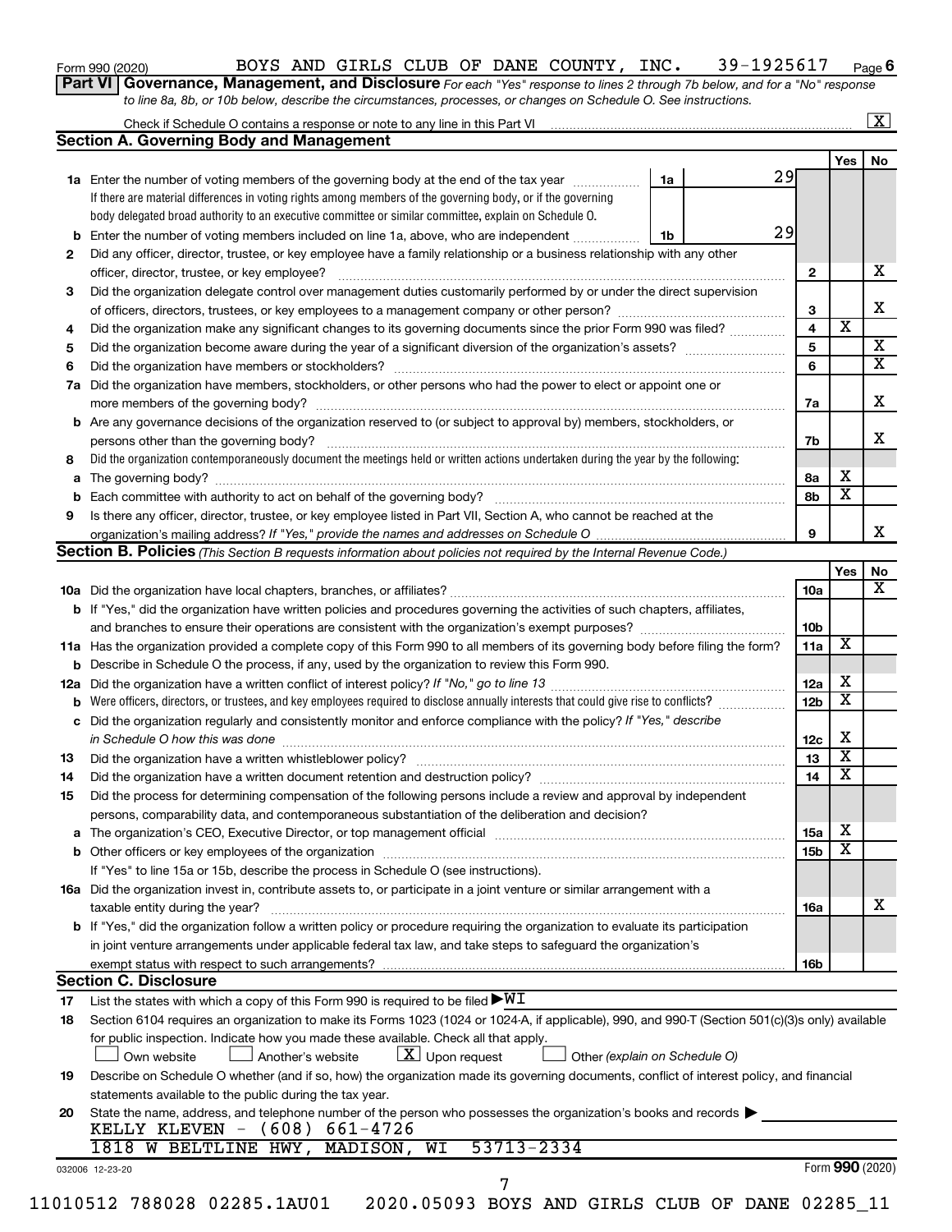Form 990 (2020) BOYS AND GIRLS CLUB OF DANE COUNTY, INC. 39-1925617 Page 6

**Part VI Governance, Management, and Disclosure** *For each "Yes" response to lines 2 through 7b below, and for a "No" response to line 8a, 8b, or 10b below, describe the circumstances, processes, or changes on Schedule O. See instructions.*

Check if Schedule O contains a response or note to any line in this Part VI [X]

## Section A. Governing Body and Management

| | | | Yes | No |
|---|---|---|---|---|
| **1a** | Enter the number of voting members of the governing body at the end of the tax year — **1a** 29. If there are material differences in voting rights among members of the governing body, or if the governing body delegated broad authority to an executive committee or similar committee, explain on Schedule O. | | | |
| **b** | Enter the number of voting members included on line 1a, above, who are independent — **1b** 29 | | | |
| **2** | Did any officer, director, trustee, or key employee have a family relationship or a business relationship with any other officer, director, trustee, or key employee? | 2 | | X |
| **3** | Did the organization delegate control over management duties customarily performed by or under the direct supervision of officers, directors, trustees, or key employees to a management company or other person? | 3 | | X |
| **4** | Did the organization make any significant changes to its governing documents since the prior Form 990 was filed? | 4 | X | |
| **5** | Did the organization become aware during the year of a significant diversion of the organization's assets? | 5 | | X |
| **6** | Did the organization have members or stockholders? | 6 | | X |
| **7a** | Did the organization have members, stockholders, or other persons who had the power to elect or appoint one or more members of the governing body? | 7a | | X |
| **b** | Are any governance decisions of the organization reserved to (or subject to approval by) members, stockholders, or persons other than the governing body? | 7b | | X |
| **8** | Did the organization contemporaneously document the meetings held or written actions undertaken during the year by the following: | | | |
| **a** | The governing body? | 8a | X | |
| **b** | Each committee with authority to act on behalf of the governing body? | 8b | X | |
| **9** | Is there any officer, director, trustee, or key employee listed in Part VII, Section A, who cannot be reached at the organization's mailing address? *If "Yes," provide the names and addresses on Schedule O* | 9 | | X |

## Section B. Policies *(This Section B requests information about policies not required by the Internal Revenue Code.)*

| | | | Yes | No |
|---|---|---|---|---|
| **10a** | Did the organization have local chapters, branches, or affiliates? | 10a | | X |
| **b** | If "Yes," did the organization have written policies and procedures governing the activities of such chapters, affiliates, and branches to ensure their operations are consistent with the organization's exempt purposes? | 10b | | |
| **11a** | Has the organization provided a complete copy of this Form 990 to all members of its governing body before filing the form? | 11a | X | |
| **b** | Describe in Schedule O the process, if any, used by the organization to review this Form 990. | | | |
| **12a** | Did the organization have a written conflict of interest policy? *If "No," go to line 13* | 12a | X | |
| **b** | Were officers, directors, or trustees, and key employees required to disclose annually interests that could give rise to conflicts? | 12b | X | |
| **c** | Did the organization regularly and consistently monitor and enforce compliance with the policy? *If "Yes," describe in Schedule O how this was done* | 12c | X | |
| **13** | Did the organization have a written whistleblower policy? | 13 | X | |
| **14** | Did the organization have a written document retention and destruction policy? | 14 | X | |
| **15** | Did the process for determining compensation of the following persons include a review and approval by independent persons, comparability data, and contemporaneous substantiation of the deliberation and decision? | | | |
| **a** | The organization's CEO, Executive Director, or top management official | 15a | X | |
| **b** | Other officers or key employees of the organization | 15b | X | |
| | If "Yes" to line 15a or 15b, describe the process in Schedule O (see instructions). | | | |
| **16a** | Did the organization invest in, contribute assets to, or participate in a joint venture or similar arrangement with a taxable entity during the year? | 16a | | X |
| **b** | If "Yes," did the organization follow a written policy or procedure requiring the organization to evaluate its participation in joint venture arrangements under applicable federal tax law, and take steps to safeguard the organization's exempt status with respect to such arrangements? | 16b | | |

## Section C. Disclosure

**17** List the states with which a copy of this Form 990 is required to be filed ▶ WI

**18** Section 6104 requires an organization to make its Forms 1023 (1024 or 1024-A, if applicable), 990, and 990-T (Section 501(c)(3)s only) available for public inspection. Indicate how you made these available. Check all that apply.

[ ] Own website [ ] Another's website [X] Upon request [ ] Other *(explain on Schedule O)*

**19** Describe on Schedule O whether (and if so, how) the organization made its governing documents, conflict of interest policy, and financial statements available to the public during the tax year.

**20** State the name, address, and telephone number of the person who possesses the organization's books and records ▶

KELLY KLEVEN - (608) 661-4726
1818 W BELTLINE HWY, MADISON, WI 53713-2334

032006 12-23-20 Form **990** (2020)

11010512 788028 02285.1AU01 2020.05093 BOYS AND GIRLS CLUB OF DANE 02285_11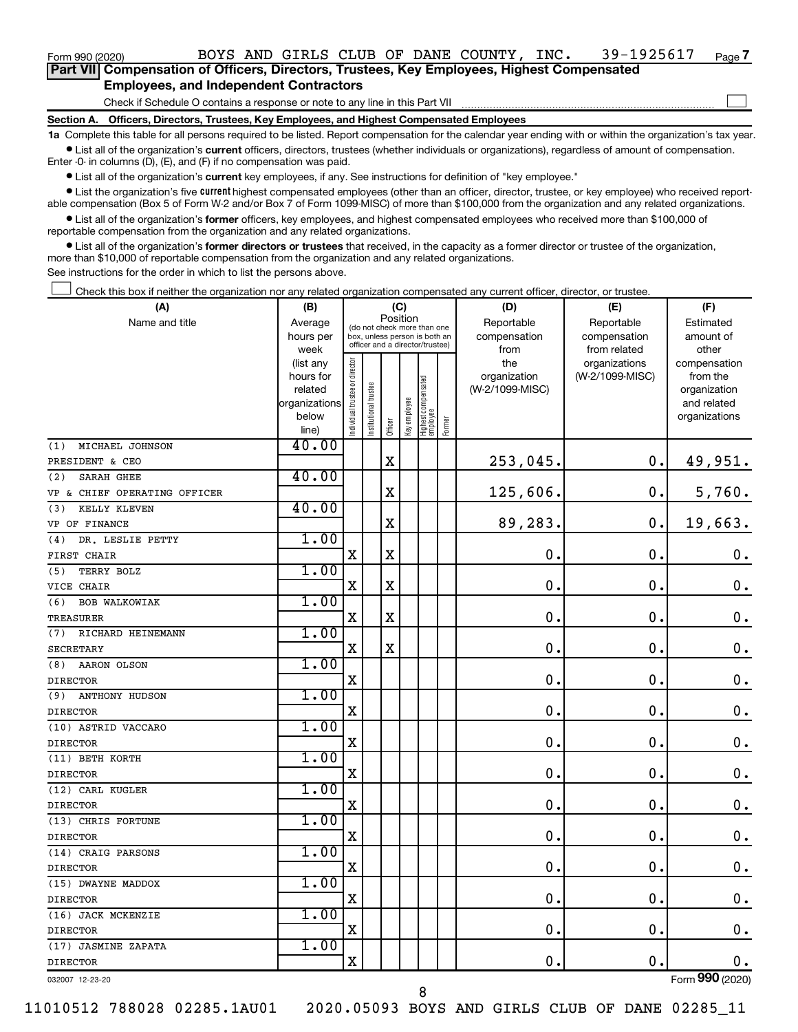Form 990 (2020) BOYS AND GIRLS CLUB OF DANE COUNTY, INC. 39-1925617

## Part VII Compensation of Officers, Directors, Trustees, Key Employees, Highest Compensated Employees, and Independent Contractors

Check if Schedule O contains a response or note to any line in this Part VII ☐

### Section A. Officers, Directors, Trustees, Key Employees, and Highest Compensated Employees

**1a** Complete this table for all persons required to be listed. Report compensation for the calendar year ending with or within the organization's tax year.

- List all of the organization's **current** officers, directors, trustees (whether individuals or organizations), regardless of amount of compensation. Enter -0- in columns (D), (E), and (F) if no compensation was paid.
- List all of the organization's **current** key employees, if any. See instructions for definition of "key employee."
- List the organization's five **current** highest compensated employees (other than an officer, director, trustee, or key employee) who received reportable compensation (Box 5 of Form W-2 and/or Box 7 of Form 1099-MISC) of more than $100,000 from the organization and any related organizations.
- List all of the organization's **former** officers, key employees, and highest compensated employees who received more than $100,000 of reportable compensation from the organization and any related organizations.
- List all of the organization's **former directors or trustees** that received, in the capacity as a former director or trustee of the organization, more than $10,000 of reportable compensation from the organization and any related organizations.

See instructions for the order in which to list the persons above.

☐ Check this box if neither the organization nor any related organization compensated any current officer, director, or trustee.

| (A) Name and title | (B) Average hours per week (list any hours for related organizations below line) | (C) Position: Individual trustee or director | Institutional trustee | Officer | Key employee | Highest compensated employee | Former | (D) Reportable compensation from the organization (W-2/1099-MISC) | (E) Reportable compensation from related organizations (W-2/1099-MISC) | (F) Estimated amount of other compensation from the organization and related organizations |
|---|---|---|---|---|---|---|---|---|---|---|
| (1) MICHAEL JOHNSON<br>PRESIDENT & CEO | 40.00 | | | X | | | | 253,045. | 0. | 49,951. |
| (2) SARAH GHEE<br>VP & CHIEF OPERATING OFFICER | 40.00 | | | X | | | | 125,606. | 0. | 5,760. |
| (3) KELLY KLEVEN<br>VP OF FINANCE | 40.00 | | | X | | | | 89,283. | 0. | 19,663. |
| (4) DR. LESLIE PETTY<br>FIRST CHAIR | 1.00 | X | | X | | | | 0. | 0. | 0. |
| (5) TERRY BOLZ<br>VICE CHAIR | 1.00 | X | | X | | | | 0. | 0. | 0. |
| (6) BOB WALKOWIAK<br>TREASURER | 1.00 | X | | X | | | | 0. | 0. | 0. |
| (7) RICHARD HEINEMANN<br>SECRETARY | 1.00 | X | | X | | | | 0. | 0. | 0. |
| (8) AARON OLSON<br>DIRECTOR | 1.00 | X | | | | | | 0. | 0. | 0. |
| (9) ANTHONY HUDSON<br>DIRECTOR | 1.00 | X | | | | | | 0. | 0. | 0. |
| (10) ASTRID VACCARO<br>DIRECTOR | 1.00 | X | | | | | | 0. | 0. | 0. |
| (11) BETH KORTH<br>DIRECTOR | 1.00 | X | | | | | | 0. | 0. | 0. |
| (12) CARL KUGLER<br>DIRECTOR | 1.00 | X | | | | | | 0. | 0. | 0. |
| (13) CHRIS FORTUNE<br>DIRECTOR | 1.00 | X | | | | | | 0. | 0. | 0. |
| (14) CRAIG PARSONS<br>DIRECTOR | 1.00 | X | | | | | | 0. | 0. | 0. |
| (15) DWAYNE MADDOX<br>DIRECTOR | 1.00 | X | | | | | | 0. | 0. | 0. |
| (16) JACK MCKENZIE<br>DIRECTOR | 1.00 | X | | | | | | 0. | 0. | 0. |
| (17) JASMINE ZAPATA<br>DIRECTOR | 1.00 | X | | | | | | 0. | 0. | 0. |

032007 12-23-20 Form 990 (2020)

11010512 788028 02285.1AU01 2020.05093 BOYS AND GIRLS CLUB OF DANE 02285_11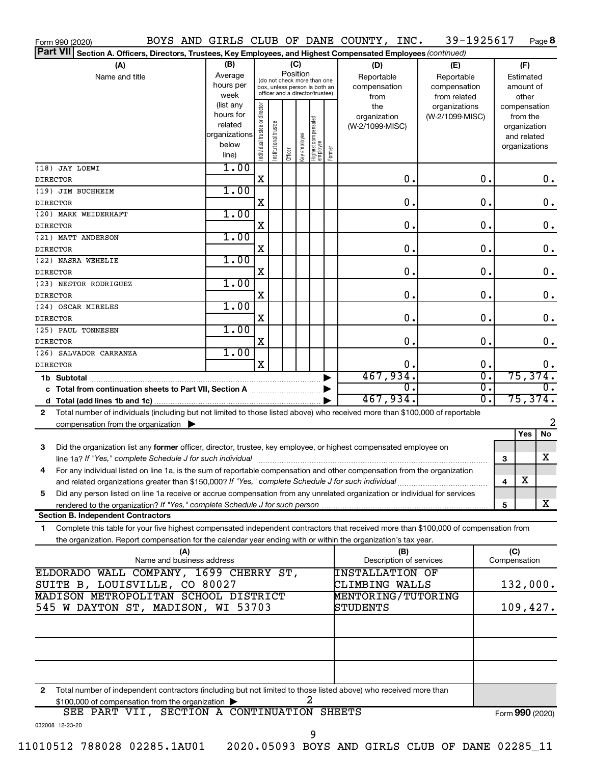Form 990 (2020) BOYS AND GIRLS CLUB OF DANE COUNTY, INC. 39-1925617 Page 8

**Part VII Section A. Officers, Directors, Trustees, Key Employees, and Highest Compensated Employees** *(continued)*

| (A) Name and title | (B) Average hours per week (list any hours for related organizations below line) | (C) Individual trustee or director | Institutional trustee | Officer | Key employee | Highest compensated employee | Former | (D) Reportable compensation from the organization (W-2/1099-MISC) | (E) Reportable compensation from related organizations (W-2/1099-MISC) | (F) Estimated amount of other compensation from the organization and related organizations |
|---|---|---|---|---|---|---|---|---|---|---|
| (18) JAY LOEWI<br>DIRECTOR | 1.00 | X | | | | | | 0. | 0. | 0. |
| (19) JIM BUCHHEIM<br>DIRECTOR | 1.00 | X | | | | | | 0. | 0. | 0. |
| (20) MARK WEIDERHAFT<br>DIRECTOR | 1.00 | X | | | | | | 0. | 0. | 0. |
| (21) MATT ANDERSON<br>DIRECTOR | 1.00 | X | | | | | | 0. | 0. | 0. |
| (22) NASRA WEHELIE<br>DIRECTOR | 1.00 | X | | | | | | 0. | 0. | 0. |
| (23) NESTOR RODRIGUEZ<br>DIRECTOR | 1.00 | X | | | | | | 0. | 0. | 0. |
| (24) OSCAR MIRELES<br>DIRECTOR | 1.00 | X | | | | | | 0. | 0. | 0. |
| (25) PAUL TONNESEN<br>DIRECTOR | 1.00 | X | | | | | | 0. | 0. | 0. |
| (26) SALVADOR CARRANZA<br>DIRECTOR | 1.00 | X | | | | | | 0. | 0. | 0. |
| 1b Subtotal | | | | | | | | 467,934. | 0. | 75,374. |
| c Total from continuation sheets to Part VII, Section A | | | | | | | | 0. | 0. | 0. |
| d Total (add lines 1b and 1c) | | | | | | | | 467,934. | 0. | 75,374. |

2 Total number of individuals (including but not limited to those listed above) who received more than $100,000 of reportable compensation from the organization ▶ 2

| | | Yes | No |
|---|---|---|---|
| 3 Did the organization list any **former** officer, director, trustee, key employee, or highest compensated employee on line 1a? *If "Yes," complete Schedule J for such individual* | 3 | | X |
| 4 For any individual listed on line 1a, is the sum of reportable compensation and other compensation from the organization and related organizations greater than $150,000? *If "Yes," complete Schedule J for such individual* | 4 | X | |
| 5 Did any person listed on line 1a receive or accrue compensation from any unrelated organization or individual for services rendered to the organization? *If "Yes," complete Schedule J for such person* | 5 | | X |

**Section B. Independent Contractors**

1 Complete this table for your five highest compensated independent contractors that received more than $100,000 of compensation from the organization. Report compensation for the calendar year ending with or within the organization's tax year.

| (A) Name and business address | (B) Description of services | (C) Compensation |
|---|---|---|
| ELDORADO WALL COMPANY, 1699 CHERRY ST, SUITE B, LOUISVILLE, CO 80027 | INSTALLATION OF CLIMBING WALLS | 132,000. |
| MADISON METROPOLITAN SCHOOL DISTRICT 545 W DAYTON ST, MADISON, WI 53703 | MENTORING/TUTORING STUDENTS | 109,427. |
| | | |
| | | |
| | | |

2 Total number of independent contractors (including but not limited to those listed above) who received more than $100,000 of compensation from the organization ▶ 2

SEE PART VII, SECTION A CONTINUATION SHEETS

Form **990** (2020)

032008 12-23-20

11010512 788028 02285.1AU01 2020.05093 BOYS AND GIRLS CLUB OF DANE 02285_11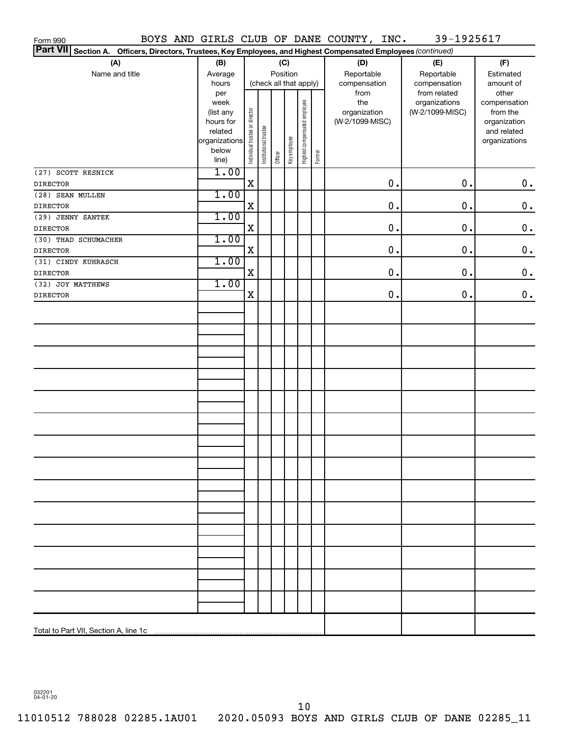Form 990 BOYS AND GIRLS CLUB OF DANE COUNTY, INC. 39-1925617

**Part VII Section A. Officers, Directors, Trustees, Key Employees, and Highest Compensated Employees** *(continued)*

| (A) Name and title | (B) Average hours per week (list any hours for related organizations below line) | (C) Position: Individual trustee or director | Institutional trustee | Officer | Key employee | Highest compensated employee | Former | (D) Reportable compensation from the organization (W-2/1099-MISC) | (E) Reportable compensation from related organizations (W-2/1099-MISC) | (F) Estimated amount of other compensation from the organization and related organizations |
|---|---|---|---|---|---|---|---|---|---|---|
| (27) SCOTT RESNICK<br>DIRECTOR | 1.00 | X | | | | | | 0. | 0. | 0. |
| (28) SEAN MULLEN<br>DIRECTOR | 1.00 | X | | | | | | 0. | 0. | 0. |
| (29) JENNY SANTEK<br>DIRECTOR | 1.00 | X | | | | | | 0. | 0. | 0. |
| (30) THAD SCHUMACHER<br>DIRECTOR | 1.00 | X | | | | | | 0. | 0. | 0. |
| (31) CINDY KUHRASCH<br>DIRECTOR | 1.00 | X | | | | | | 0. | 0. | 0. |
| (32) JOY MATTHEWS<br>DIRECTOR | 1.00 | X | | | | | | 0. | 0. | 0. |
| Total to Part VII, Section A, line 1c | | | | | | | | | | |

032201 04-01-20

11010512 788028 02285.1AU01 2020.05093 BOYS AND GIRLS CLUB OF DANE 02285_11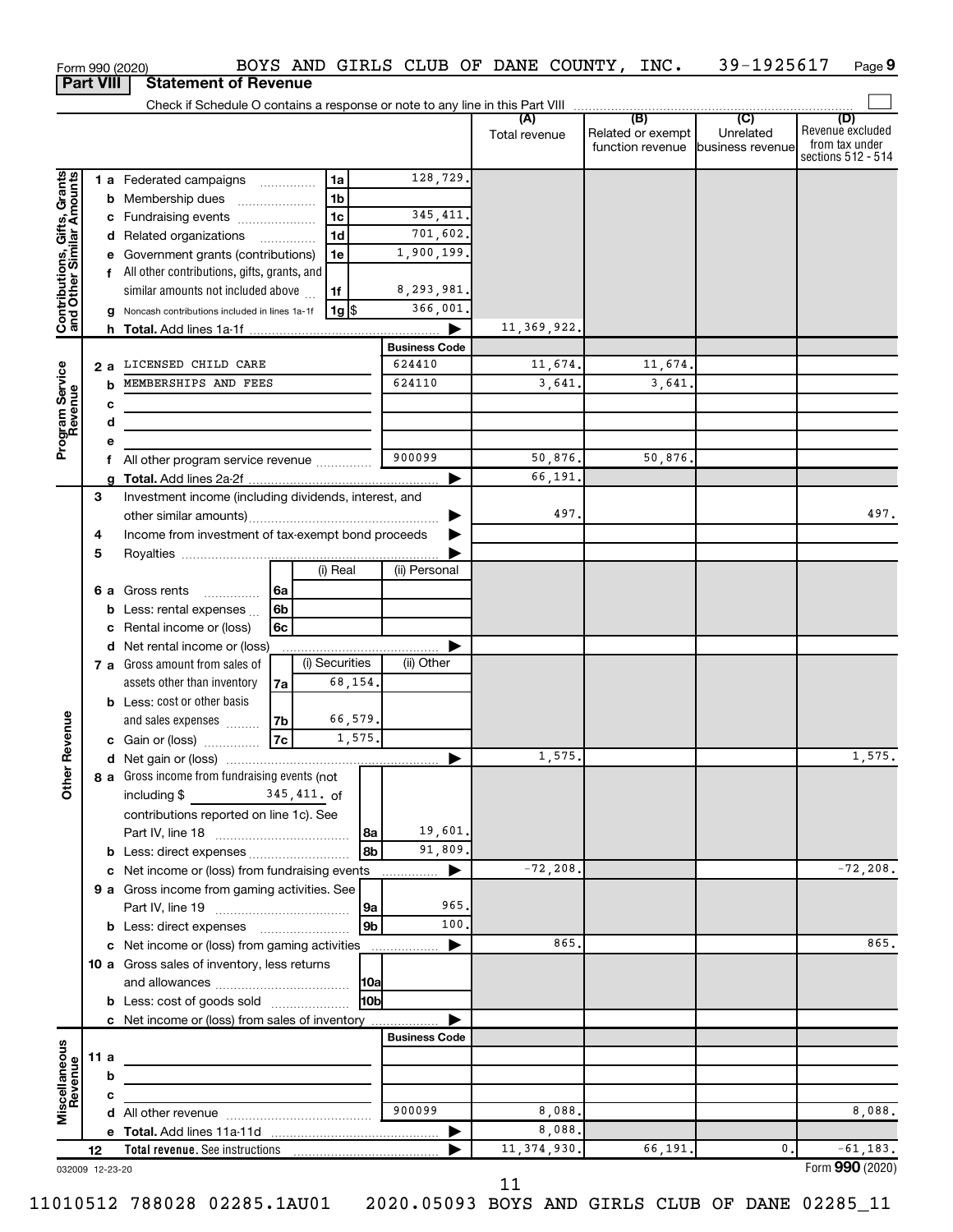Form 990 (2020) BOYS AND GIRLS CLUB OF DANE COUNTY, INC. 39-1925617 Page 9

**Part VIII Statement of Revenue**

Check if Schedule O contains a response or note to any line in this Part VIII

| | | | (A) Total revenue | (B) Related or exempt function revenue | (C) Unrelated business revenue | (D) Revenue excluded from tax under sections 512 - 514 |
|---|---|---|---|---|---|---|
| **Contributions, Gifts, Grants and Other Similar Amounts** | 1a Federated campaigns 1a | 128,729. | | | | |
| | b Membership dues 1b | | | | | |
| | c Fundraising events 1c | 345,411. | | | | |
| | d Related organizations 1d | 701,602. | | | | |
| | e Government grants (contributions) 1e | 1,900,199. | | | | |
| | f All other contributions, gifts, grants, and similar amounts not included above 1f | 8,293,981. | | | | |
| | g Noncash contributions included in lines 1a-1f 1g $ | 366,001. | | | | |
| | h Total. Add lines 1a-1f | ▶ | 11,369,922. | | | |
| **Program Service Revenue** | | Business Code | | | | |
| | 2a LICENSED CHILD CARE | 624410 | 11,674. | 11,674. | | |
| | b MEMBERSHIPS AND FEES | 624110 | 3,641. | 3,641. | | |
| | c | | | | | |
| | d | | | | | |
| | e | | | | | |
| | f All other program service revenue | 900099 | 50,876. | 50,876. | | |
| | g Total. Add lines 2a-2f | ▶ | 66,191. | | | |
| **Other Revenue** | 3 Investment income (including dividends, interest, and other similar amounts) | ▶ | 497. | | | 497. |
| | 4 Income from investment of tax-exempt bond proceeds | ▶ | | | | |
| | 5 Royalties | ▶ | | | | |
| | 6a Gross rents 6a — (i) Real: ; (ii) Personal: | | | | | |
| | b Less: rental expenses 6b | | | | | |
| | c Rental income or (loss) 6c | | | | | |
| | d Net rental income or (loss) | ▶ | | | | |
| | 7a Gross amount from sales of assets other than inventory 7a — (i) Securities: 68,154.; (ii) Other: | | | | | |
| | b Less: cost or other basis and sales expenses 7b — (i) Securities: 66,579. | | | | | |
| | c Gain or (loss) 7c — (i) Securities: 1,575. | | | | | |
| | d Net gain or (loss) | ▶ | 1,575. | | | 1,575. |
| | 8a Gross income from fundraising events (not including $ 345,411. of contributions reported on line 1c). See Part IV, line 18 8a | 19,601. | | | | |
| | b Less: direct expenses 8b | 91,809. | | | | |
| | c Net income or (loss) from fundraising events | ▶ | -72,208. | | | -72,208. |
| | 9a Gross income from gaming activities. See Part IV, line 19 9a | 965. | | | | |
| | b Less: direct expenses 9b | 100. | | | | |
| | c Net income or (loss) from gaming activities | ▶ | 865. | | | 865. |
| | 10a Gross sales of inventory, less returns and allowances 10a | | | | | |
| | b Less: cost of goods sold 10b | | | | | |
| | c Net income or (loss) from sales of inventory | ▶ | | | | |
| **Miscellaneous Revenue** | | Business Code | | | | |
| | 11a | | | | | |
| | b | | | | | |
| | c | | | | | |
| | d All other revenue | 900099 | 8,088. | | | 8,088. |
| | e Total. Add lines 11a-11d | ▶ | 8,088. | | | |
| | 12 Total revenue. See instructions | ▶ | 11,374,930. | 66,191. | 0. | -61,183. |

032009 12-23-20 Form 990 (2020)

11010512 788028 02285.1AU01 2020.05093 BOYS AND GIRLS CLUB OF DANE 02285_11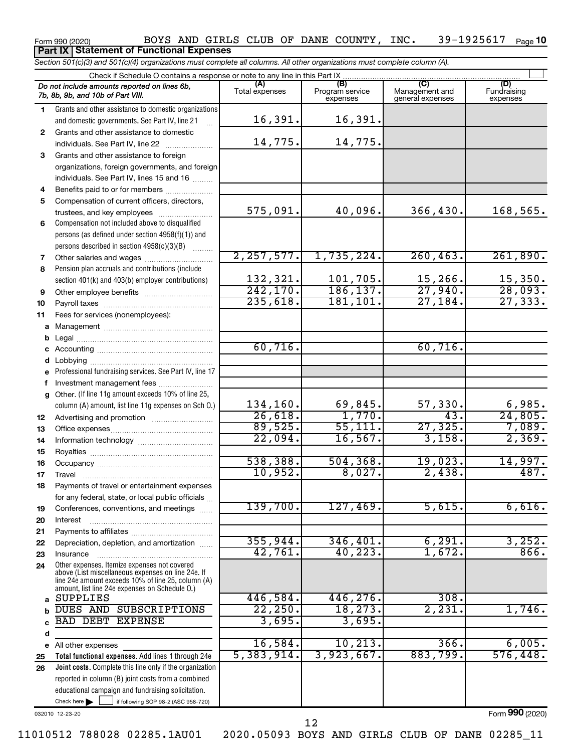Form 990 (2020) BOYS AND GIRLS CLUB OF DANE COUNTY, INC. 39-1925617 Page 10

**Part IX Statement of Functional Expenses**

*Section 501(c)(3) and 501(c)(4) organizations must complete all columns. All other organizations must complete column (A).*

Check if Schedule O contains a response or note to any line in this Part IX

| | *Do not include amounts reported on lines 6b, 7b, 8b, 9b, and 10b of Part VIII.* | (A) Total expenses | (B) Program service expenses | (C) Management and general expenses | (D) Fundraising expenses |
|---|---|---|---|---|---|
| 1 | Grants and other assistance to domestic organizations and domestic governments. See Part IV, line 21 | 16,391. | 16,391. | | |
| 2 | Grants and other assistance to domestic individuals. See Part IV, line 22 | 14,775. | 14,775. | | |
| 3 | Grants and other assistance to foreign organizations, foreign governments, and foreign individuals. See Part IV, lines 15 and 16 | | | | |
| 4 | Benefits paid to or for members | | | | |
| 5 | Compensation of current officers, directors, trustees, and key employees | 575,091. | 40,096. | 366,430. | 168,565. |
| 6 | Compensation not included above to disqualified persons (as defined under section 4958(f)(1)) and persons described in section 4958(c)(3)(B) | | | | |
| 7 | Other salaries and wages | 2,257,577. | 1,735,224. | 260,463. | 261,890. |
| 8 | Pension plan accruals and contributions (include section 401(k) and 403(b) employer contributions) | 132,321. | 101,705. | 15,266. | 15,350. |
| 9 | Other employee benefits | 242,170. | 186,137. | 27,940. | 28,093. |
| 10 | Payroll taxes | 235,618. | 181,101. | 27,184. | 27,333. |
| 11 | Fees for services (nonemployees): | | | | |
| a | Management | | | | |
| b | Legal | | | | |
| c | Accounting | 60,716. | | 60,716. | |
| d | Lobbying | | | | |
| e | Professional fundraising services. See Part IV, line 17 | | | | |
| f | Investment management fees | | | | |
| g | Other. (If line 11g amount exceeds 10% of line 25, column (A) amount, list line 11g expenses on Sch O.) | 134,160. | 69,845. | 57,330. | 6,985. |
| 12 | Advertising and promotion | 26,618. | 1,770. | 43. | 24,805. |
| 13 | Office expenses | 89,525. | 55,111. | 27,325. | 7,089. |
| 14 | Information technology | 22,094. | 16,567. | 3,158. | 2,369. |
| 15 | Royalties | | | | |
| 16 | Occupancy | 538,388. | 504,368. | 19,023. | 14,997. |
| 17 | Travel | 10,952. | 8,027. | 2,438. | 487. |
| 18 | Payments of travel or entertainment expenses for any federal, state, or local public officials | | | | |
| 19 | Conferences, conventions, and meetings | 139,700. | 127,469. | 5,615. | 6,616. |
| 20 | Interest | | | | |
| 21 | Payments to affiliates | | | | |
| 22 | Depreciation, depletion, and amortization | 355,944. | 346,401. | 6,291. | 3,252. |
| 23 | Insurance | 42,761. | 40,223. | 1,672. | 866. |
| 24 | Other expenses. Itemize expenses not covered above (List miscellaneous expenses on line 24e. If line 24e amount exceeds 10% of line 25, column (A) amount, list line 24e expenses on Schedule O.) | | | | |
| a | SUPPLIES | 446,584. | 446,276. | 308. | |
| b | DUES AND SUBSCRIPTIONS | 22,250. | 18,273. | 2,231. | 1,746. |
| c | BAD DEBT EXPENSE | 3,695. | 3,695. | | |
| d | | | | | |
| e | All other expenses | 16,584. | 10,213. | 366. | 6,005. |
| 25 | **Total functional expenses.** Add lines 1 through 24e | 5,383,914. | 3,923,667. | 883,799. | 576,448. |
| 26 | **Joint costs.** Complete this line only if the organization reported in column (B) joint costs from a combined educational campaign and fundraising solicitation. Check here ☐ if following SOP 98-2 (ASC 958-720) | | | | |

032010 12-23-20

Form **990** (2020)

11010512 788028 02285.1AU01 2020.05093 BOYS AND GIRLS CLUB OF DANE 02285_11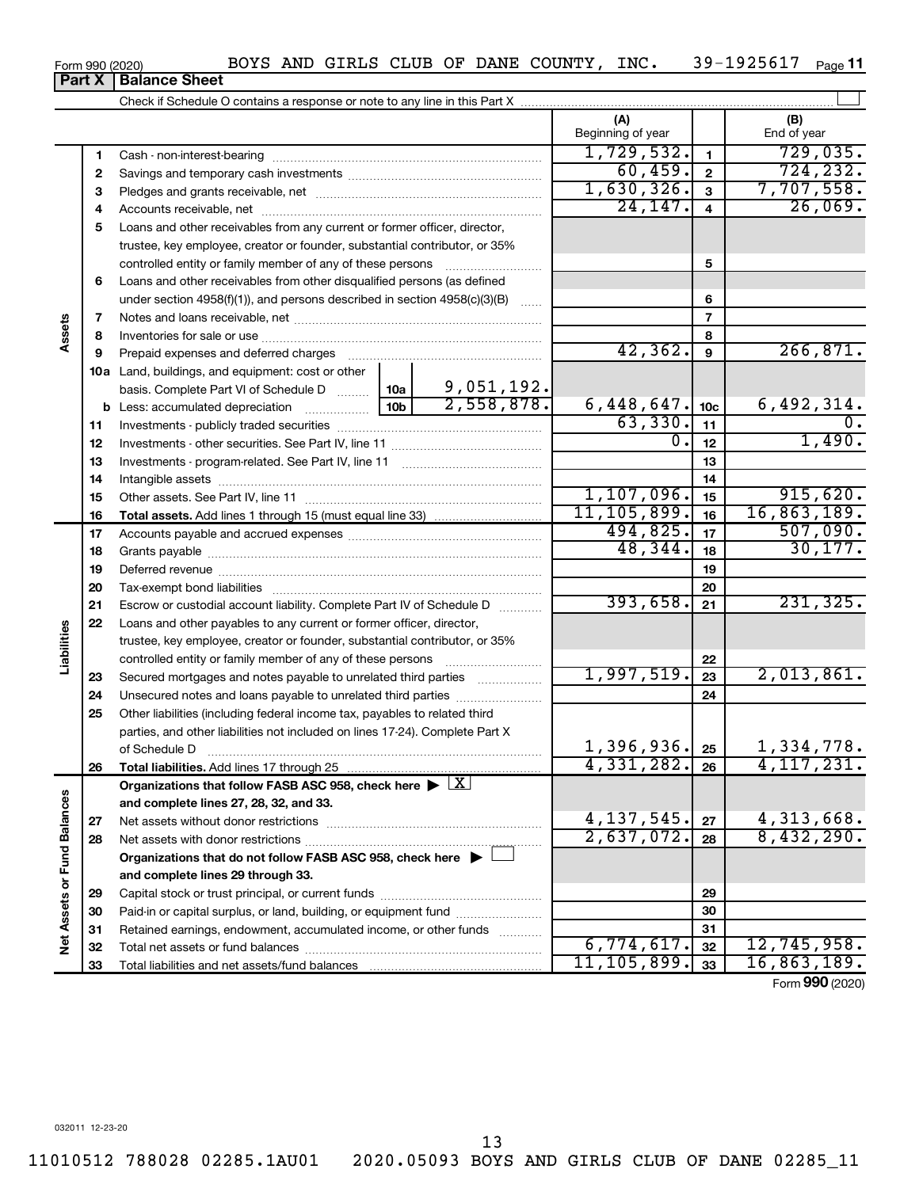Form 990 (2020) BOYS AND GIRLS CLUB OF DANE COUNTY, INC. 39-1925617 Page 11

**Part X | Balance Sheet**

Check if Schedule O contains a response or note to any line in this Part X ☐

| | | | (A) Beginning of year | | (B) End of year |
|---|---|---|---|---|---|
| Assets | 1 | Cash - non-interest-bearing | 1,729,532. | 1 | 729,035. |
| | 2 | Savings and temporary cash investments | 60,459. | 2 | 724,232. |
| | 3 | Pledges and grants receivable, net | 1,630,326. | 3 | 7,707,558. |
| | 4 | Accounts receivable, net | 24,147. | 4 | 26,069. |
| | 5 | Loans and other receivables from any current or former officer, director, trustee, key employee, creator or founder, substantial contributor, or 35% controlled entity or family member of any of these persons | | 5 | |
| | 6 | Loans and other receivables from other disqualified persons (as defined under section 4958(f)(1)), and persons described in section 4958(c)(3)(B) | | 6 | |
| | 7 | Notes and loans receivable, net | | 7 | |
| | 8 | Inventories for sale or use | | 8 | |
| | 9 | Prepaid expenses and deferred charges | 42,362. | 9 | 266,871. |
| | 10a | Land, buildings, and equipment: cost or other basis. Complete Part VI of Schedule D — 10a: 9,051,192. | | | |
| | b | Less: accumulated depreciation — 10b: 2,558,878. | 6,448,647. | 10c | 6,492,314. |
| | 11 | Investments - publicly traded securities | 63,330. | 11 | 0. |
| | 12 | Investments - other securities. See Part IV, line 11 | 0. | 12 | 1,490. |
| | 13 | Investments - program-related. See Part IV, line 11 | | 13 | |
| | 14 | Intangible assets | | 14 | |
| | 15 | Other assets. See Part IV, line 11 | 1,107,096. | 15 | 915,620. |
| | 16 | **Total assets.** Add lines 1 through 15 (must equal line 33) | 11,105,899. | 16 | 16,863,189. |
| Liabilities | 17 | Accounts payable and accrued expenses | 494,825. | 17 | 507,090. |
| | 18 | Grants payable | 48,344. | 18 | 30,177. |
| | 19 | Deferred revenue | | 19 | |
| | 20 | Tax-exempt bond liabilities | | 20 | |
| | 21 | Escrow or custodial account liability. Complete Part IV of Schedule D | 393,658. | 21 | 231,325. |
| | 22 | Loans and other payables to any current or former officer, director, trustee, key employee, creator or founder, substantial contributor, or 35% controlled entity or family member of any of these persons | | 22 | |
| | 23 | Secured mortgages and notes payable to unrelated third parties | 1,997,519. | 23 | 2,013,861. |
| | 24 | Unsecured notes and loans payable to unrelated third parties | | 24 | |
| | 25 | Other liabilities (including federal income tax, payables to related third parties, and other liabilities not included on lines 17-24). Complete Part X of Schedule D | 1,396,936. | 25 | 1,334,778. |
| | 26 | **Total liabilities.** Add lines 17 through 25 | 4,331,282. | 26 | 4,117,231. |
| Net Assets or Fund Balances | | **Organizations that follow FASB ASC 958, check here ▶ ☒ and complete lines 27, 28, 32, and 33.** | | | |
| | 27 | Net assets without donor restrictions | 4,137,545. | 27 | 4,313,668. |
| | 28 | Net assets with donor restrictions | 2,637,072. | 28 | 8,432,290. |
| | | **Organizations that do not follow FASB ASC 958, check here ▶ ☐ and complete lines 29 through 33.** | | | |
| | 29 | Capital stock or trust principal, or current funds | | 29 | |
| | 30 | Paid-in or capital surplus, or land, building, or equipment fund | | 30 | |
| | 31 | Retained earnings, endowment, accumulated income, or other funds | | 31 | |
| | 32 | Total net assets or fund balances | 6,774,617. | 32 | 12,745,958. |
| | 33 | Total liabilities and net assets/fund balances | 11,105,899. | 33 | 16,863,189. |

Form **990** (2020)

032011 12-23-20

11010512 788028 02285.1AU01 2020.05093 BOYS AND GIRLS CLUB OF DANE 02285_11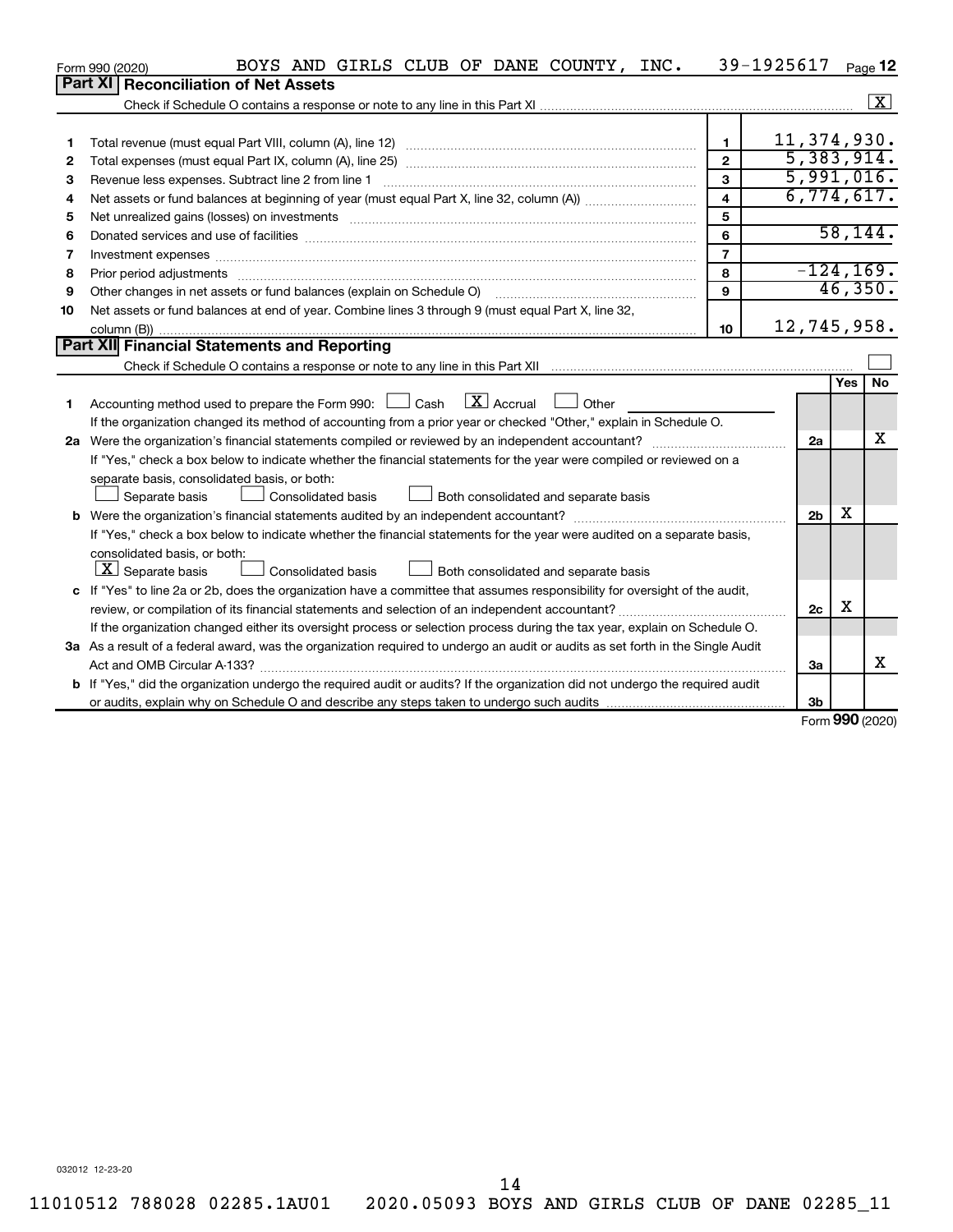Form 990 (2020) BOYS AND GIRLS CLUB OF DANE COUNTY, INC. 39-1925617 Page 12

## Part XI Reconciliation of Net Assets

Check if Schedule O contains a response or note to any line in this Part XI .......... [X]

| | | | |
|---|---|---|---|
| 1 | Total revenue (must equal Part VIII, column (A), line 12) | 1 | 11,374,930. |
| 2 | Total expenses (must equal Part IX, column (A), line 25) | 2 | 5,383,914. |
| 3 | Revenue less expenses. Subtract line 2 from line 1 | 3 | 5,991,016. |
| 4 | Net assets or fund balances at beginning of year (must equal Part X, line 32, column (A)) | 4 | 6,774,617. |
| 5 | Net unrealized gains (losses) on investments | 5 | |
| 6 | Donated services and use of facilities | 6 | 58,144. |
| 7 | Investment expenses | 7 | |
| 8 | Prior period adjustments | 8 | -124,169. |
| 9 | Other changes in net assets or fund balances (explain on Schedule O) | 9 | 46,350. |
| 10 | Net assets or fund balances at end of year. Combine lines 3 through 9 (must equal Part X, line 32, column (B)) | 10 | 12,745,958. |

## Part XII Financial Statements and Reporting

Check if Schedule O contains a response or note to any line in this Part XII .......... [ ]

| | | | Yes | No |
|---|---|---|---|---|
| 1 | Accounting method used to prepare the Form 990: [ ] Cash [X] Accrual [ ] Other<br>If the organization changed its method of accounting from a prior year or checked "Other," explain in Schedule O. | | | |
| 2a | Were the organization's financial statements compiled or reviewed by an independent accountant?<br>If "Yes," check a box below to indicate whether the financial statements for the year were compiled or reviewed on a separate basis, consolidated basis, or both:<br>[ ] Separate basis [ ] Consolidated basis [ ] Both consolidated and separate basis | 2a | | X |
| b | Were the organization's financial statements audited by an independent accountant?<br>If "Yes," check a box below to indicate whether the financial statements for the year were audited on a separate basis, consolidated basis, or both:<br>[X] Separate basis [ ] Consolidated basis [ ] Both consolidated and separate basis | 2b | X | |
| c | If "Yes" to line 2a or 2b, does the organization have a committee that assumes responsibility for oversight of the audit, review, or compilation of its financial statements and selection of an independent accountant?<br>If the organization changed either its oversight process or selection process during the tax year, explain on Schedule O. | 2c | X | |
| 3a | As a result of a federal award, was the organization required to undergo an audit or audits as set forth in the Single Audit Act and OMB Circular A-133? | 3a | | X |
| b | If "Yes," did the organization undergo the required audit or audits? If the organization did not undergo the required audit or audits, explain why on Schedule O and describe any steps taken to undergo such audits | 3b | | |

Form 990 (2020)

032012 12-23-20

11010512 788028 02285.1AU01 2020.05093 BOYS AND GIRLS CLUB OF DANE 02285_11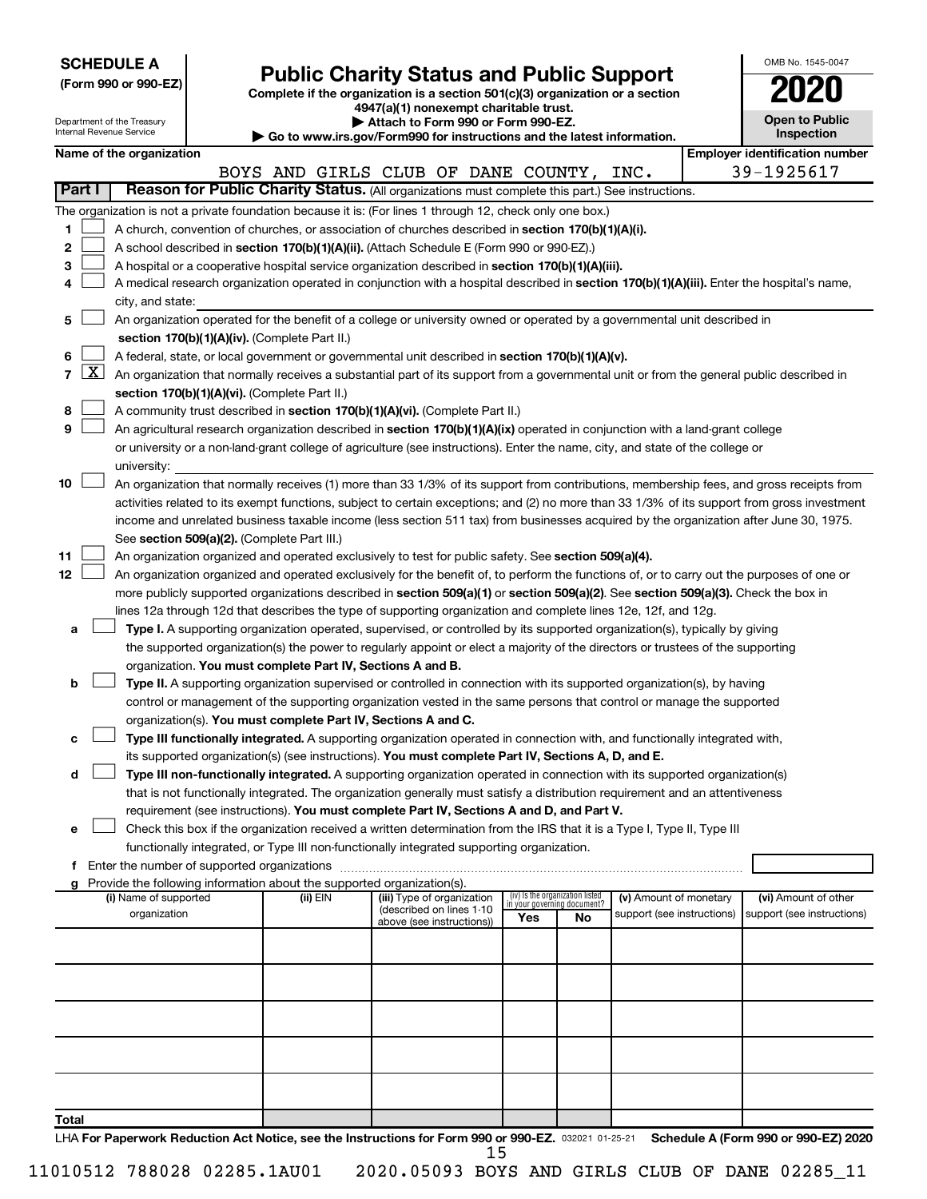**SCHEDULE A**
**(Form 990 or 990-EZ)**

Department of the Treasury
Internal Revenue Service

# Public Charity Status and Public Support

**Complete if the organization is a section 501(c)(3) organization or a section 4947(a)(1) nonexempt charitable trust.**
**▶ Attach to Form 990 or Form 990-EZ.**
**▶ Go to www.irs.gov/Form990 for instructions and the latest information.**

OMB No. 1545-0047
**2020**
**Open to Public Inspection**

**Name of the organization:** BOYS AND GIRLS CLUB OF DANE COUNTY, INC.
**Employer identification number:** 39-1925617

## Part I — Reason for Public Charity Status. (All organizations must complete this part.) See instructions.

The organization is not a private foundation because it is: (For lines 1 through 12, check only one box.)

1. ☐ A church, convention of churches, or association of churches described in **section 170(b)(1)(A)(i).**
2. ☐ A school described in **section 170(b)(1)(A)(ii).** (Attach Schedule E (Form 990 or 990-EZ).)
3. ☐ A hospital or a cooperative hospital service organization described in **section 170(b)(1)(A)(iii).**
4. ☐ A medical research organization operated in conjunction with a hospital described in **section 170(b)(1)(A)(iii).** Enter the hospital's name, city, and state: ______
5. ☐ An organization operated for the benefit of a college or university owned or operated by a governmental unit described in **section 170(b)(1)(A)(iv).** (Complete Part II.)
6. ☐ A federal, state, or local government or governmental unit described in **section 170(b)(1)(A)(v).**
7. ☒ An organization that normally receives a substantial part of its support from a governmental unit or from the general public described in **section 170(b)(1)(A)(vi).** (Complete Part II.)
8. ☐ A community trust described in **section 170(b)(1)(A)(vi).** (Complete Part II.)
9. ☐ An agricultural research organization described in **section 170(b)(1)(A)(ix)** operated in conjunction with a land-grant college or university or a non-land-grant college of agriculture (see instructions). Enter the name, city, and state of the college or university: ______
10. ☐ An organization that normally receives (1) more than 33 1/3% of its support from contributions, membership fees, and gross receipts from activities related to its exempt functions, subject to certain exceptions; and (2) no more than 33 1/3% of its support from gross investment income and unrelated business taxable income (less section 511 tax) from businesses acquired by the organization after June 30, 1975. See **section 509(a)(2).** (Complete Part III.)
11. ☐ An organization organized and operated exclusively to test for public safety. See **section 509(a)(4).**
12. ☐ An organization organized and operated exclusively for the benefit of, to perform the functions of, or to carry out the purposes of one or more publicly supported organizations described in **section 509(a)(1)** or **section 509(a)(2)**. See **section 509(a)(3).** Check the box in lines 12a through 12d that describes the type of supporting organization and complete lines 12e, 12f, and 12g.
   - **a** ☐ **Type I.** A supporting organization operated, supervised, or controlled by its supported organization(s), typically by giving the supported organization(s) the power to regularly appoint or elect a majority of the directors or trustees of the supporting organization. **You must complete Part IV, Sections A and B.**
   - **b** ☐ **Type II.** A supporting organization supervised or controlled in connection with its supported organization(s), by having control or management of the supporting organization vested in the same persons that control or manage the supported organization(s). **You must complete Part IV, Sections A and C.**
   - **c** ☐ **Type III functionally integrated.** A supporting organization operated in connection with, and functionally integrated with, its supported organization(s) (see instructions). **You must complete Part IV, Sections A, D, and E.**
   - **d** ☐ **Type III non-functionally integrated.** A supporting organization operated in connection with its supported organization(s) that is not functionally integrated. The organization generally must satisfy a distribution requirement and an attentiveness requirement (see instructions). **You must complete Part IV, Sections A and D, and Part V.**
   - **e** ☐ Check this box if the organization received a written determination from the IRS that it is a Type I, Type II, Type III functionally integrated, or Type III non-functionally integrated supporting organization.
   - **f** Enter the number of supported organizations ______
   - **g** Provide the following information about the supported organization(s).

| (i) Name of supported organization | (ii) EIN | (iii) Type of organization (described on lines 1-10 above (see instructions)) | (iv) Is the organization listed in your governing document? Yes | No | (v) Amount of monetary support (see instructions) | (vi) Amount of other support (see instructions) |
|---|---|---|---|---|---|---|
| | | | | | | |
| | | | | | | |
| | | | | | | |
| | | | | | | |
| | | | | | | |
| **Total** | | | | | | |

LHA **For Paperwork Reduction Act Notice, see the Instructions for Form 990 or 990-EZ.** 032021 01-25-21 **Schedule A (Form 990 or 990-EZ) 2020**

11010512 788028 02285.1AU01 2020.05093 BOYS AND GIRLS CLUB OF DANE 02285_11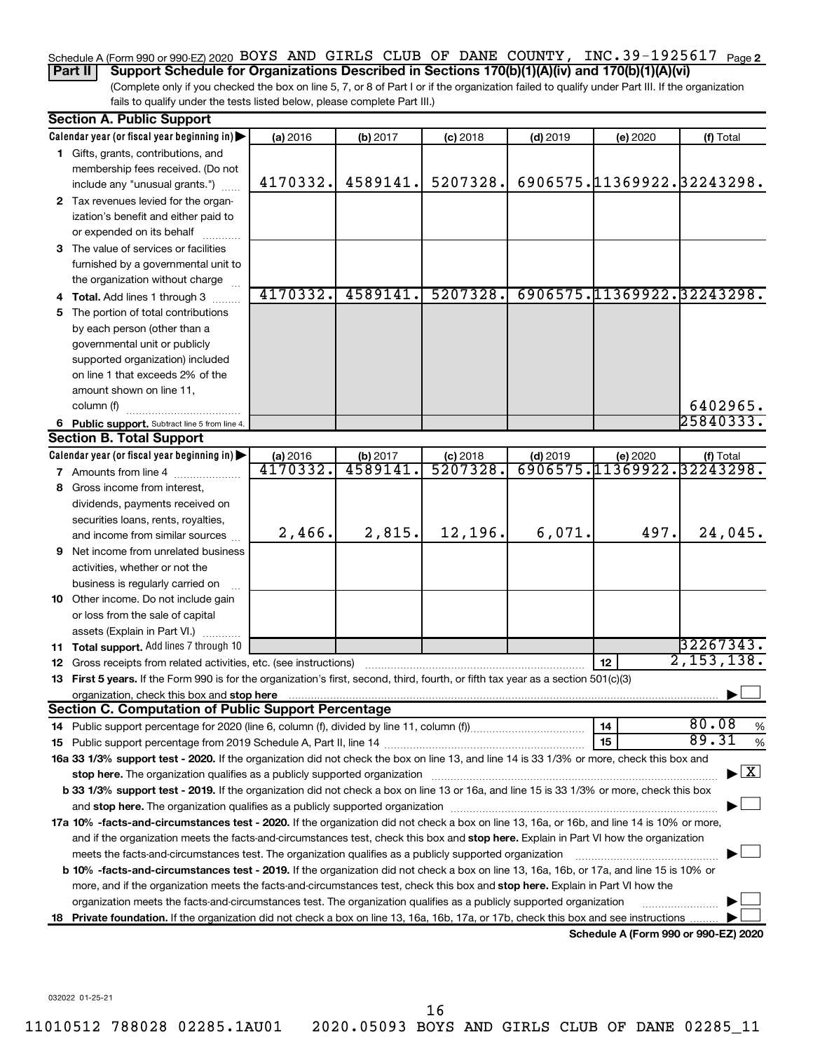Schedule A (Form 990 or 990-EZ) 2020 BOYS AND GIRLS CLUB OF DANE COUNTY, INC. 39-1925617 Page 2

**Part II** **Support Schedule for Organizations Described in Sections 170(b)(1)(A)(iv) and 170(b)(1)(A)(vi)**

(Complete only if you checked the box on line 5, 7, or 8 of Part I or if the organization failed to qualify under Part III. If the organization fails to qualify under the tests listed below, please complete Part III.)

**Section A. Public Support**

| Calendar year (or fiscal year beginning in) ▶ | (a) 2016 | (b) 2017 | (c) 2018 | (d) 2019 | (e) 2020 | (f) Total |
|---|---|---|---|---|---|---|
| 1 Gifts, grants, contributions, and membership fees received. (Do not include any "unusual grants.") | 4170332. | 4589141. | 5207328. | 6906575. | 11369922. | 32243298. |
| 2 Tax revenues levied for the organization's benefit and either paid to or expended on its behalf | | | | | | |
| 3 The value of services or facilities furnished by a governmental unit to the organization without charge | | | | | | |
| 4 **Total.** Add lines 1 through 3 | 4170332. | 4589141. | 5207328. | 6906575. | 11369922. | 32243298. |
| 5 The portion of total contributions by each person (other than a governmental unit or publicly supported organization) included on line 1 that exceeds 2% of the amount shown on line 11, column (f) | | | | | | 6402965. |
| 6 **Public support.** Subtract line 5 from line 4. | | | | | | 25840333. |

**Section B. Total Support**

| Calendar year (or fiscal year beginning in) ▶ | (a) 2016 | (b) 2017 | (c) 2018 | (d) 2019 | (e) 2020 | (f) Total |
|---|---|---|---|---|---|---|
| 7 Amounts from line 4 | 4170332. | 4589141. | 5207328. | 6906575. | 11369922. | 32243298. |
| 8 Gross income from interest, dividends, payments received on securities loans, rents, royalties, and income from similar sources | 2,466. | 2,815. | 12,196. | 6,071. | 497. | 24,045. |
| 9 Net income from unrelated business activities, whether or not the business is regularly carried on | | | | | | |
| 10 Other income. Do not include gain or loss from the sale of capital assets (Explain in Part VI.) | | | | | | |
| 11 **Total support.** Add lines 7 through 10 | | | | | | 32267343. |

12 Gross receipts from related activities, etc. (see instructions) | 12 | 2,153,138.

13 **First 5 years.** If the Form 990 is for the organization's first, second, third, fourth, or fifth tax year as a section 501(c)(3) organization, check this box and **stop here** ▶ ☐

**Section C. Computation of Public Support Percentage**

14 Public support percentage for 2020 (line 6, column (f), divided by line 11, column (f)) | 14 | 80.08 %

15 Public support percentage from 2019 Schedule A, Part II, line 14 | 15 | 89.31 %

**16a 33 1/3% support test - 2020.** If the organization did not check the box on line 13, and line 14 is 33 1/3% or more, check this box and **stop here.** The organization qualifies as a publicly supported organization ▶ ☒

**b 33 1/3% support test - 2019.** If the organization did not check a box on line 13 or 16a, and line 15 is 33 1/3% or more, check this box and **stop here.** The organization qualifies as a publicly supported organization ▶ ☐

**17a 10% -facts-and-circumstances test - 2020.** If the organization did not check a box on line 13, 16a, or 16b, and line 14 is 10% or more, and if the organization meets the facts-and-circumstances test, check this box and **stop here.** Explain in Part VI how the organization meets the facts-and-circumstances test. The organization qualifies as a publicly supported organization ▶ ☐

**b 10% -facts-and-circumstances test - 2019.** If the organization did not check a box on line 13, 16a, 16b, or 17a, and line 15 is 10% or more, and if the organization meets the facts-and-circumstances test, check this box and **stop here.** Explain in Part VI how the organization meets the facts-and-circumstances test. The organization qualifies as a publicly supported organization ▶ ☐

**18 Private foundation.** If the organization did not check a box on line 13, 16a, 16b, 17a, or 17b, check this box and see instructions ▶ ☐

**Schedule A (Form 990 or 990-EZ) 2020**

032022 01-25-21

11010512 788028 02285.1AU01 2020.05093 BOYS AND GIRLS CLUB OF DANE 02285_11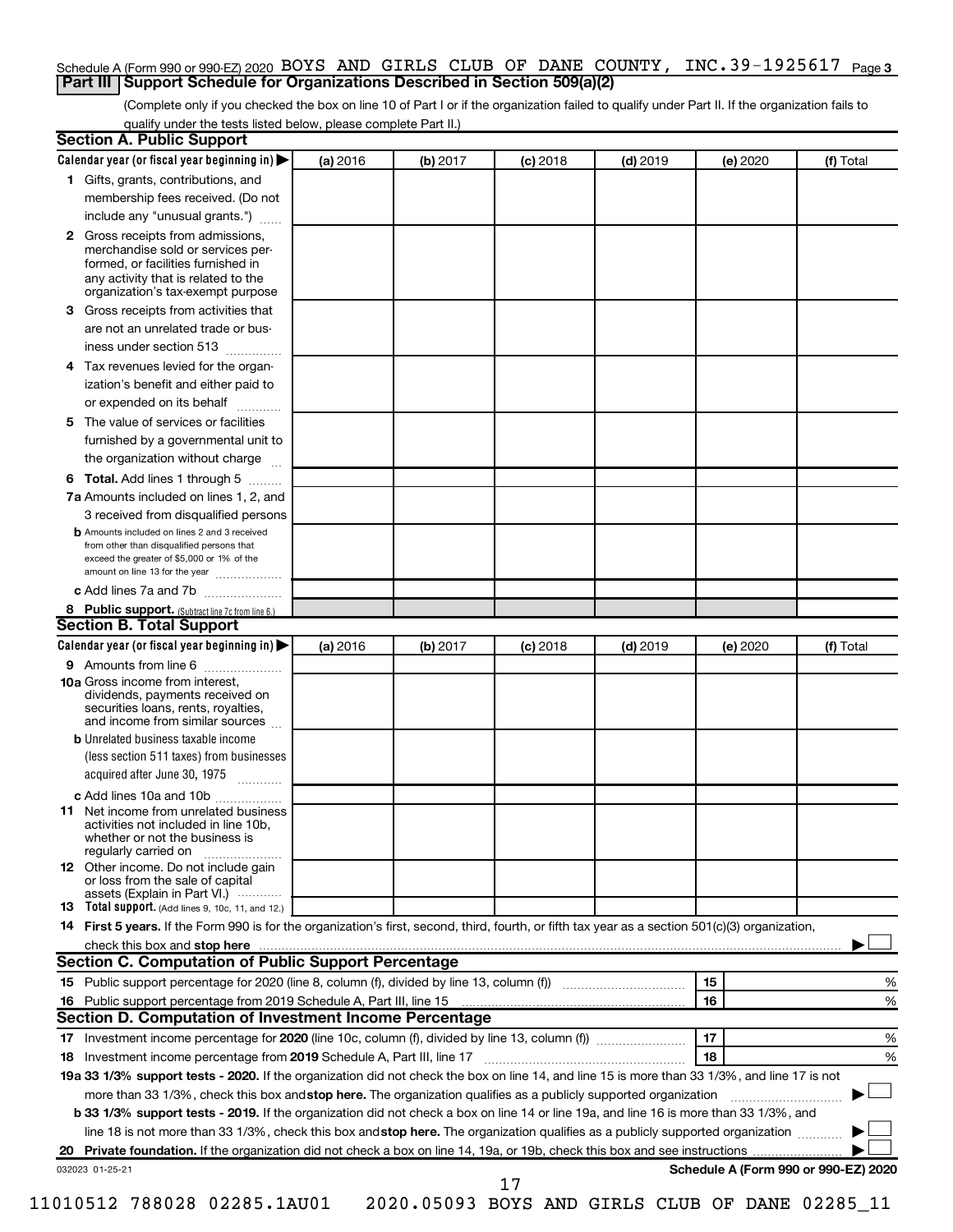Schedule A (Form 990 or 990-EZ) 2020 BOYS AND GIRLS CLUB OF DANE COUNTY, INC. 39-1925617 Page 3

## Part III Support Schedule for Organizations Described in Section 509(a)(2)

(Complete only if you checked the box on line 10 of Part I or if the organization failed to qualify under Part II. If the organization fails to qualify under the tests listed below, please complete Part II.)

### Section A. Public Support

| Calendar year (or fiscal year beginning in) ▶ | (a) 2016 | (b) 2017 | (c) 2018 | (d) 2019 | (e) 2020 | (f) Total |
|---|---|---|---|---|---|---|
| **1** Gifts, grants, contributions, and membership fees received. (Do not include any "unusual grants.") | | | | | | |
| **2** Gross receipts from admissions, merchandise sold or services performed, or facilities furnished in any activity that is related to the organization's tax-exempt purpose | | | | | | |
| **3** Gross receipts from activities that are not an unrelated trade or business under section 513 | | | | | | |
| **4** Tax revenues levied for the organization's benefit and either paid to or expended on its behalf | | | | | | |
| **5** The value of services or facilities furnished by a governmental unit to the organization without charge | | | | | | |
| **6 Total.** Add lines 1 through 5 | | | | | | |
| **7a** Amounts included on lines 1, 2, and 3 received from disqualified persons | | | | | | |
| **b** Amounts included on lines 2 and 3 received from other than disqualified persons that exceed the greater of $5,000 or 1% of the amount on line 13 for the year | | | | | | |
| **c** Add lines 7a and 7b | | | | | | |
| **8 Public support.** (Subtract line 7c from line 6.) | | | | | | |

### Section B. Total Support

| Calendar year (or fiscal year beginning in) ▶ | (a) 2016 | (b) 2017 | (c) 2018 | (d) 2019 | (e) 2020 | (f) Total |
|---|---|---|---|---|---|---|
| **9** Amounts from line 6 | | | | | | |
| **10a** Gross income from interest, dividends, payments received on securities loans, rents, royalties, and income from similar sources | | | | | | |
| **b** Unrelated business taxable income (less section 511 taxes) from businesses acquired after June 30, 1975 | | | | | | |
| **c** Add lines 10a and 10b | | | | | | |
| **11** Net income from unrelated business activities not included in line 10b, whether or not the business is regularly carried on | | | | | | |
| **12** Other income. Do not include gain or loss from the sale of capital assets (Explain in Part VI.) | | | | | | |
| **13 Total support.** (Add lines 9, 10c, 11, and 12.) | | | | | | |

**14 First 5 years.** If the Form 990 is for the organization's first, second, third, fourth, or fifth tax year as a section 501(c)(3) organization, check this box and **stop here** ▶ ☐

### Section C. Computation of Public Support Percentage

| | | | |
|---|---|---|---|
| **15** Public support percentage for 2020 (line 8, column (f), divided by line 13, column (f)) | 15 | | % |
| **16** Public support percentage from 2019 Schedule A, Part III, line 15 | 16 | | % |

### Section D. Computation of Investment Income Percentage

| | | | |
|---|---|---|---|
| **17** Investment income percentage for **2020** (line 10c, column (f), divided by line 13, column (f)) | 17 | | % |
| **18** Investment income percentage from **2019** Schedule A, Part III, line 17 | 18 | | % |

**19a 33 1/3% support tests - 2020.** If the organization did not check the box on line 14, and line 15 is more than 33 1/3%, and line 17 is not more than 33 1/3%, check this box and **stop here.** The organization qualifies as a publicly supported organization ▶ ☐

**b 33 1/3% support tests - 2019.** If the organization did not check a box on line 14 or line 19a, and line 16 is more than 33 1/3%, and line 18 is not more than 33 1/3%, check this box and **stop here.** The organization qualifies as a publicly supported organization ▶ ☐

**20 Private foundation.** If the organization did not check a box on line 14, 19a, or 19b, check this box and see instructions ▶ ☐

032023 01-25-21 **Schedule A (Form 990 or 990-EZ) 2020**

11010512 788028 02285.1AU01 2020.05093 BOYS AND GIRLS CLUB OF DANE 02285_11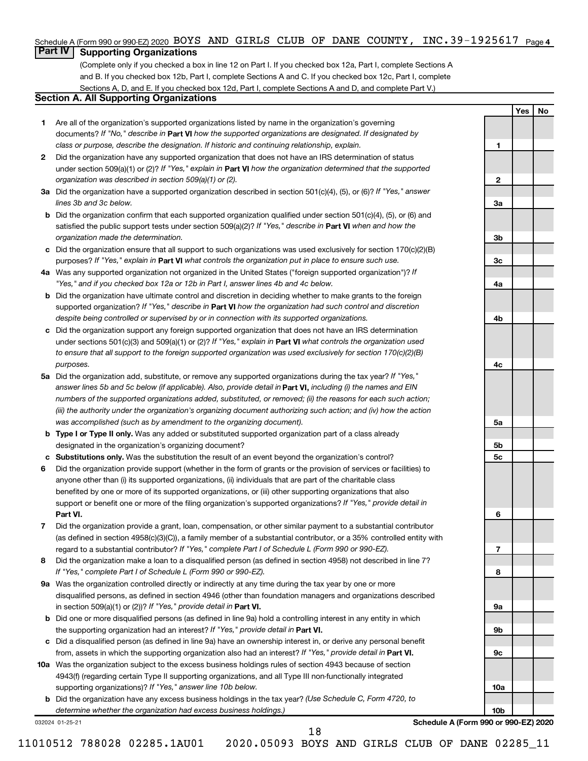Schedule A (Form 990 or 990-EZ) 2020 BOYS AND GIRLS CLUB OF DANE COUNTY, INC.39-1925617 Page 4

## Part IV Supporting Organizations

(Complete only if you checked a box in line 12 on Part I. If you checked box 12a, Part I, complete Sections A and B. If you checked box 12b, Part I, complete Sections A and C. If you checked box 12c, Part I, complete Sections A, D, and E. If you checked box 12d, Part I, complete Sections A and D, and complete Part V.)

### Section A. All Supporting Organizations

| | | | Yes | No |
|---|---|---|---|---|
| 1 | Are all of the organization's supported organizations listed by name in the organization's governing documents? *If "No," describe in* **Part VI** *how the supported organizations are designated. If designated by class or purpose, describe the designation. If historic and continuing relationship, explain.* | 1 | | |
| 2 | Did the organization have any supported organization that does not have an IRS determination of status under section 509(a)(1) or (2)? *If "Yes," explain in* **Part VI** *how the organization determined that the supported organization was described in section 509(a)(1) or (2).* | 2 | | |
| 3a | Did the organization have a supported organization described in section 501(c)(4), (5), or (6)? *If "Yes," answer lines 3b and 3c below.* | 3a | | |
| b | Did the organization confirm that each supported organization qualified under section 501(c)(4), (5), or (6) and satisfied the public support tests under section 509(a)(2)? *If "Yes," describe in* **Part VI** *when and how the organization made the determination.* | 3b | | |
| c | Did the organization ensure that all support to such organizations was used exclusively for section 170(c)(2)(B) purposes? *If "Yes," explain in* **Part VI** *what controls the organization put in place to ensure such use.* | 3c | | |
| 4a | Was any supported organization not organized in the United States ("foreign supported organization")? *If "Yes," and if you checked box 12a or 12b in Part I, answer lines 4b and 4c below.* | 4a | | |
| b | Did the organization have ultimate control and discretion in deciding whether to make grants to the foreign supported organization? *If "Yes," describe in* **Part VI** *how the organization had such control and discretion despite being controlled or supervised by or in connection with its supported organizations.* | 4b | | |
| c | Did the organization support any foreign supported organization that does not have an IRS determination under sections 501(c)(3) and 509(a)(1) or (2)? *If "Yes," explain in* **Part VI** *what controls the organization used to ensure that all support to the foreign supported organization was used exclusively for section 170(c)(2)(B) purposes.* | 4c | | |
| 5a | Did the organization add, substitute, or remove any supported organizations during the tax year? *If "Yes," answer lines 5b and 5c below (if applicable). Also, provide detail in* **Part VI,** *including (i) the names and EIN numbers of the supported organizations added, substituted, or removed; (ii) the reasons for each such action; (iii) the authority under the organization's organizing document authorizing such action; and (iv) how the action was accomplished (such as by amendment to the organizing document).* | 5a | | |
| b | **Type I or Type II only.** Was any added or substituted supported organization part of a class already designated in the organization's organizing document? | 5b | | |
| c | **Substitutions only.** Was the substitution the result of an event beyond the organization's control? | 5c | | |
| 6 | Did the organization provide support (whether in the form of grants or the provision of services or facilities) to anyone other than (i) its supported organizations, (ii) individuals that are part of the charitable class benefited by one or more of its supported organizations, or (iii) other supporting organizations that also support or benefit one or more of the filing organization's supported organizations? *If "Yes," provide detail in* **Part VI.** | 6 | | |
| 7 | Did the organization provide a grant, loan, compensation, or other similar payment to a substantial contributor (as defined in section 4958(c)(3)(C)), a family member of a substantial contributor, or a 35% controlled entity with regard to a substantial contributor? *If "Yes," complete Part I of Schedule L (Form 990 or 990-EZ).* | 7 | | |
| 8 | Did the organization make a loan to a disqualified person (as defined in section 4958) not described in line 7? *If "Yes," complete Part I of Schedule L (Form 990 or 990-EZ).* | 8 | | |
| 9a | Was the organization controlled directly or indirectly at any time during the tax year by one or more disqualified persons, as defined in section 4946 (other than foundation managers and organizations described in section 509(a)(1) or (2))? *If "Yes," provide detail in* **Part VI.** | 9a | | |
| b | Did one or more disqualified persons (as defined in line 9a) hold a controlling interest in any entity in which the supporting organization had an interest? *If "Yes," provide detail in* **Part VI.** | 9b | | |
| c | Did a disqualified person (as defined in line 9a) have an ownership interest in, or derive any personal benefit from, assets in which the supporting organization also had an interest? *If "Yes," provide detail in* **Part VI.** | 9c | | |
| 10a | Was the organization subject to the excess business holdings rules of section 4943 because of section 4943(f) (regarding certain Type II supporting organizations, and all Type III non-functionally integrated supporting organizations)? *If "Yes," answer line 10b below.* | 10a | | |
| b | Did the organization have any excess business holdings in the tax year? *(Use Schedule C, Form 4720, to determine whether the organization had excess business holdings.)* | 10b | | |

032024 01-25-21

**Schedule A (Form 990 or 990-EZ) 2020**

11010512 788028 02285.1AU01 2020.05093 BOYS AND GIRLS CLUB OF DANE 02285_11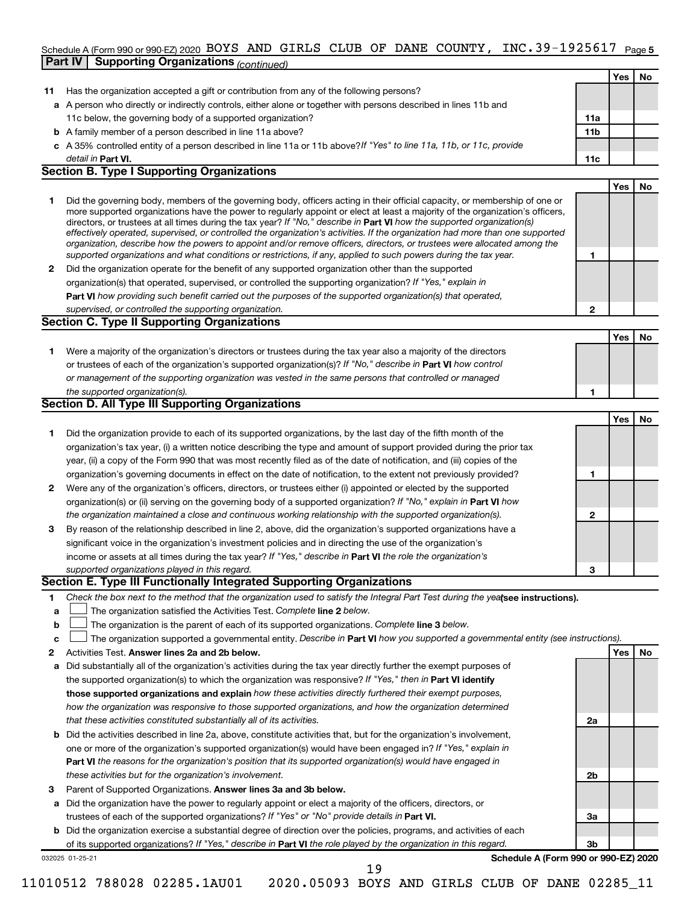Schedule A (Form 990 or 990-EZ) 2020 BOYS AND GIRLS CLUB OF DANE COUNTY, INC. 39-1925617 Page 5

**Part IV Supporting Organizations** *(continued)*

| | | | Yes | No |
|---|---|---|---|---|
| **11** | Has the organization accepted a gift or contribution from any of the following persons? | | | |
| **a** | A person who directly or indirectly controls, either alone or together with persons described in lines 11b and 11c below, the governing body of a supported organization? | **11a** | | |
| **b** | A family member of a person described in line 11a above? | **11b** | | |
| **c** | A 35% controlled entity of a person described in line 11a or 11b above? *If "Yes" to line 11a, 11b, or 11c, provide detail in* **Part VI.** | **11c** | | |

**Section B. Type I Supporting Organizations**

| | | | Yes | No |
|---|---|---|---|---|
| **1** | Did the governing body, members of the governing body, officers acting in their official capacity, or membership of one or more supported organizations have the power to regularly appoint or elect at least a majority of the organization's officers, directors, or trustees at all times during the tax year? *If "No," describe in* **Part VI** *how the supported organization(s) effectively operated, supervised, or controlled the organization's activities. If the organization had more than one supported organization, describe how the powers to appoint and/or remove officers, directors, or trustees were allocated among the supported organizations and what conditions or restrictions, if any, applied to such powers during the tax year.* | **1** | | |
| **2** | Did the organization operate for the benefit of any supported organization other than the supported organization(s) that operated, supervised, or controlled the supporting organization? *If "Yes," explain in* **Part VI** *how providing such benefit carried out the purposes of the supported organization(s) that operated, supervised, or controlled the supporting organization.* | **2** | | |

**Section C. Type II Supporting Organizations**

| | | | Yes | No |
|---|---|---|---|---|
| **1** | Were a majority of the organization's directors or trustees during the tax year also a majority of the directors or trustees of each of the organization's supported organization(s)? *If "No," describe in* **Part VI** *how control or management of the supporting organization was vested in the same persons that controlled or managed the supported organization(s).* | **1** | | |

**Section D. All Type III Supporting Organizations**

| | | | Yes | No |
|---|---|---|---|---|
| **1** | Did the organization provide to each of its supported organizations, by the last day of the fifth month of the organization's tax year, (i) a written notice describing the type and amount of support provided during the prior tax year, (ii) a copy of the Form 990 that was most recently filed as of the date of notification, and (iii) copies of the organization's governing documents in effect on the date of notification, to the extent not previously provided? | **1** | | |
| **2** | Were any of the organization's officers, directors, or trustees either (i) appointed or elected by the supported organization(s) or (ii) serving on the governing body of a supported organization? *If "No," explain in* **Part VI** *how the organization maintained a close and continuous working relationship with the supported organization(s).* | **2** | | |
| **3** | By reason of the relationship described in line 2, above, did the organization's supported organizations have a significant voice in the organization's investment policies and in directing the use of the organization's income or assets at all times during the tax year? *If "Yes," describe in* **Part VI** *the role the organization's supported organizations played in this regard.* | **3** | | |

**Section E. Type III Functionally Integrated Supporting Organizations**

**1** *Check the box next to the method that the organization used to satisfy the Integral Part Test during the year* **(see instructions).**

**a** ☐ The organization satisfied the Activities Test. *Complete* **line 2** *below.*

**b** ☐ The organization is the parent of each of its supported organizations. *Complete* **line 3** *below.*

**c** ☐ The organization supported a governmental entity. *Describe in* **Part VI** *how you supported a governmental entity (see instructions).*

| | | | Yes | No |
|---|---|---|---|---|
| **2** | Activities Test. **Answer lines 2a and 2b below.** | | | |
| **a** | Did substantially all of the organization's activities during the tax year directly further the exempt purposes of the supported organization(s) to which the organization was responsive? *If "Yes," then in* **Part VI identify those supported organizations and explain** *how these activities directly furthered their exempt purposes, how the organization was responsive to those supported organizations, and how the organization determined that these activities constituted substantially all of its activities.* | **2a** | | |
| **b** | Did the activities described in line 2a, above, constitute activities that, but for the organization's involvement, one or more of the organization's supported organization(s) would have been engaged in? *If "Yes," explain in* **Part VI** *the reasons for the organization's position that its supported organization(s) would have engaged in these activities but for the organization's involvement.* | **2b** | | |
| **3** | Parent of Supported Organizations. **Answer lines 3a and 3b below.** | | | |
| **a** | Did the organization have the power to regularly appoint or elect a majority of the officers, directors, or trustees of each of the supported organizations? *If "Yes" or "No" provide details in* **Part VI.** | **3a** | | |
| **b** | Did the organization exercise a substantial degree of direction over the policies, programs, and activities of each of its supported organizations? *If "Yes," describe in* **Part VI** *the role played by the organization in this regard.* | **3b** | | |

032025 01-25-21 **Schedule A (Form 990 or 990-EZ) 2020**

11010512 788028 02285.1AU01 2020.05093 BOYS AND GIRLS CLUB OF DANE 02285_11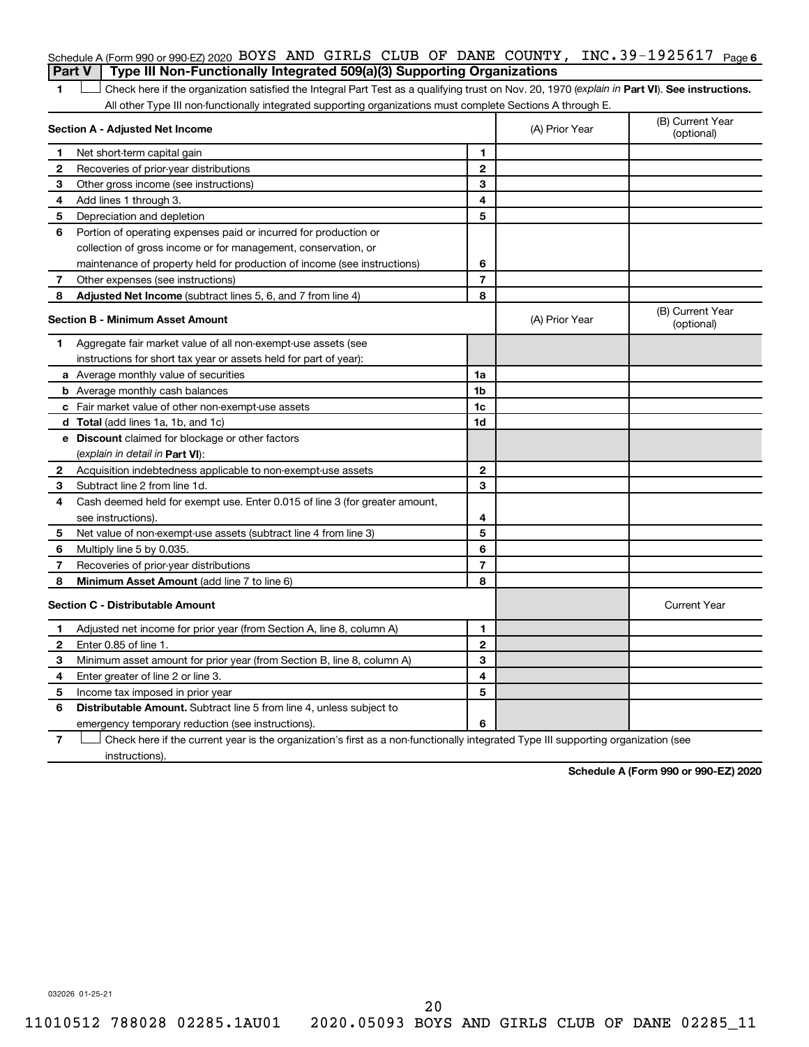Schedule A (Form 990 or 990-EZ) 2020 BOYS AND GIRLS CLUB OF DANE COUNTY, INC. 39-1925617 Page 6

**Part V | Type III Non-Functionally Integrated 509(a)(3) Supporting Organizations**

1 ☐ Check here if the organization satisfied the Integral Part Test as a qualifying trust on Nov. 20, 1970 (*explain in* **Part VI**). **See instructions.** All other Type III non-functionally integrated supporting organizations must complete Sections A through E.

| **Section A - Adjusted Net Income** | | | (A) Prior Year | (B) Current Year (optional) |
|---|---|---|---|---|
| 1 | Net short-term capital gain | 1 | | |
| 2 | Recoveries of prior-year distributions | 2 | | |
| 3 | Other gross income (see instructions) | 3 | | |
| 4 | Add lines 1 through 3. | 4 | | |
| 5 | Depreciation and depletion | 5 | | |
| 6 | Portion of operating expenses paid or incurred for production or collection of gross income or for management, conservation, or maintenance of property held for production of income (see instructions) | 6 | | |
| 7 | Other expenses (see instructions) | 7 | | |
| 8 | **Adjusted Net Income** (subtract lines 5, 6, and 7 from line 4) | 8 | | |

| **Section B - Minimum Asset Amount** | | | (A) Prior Year | (B) Current Year (optional) |
|---|---|---|---|---|
| 1 | Aggregate fair market value of all non-exempt-use assets (see instructions for short tax year or assets held for part of year): | | | |
| a | Average monthly value of securities | 1a | | |
| b | Average monthly cash balances | 1b | | |
| c | Fair market value of other non-exempt-use assets | 1c | | |
| d | **Total** (add lines 1a, 1b, and 1c) | 1d | | |
| e | **Discount** claimed for blockage or other factors (*explain in detail in* **Part VI**): | | | |
| 2 | Acquisition indebtedness applicable to non-exempt-use assets | 2 | | |
| 3 | Subtract line 2 from line 1d. | 3 | | |
| 4 | Cash deemed held for exempt use. Enter 0.015 of line 3 (for greater amount, see instructions). | 4 | | |
| 5 | Net value of non-exempt-use assets (subtract line 4 from line 3) | 5 | | |
| 6 | Multiply line 5 by 0.035. | 6 | | |
| 7 | Recoveries of prior-year distributions | 7 | | |
| 8 | **Minimum Asset Amount** (add line 7 to line 6) | 8 | | |

| **Section C - Distributable Amount** | | | | Current Year |
|---|---|---|---|---|
| 1 | Adjusted net income for prior year (from Section A, line 8, column A) | 1 | | |
| 2 | Enter 0.85 of line 1. | 2 | | |
| 3 | Minimum asset amount for prior year (from Section B, line 8, column A) | 3 | | |
| 4 | Enter greater of line 2 or line 3. | 4 | | |
| 5 | Income tax imposed in prior year | 5 | | |
| 6 | **Distributable Amount.** Subtract line 5 from line 4, unless subject to emergency temporary reduction (see instructions). | 6 | | |

7 ☐ Check here if the current year is the organization's first as a non-functionally integrated Type III supporting organization (see instructions).

**Schedule A (Form 990 or 990-EZ) 2020**

032026 01-25-21

11010512 788028 02285.1AU01 2020.05093 BOYS AND GIRLS CLUB OF DANE 02285_11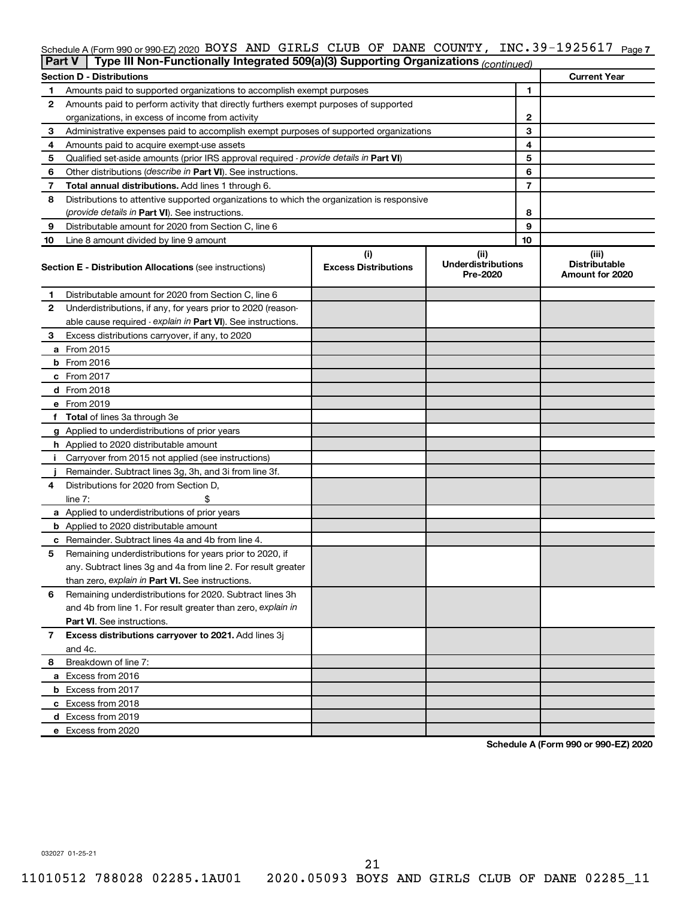Schedule A (Form 990 or 990-EZ) 2020 BOYS AND GIRLS CLUB OF DANE COUNTY, INC. 39-1925617 Page 7

**Part V | Type III Non-Functionally Integrated 509(a)(3) Supporting Organizations** *(continued)*

| Section D - Distributions | | | Current Year |
|---|---|---|---|
| 1 | Amounts paid to supported organizations to accomplish exempt purposes | 1 | |
| 2 | Amounts paid to perform activity that directly furthers exempt purposes of supported organizations, in excess of income from activity | 2 | |
| 3 | Administrative expenses paid to accomplish exempt purposes of supported organizations | 3 | |
| 4 | Amounts paid to acquire exempt-use assets | 4 | |
| 5 | Qualified set-aside amounts (prior IRS approval required - *provide details in* **Part VI**) | 5 | |
| 6 | Other distributions (*describe in* **Part VI**). See instructions. | 6 | |
| 7 | **Total annual distributions.** Add lines 1 through 6. | 7 | |
| 8 | Distributions to attentive supported organizations to which the organization is responsive (*provide details in* **Part VI**). See instructions. | 8 | |
| 9 | Distributable amount for 2020 from Section C, line 6 | 9 | |
| 10 | Line 8 amount divided by line 9 amount | 10 | |

| | **Section E - Distribution Allocations** (see instructions) | (i) Excess Distributions | (ii) Underdistributions Pre-2020 | (iii) Distributable Amount for 2020 |
|---|---|---|---|---|
| 1 | Distributable amount for 2020 from Section C, line 6 | | | |
| 2 | Underdistributions, if any, for years prior to 2020 (reasonable cause required - *explain in* **Part VI**). See instructions. | | | |
| 3 | Excess distributions carryover, if any, to 2020 | | | |
| a | From 2015 | | | |
| b | From 2016 | | | |
| c | From 2017 | | | |
| d | From 2018 | | | |
| e | From 2019 | | | |
| f | **Total** of lines 3a through 3e | | | |
| g | Applied to underdistributions of prior years | | | |
| h | Applied to 2020 distributable amount | | | |
| i | Carryover from 2015 not applied (see instructions) | | | |
| j | Remainder. Subtract lines 3g, 3h, and 3i from line 3f. | | | |
| 4 | Distributions for 2020 from Section D, line 7: $ | | | |
| a | Applied to underdistributions of prior years | | | |
| b | Applied to 2020 distributable amount | | | |
| c | Remainder. Subtract lines 4a and 4b from line 4. | | | |
| 5 | Remaining underdistributions for years prior to 2020, if any. Subtract lines 3g and 4a from line 2. For result greater than zero, *explain in* **Part VI.** See instructions. | | | |
| 6 | Remaining underdistributions for 2020. Subtract lines 3h and 4b from line 1. For result greater than zero, *explain in* **Part VI**. See instructions. | | | |
| 7 | **Excess distributions carryover to 2021.** Add lines 3j and 4c. | | | |
| 8 | Breakdown of line 7: | | | |
| a | Excess from 2016 | | | |
| b | Excess from 2017 | | | |
| c | Excess from 2018 | | | |
| d | Excess from 2019 | | | |
| e | Excess from 2020 | | | |

**Schedule A (Form 990 or 990-EZ) 2020**

032027 01-25-21

11010512 788028 02285.1AU01 2020.05093 BOYS AND GIRLS CLUB OF DANE 02285_11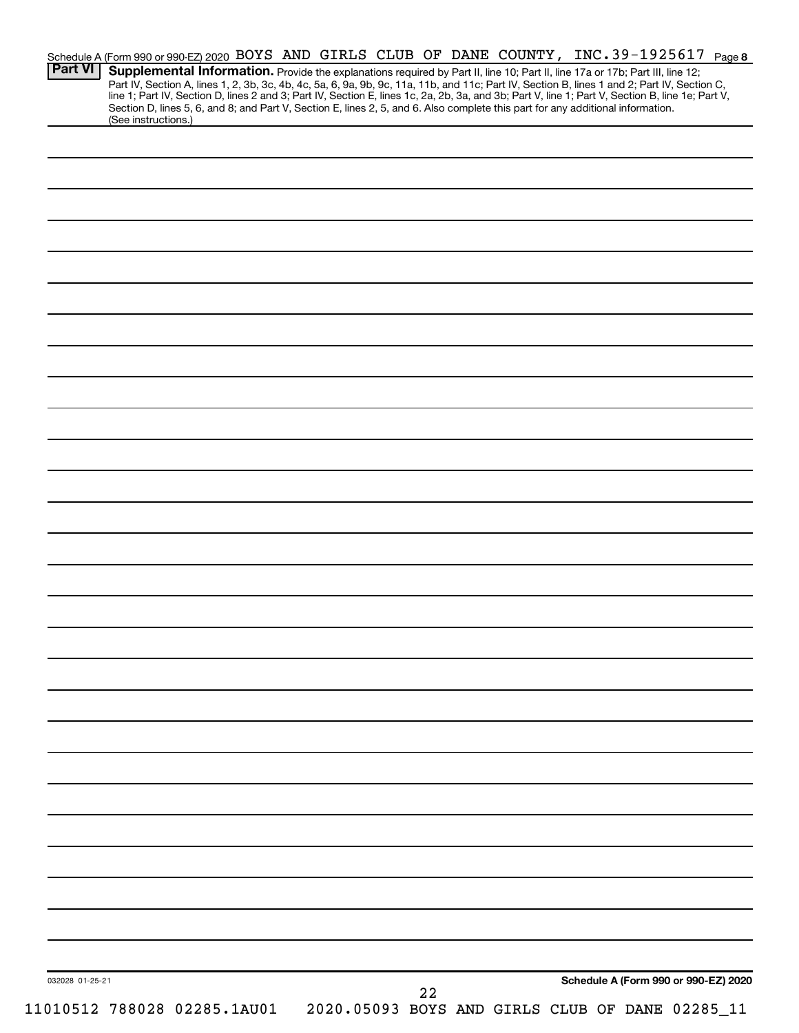Schedule A (Form 990 or 990-EZ) 2020 BOYS AND GIRLS CLUB OF DANE COUNTY, INC. 39-1925617 Page 8

**Part VI** **Supplemental Information.** Provide the explanations required by Part II, line 10; Part II, line 17a or 17b; Part III, line 12; Part IV, Section A, lines 1, 2, 3b, 3c, 4b, 4c, 5a, 6, 9a, 9b, 9c, 11a, 11b, and 11c; Part IV, Section B, lines 1 and 2; Part IV, Section C, line 1; Part IV, Section D, lines 2 and 3; Part IV, Section E, lines 1c, 2a, 2b, 3a, and 3b; Part V, line 1; Part V, Section B, line 1e; Part V, Section D, lines 5, 6, and 8; and Part V, Section E, lines 2, 5, and 6. Also complete this part for any additional information. (See instructions.)

032028 01-25-21

**Schedule A (Form 990 or 990-EZ) 2020**

11010512 788028 02285.1AU01 2020.05093 BOYS AND GIRLS CLUB OF DANE 02285_11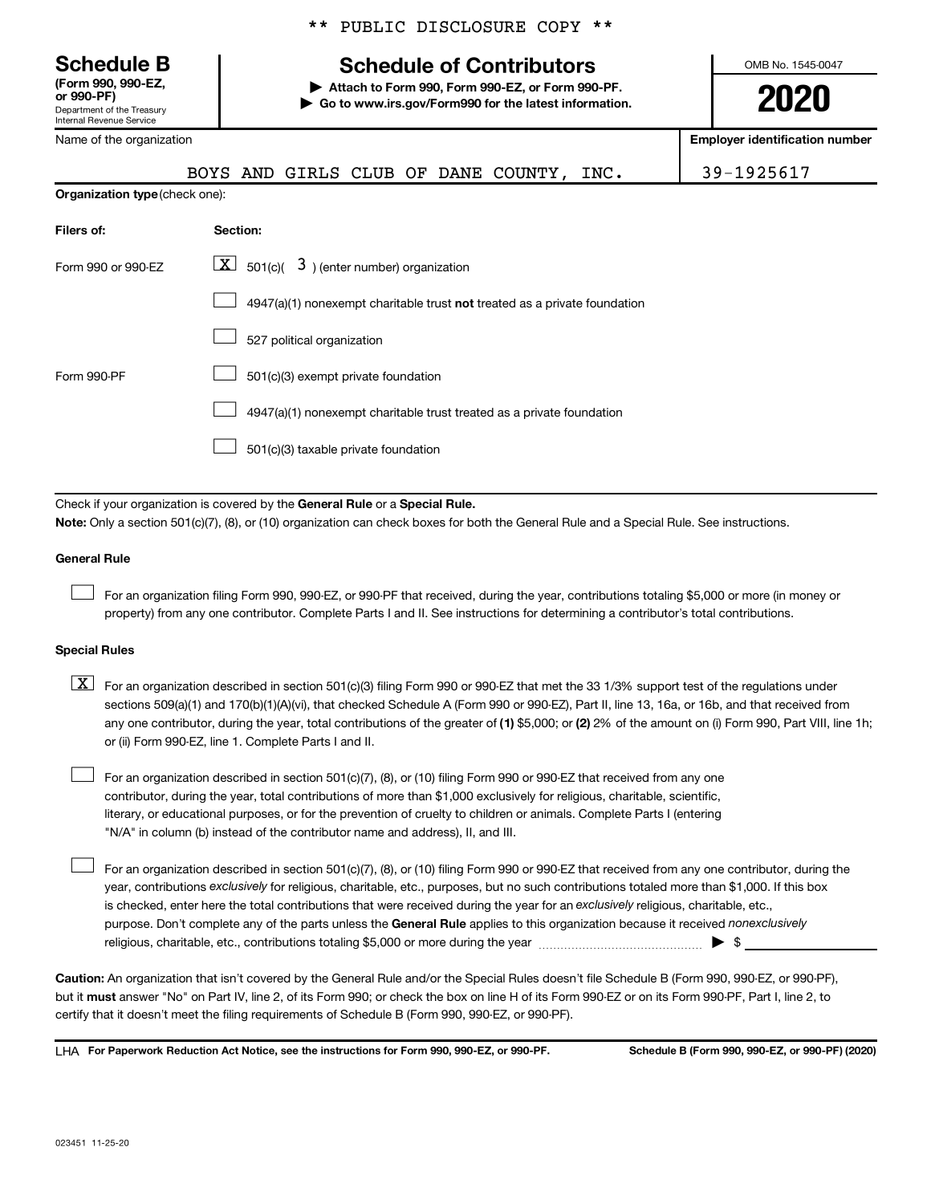\*\* PUBLIC DISCLOSURE COPY \*\*

**Schedule B**
**(Form 990, 990-EZ, or 990-PF)**
Department of the Treasury
Internal Revenue Service

# Schedule of Contributors

▶ **Attach to Form 990, Form 990-EZ, or Form 990-PF.**
▶ **Go to www.irs.gov/Form990 for the latest information.**

OMB No. 1545-0047

**2020**

| Name of the organization | Employer identification number |
|---|---|
| BOYS AND GIRLS CLUB OF DANE COUNTY, INC. | 39-1925617 |

**Organization type** (check one):

| Filers of: | Section: |
|---|---|
| Form 990 or 990-EZ | [X] 501(c)( 3 ) (enter number) organization |
| | [ ] 4947(a)(1) nonexempt charitable trust **not** treated as a private foundation |
| | [ ] 527 political organization |
| Form 990-PF | [ ] 501(c)(3) exempt private foundation |
| | [ ] 4947(a)(1) nonexempt charitable trust treated as a private foundation |
| | [ ] 501(c)(3) taxable private foundation |

Check if your organization is covered by the **General Rule** or a **Special Rule.**

**Note:** Only a section 501(c)(7), (8), or (10) organization can check boxes for both the General Rule and a Special Rule. See instructions.

**General Rule**

[ ] For an organization filing Form 990, 990-EZ, or 990-PF that received, during the year, contributions totaling $5,000 or more (in money or property) from any one contributor. Complete Parts I and II. See instructions for determining a contributor's total contributions.

**Special Rules**

[X] For an organization described in section 501(c)(3) filing Form 990 or 990-EZ that met the 33 1/3% support test of the regulations under sections 509(a)(1) and 170(b)(1)(A)(vi), that checked Schedule A (Form 990 or 990-EZ), Part II, line 13, 16a, or 16b, and that received from any one contributor, during the year, total contributions of the greater of **(1)** $5,000; or **(2)** 2% of the amount on (i) Form 990, Part VIII, line 1h; or (ii) Form 990-EZ, line 1. Complete Parts I and II.

[ ] For an organization described in section 501(c)(7), (8), or (10) filing Form 990 or 990-EZ that received from any one contributor, during the year, total contributions of more than $1,000 exclusively for religious, charitable, scientific, literary, or educational purposes, or for the prevention of cruelty to children or animals. Complete Parts I (entering "N/A" in column (b) instead of the contributor name and address), II, and III.

[ ] For an organization described in section 501(c)(7), (8), or (10) filing Form 990 or 990-EZ that received from any one contributor, during the year, contributions *exclusively* for religious, charitable, etc., purposes, but no such contributions totaled more than $1,000. If this box is checked, enter here the total contributions that were received during the year for an *exclusively* religious, charitable, etc., purpose. Don't complete any of the parts unless the **General Rule** applies to this organization because it received *nonexclusively* religious, charitable, etc., contributions totaling $5,000 or more during the year ▶ $ ____________

**Caution:** An organization that isn't covered by the General Rule and/or the Special Rules doesn't file Schedule B (Form 990, 990-EZ, or 990-PF), but it **must** answer "No" on Part IV, line 2, of its Form 990; or check the box on line H of its Form 990-EZ or on its Form 990-PF, Part I, line 2, to certify that it doesn't meet the filing requirements of Schedule B (Form 990, 990-EZ, or 990-PF).

LHA **For Paperwork Reduction Act Notice, see the instructions for Form 990, 990-EZ, or 990-PF.** **Schedule B (Form 990, 990-EZ, or 990-PF) (2020)**

023451 11-25-20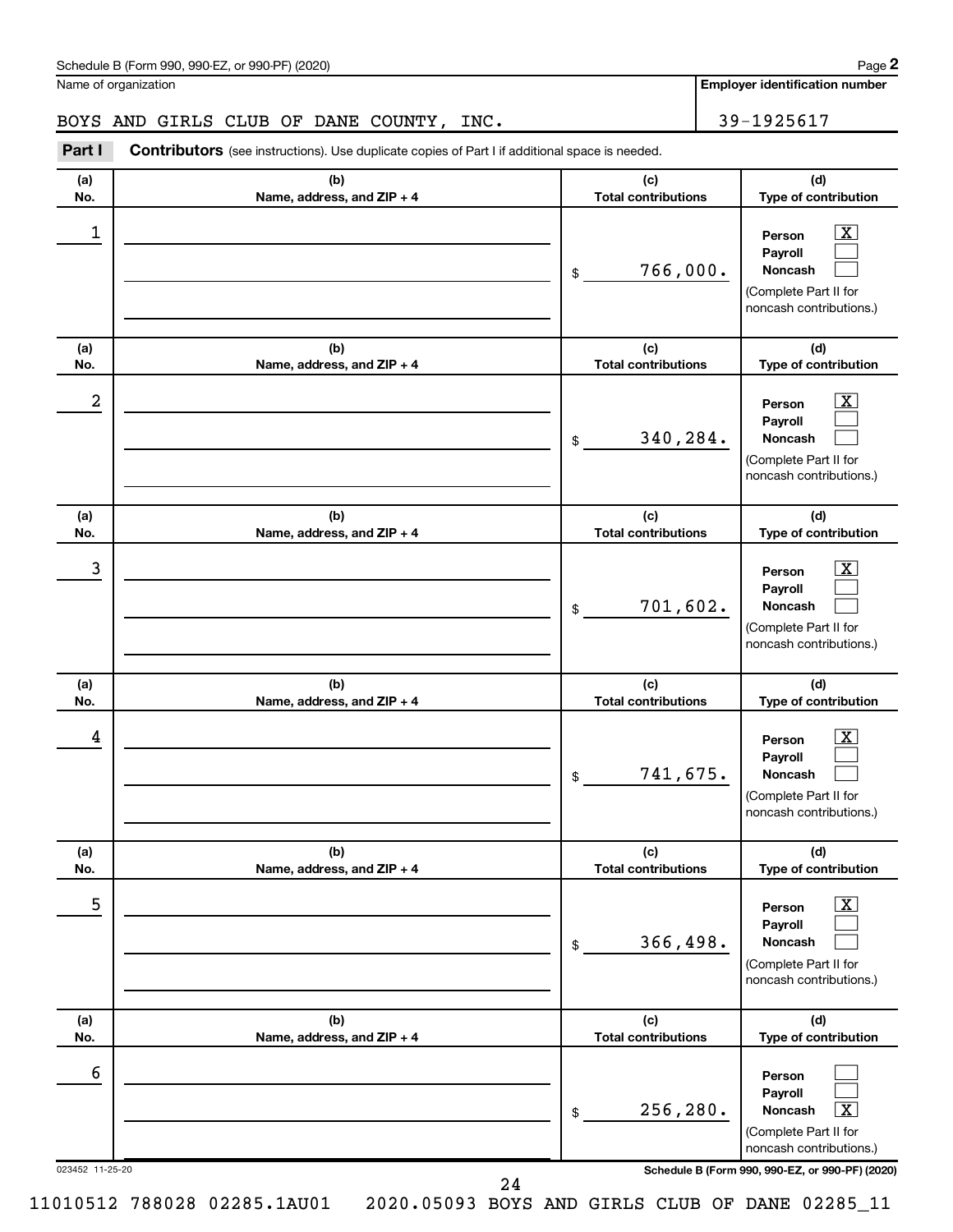Schedule B (Form 990, 990-EZ, or 990-PF) (2020)

Name of organization: BOYS AND GIRLS CLUB OF DANE COUNTY, INC.

Employer identification number: 39-1925617

**Part I** **Contributors** (see instructions). Use duplicate copies of Part I if additional space is needed.

| (a) No. | (b) Name, address, and ZIP + 4 | (c) Total contributions | (d) Type of contribution |
|---|---|---|---|
| 1 | | $ 766,000. | Person [X] Payroll [ ] Noncash [ ] (Complete Part II for noncash contributions.) |
| 2 | | $ 340,284. | Person [X] Payroll [ ] Noncash [ ] (Complete Part II for noncash contributions.) |
| 3 | | $ 701,602. | Person [X] Payroll [ ] Noncash [ ] (Complete Part II for noncash contributions.) |
| 4 | | $ 741,675. | Person [X] Payroll [ ] Noncash [ ] (Complete Part II for noncash contributions.) |
| 5 | | $ 366,498. | Person [X] Payroll [ ] Noncash [ ] (Complete Part II for noncash contributions.) |
| 6 | | $ 256,280. | Person [ ] Payroll [ ] Noncash [X] (Complete Part II for noncash contributions.) |

023452 11-25-20

11010512 788028 02285.1AU01 2020.05093 BOYS AND GIRLS CLUB OF DANE 02285_11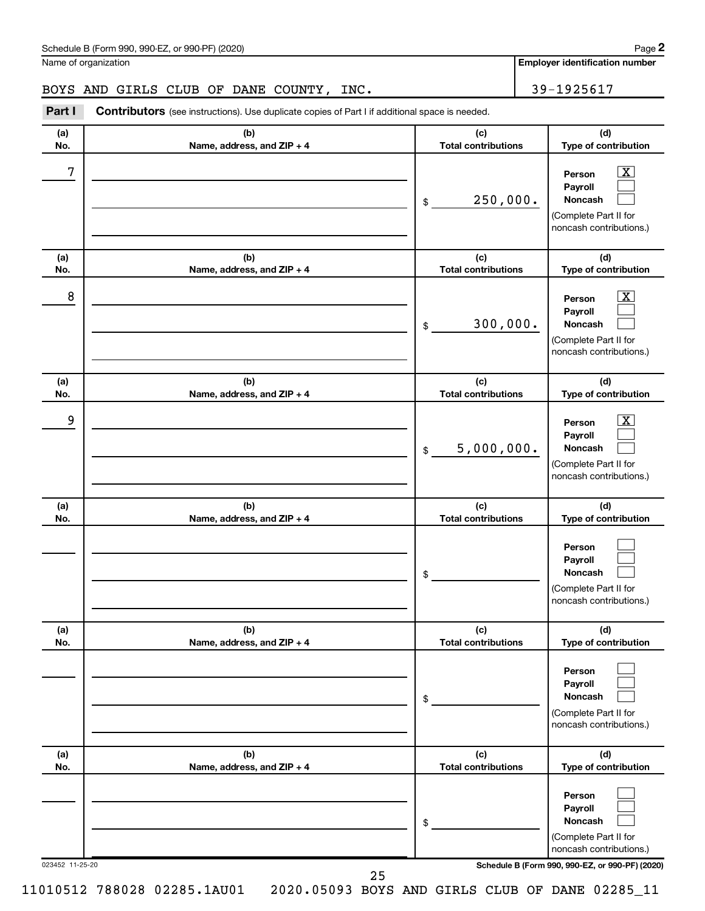Schedule B (Form 990, 990-EZ, or 990-PF) (2020) Page **2**

Name of organization: BOYS AND GIRLS CLUB OF DANE COUNTY, INC.

**Employer identification number**: 39-1925617

**Part I** **Contributors** (see instructions). Use duplicate copies of Part I if additional space is needed.

| (a) No. | (b) Name, address, and ZIP + 4 | (c) Total contributions | (d) Type of contribution |
|---|---|---|---|
| 7 | | $ 250,000. | Person [X] Payroll [ ] Noncash [ ] (Complete Part II for noncash contributions.) |
| 8 | | $ 300,000. | Person [X] Payroll [ ] Noncash [ ] (Complete Part II for noncash contributions.) |
| 9 | | $ 5,000,000. | Person [X] Payroll [ ] Noncash [ ] (Complete Part II for noncash contributions.) |
| | | $ | Person [ ] Payroll [ ] Noncash [ ] (Complete Part II for noncash contributions.) |
| | | $ | Person [ ] Payroll [ ] Noncash [ ] (Complete Part II for noncash contributions.) |
| | | $ | Person [ ] Payroll [ ] Noncash [ ] (Complete Part II for noncash contributions.) |

023452 11-25-20 **Schedule B (Form 990, 990-EZ, or 990-PF) (2020)**

11010512 788028 02285.1AU01 2020.05093 BOYS AND GIRLS CLUB OF DANE 02285_11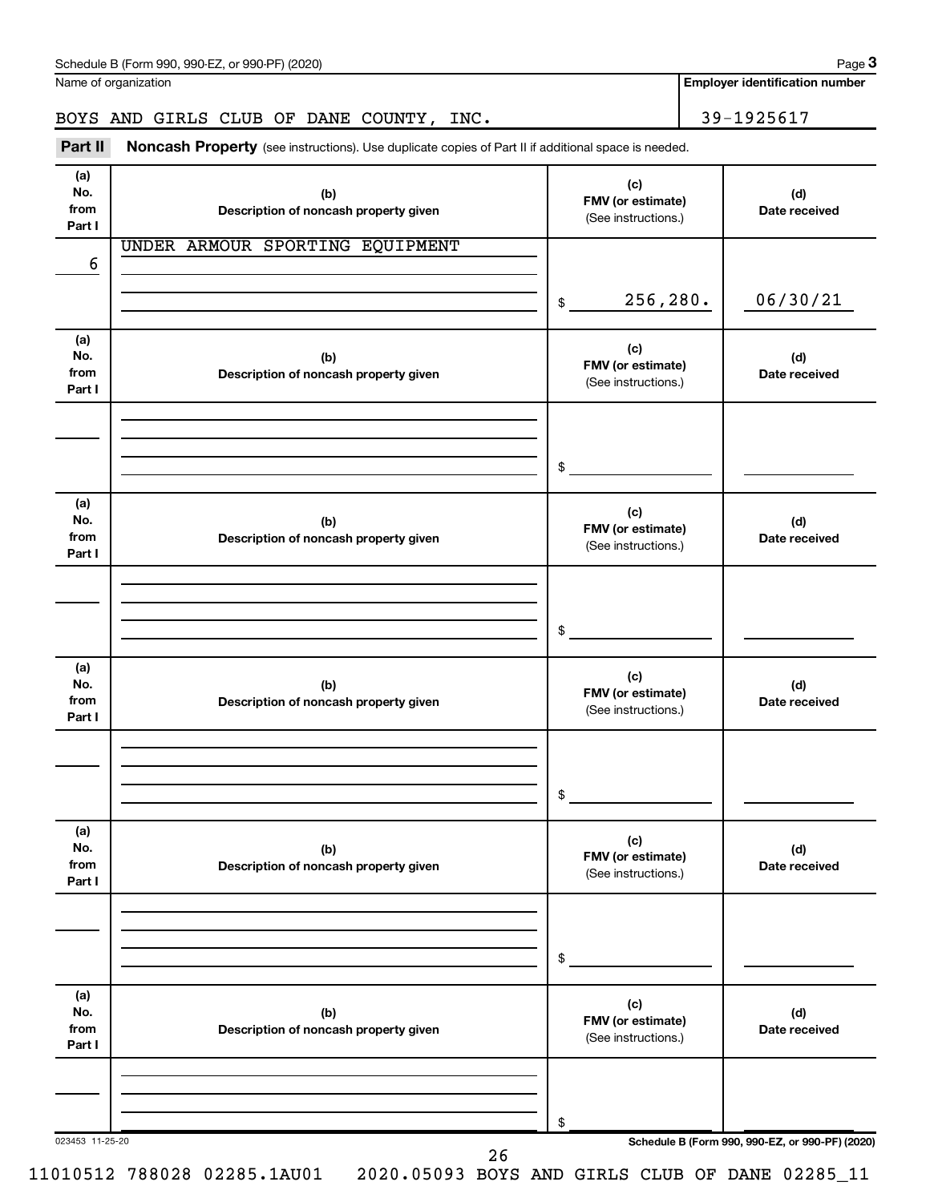Schedule B (Form 990, 990-EZ, or 990-PF) (2020) Page **3**

Name of organization: BOYS AND GIRLS CLUB OF DANE COUNTY, INC.

**Employer identification number:** 39-1925617

**Part II** **Noncash Property** (see instructions). Use duplicate copies of Part II if additional space is needed.

| (a) No. from Part I | (b) Description of noncash property given | (c) FMV (or estimate) (See instructions.) | (d) Date received |
|---|---|---|---|
| 6 | UNDER ARMOUR SPORTING EQUIPMENT | $ 256,280. | 06/30/21 |
| | | $ | |
| | | $ | |
| | | $ | |
| | | $ | |
| | | $ | |

023453 11-25-20

**Schedule B (Form 990, 990-EZ, or 990-PF) (2020)**

11010512 788028 02285.1AU01 2020.05093 BOYS AND GIRLS CLUB OF DANE 02285_11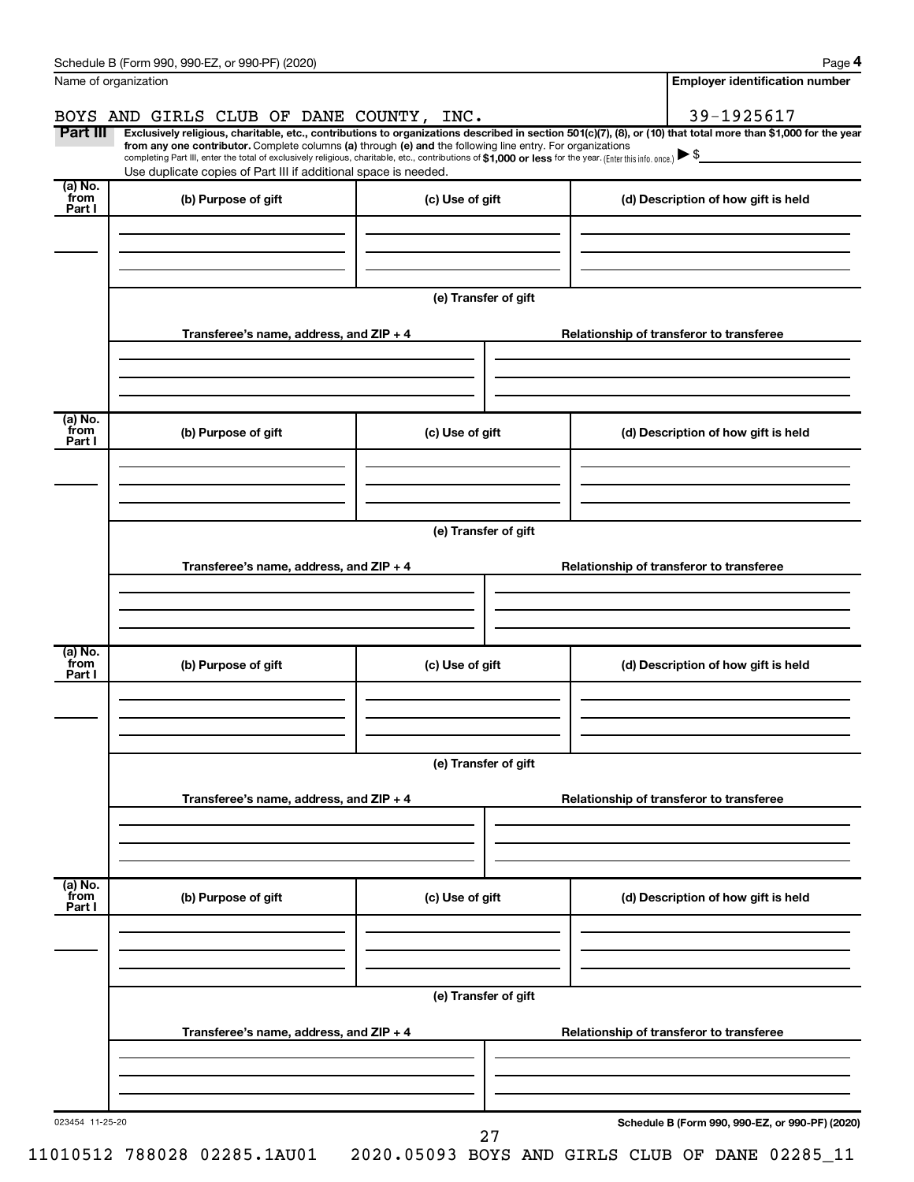Schedule B (Form 990, 990-EZ, or 990-PF) (2020)

Name of organization: BOYS AND GIRLS CLUB OF DANE COUNTY, INC.

Employer identification number: 39-1925617

**Part III** **Exclusively religious, charitable, etc., contributions to organizations described in section 501(c)(7), (8), or (10) that total more than $1,000 for the year from any one contributor.** Complete columns **(a)** through **(e)** and the following line entry. For organizations completing Part III, enter the total of exclusively religious, charitable, etc., contributions of **$1,000 or less** for the year. (Enter this info. once.) ▶ $

Use duplicate copies of Part III if additional space is needed.

| (a) No. from Part I | (b) Purpose of gift | (c) Use of gift | (d) Description of how gift is held |
|---|---|---|---|
| | | | |

(e) Transfer of gift

| Transferee's name, address, and ZIP + 4 | Relationship of transferor to transferee |
|---|---|
| | |

| (a) No. from Part I | (b) Purpose of gift | (c) Use of gift | (d) Description of how gift is held |
|---|---|---|---|
| | | | |

(e) Transfer of gift

| Transferee's name, address, and ZIP + 4 | Relationship of transferor to transferee |
|---|---|
| | |

| (a) No. from Part I | (b) Purpose of gift | (c) Use of gift | (d) Description of how gift is held |
|---|---|---|---|
| | | | |

(e) Transfer of gift

| Transferee's name, address, and ZIP + 4 | Relationship of transferor to transferee |
|---|---|
| | |

| (a) No. from Part I | (b) Purpose of gift | (c) Use of gift | (d) Description of how gift is held |
|---|---|---|---|
| | | | |

(e) Transfer of gift

| Transferee's name, address, and ZIP + 4 | Relationship of transferor to transferee |
|---|---|
| | |

023454 11-25-20

Schedule B (Form 990, 990-EZ, or 990-PF) (2020)

11010512 788028 02285.1AU01 2020.05093 BOYS AND GIRLS CLUB OF DANE 02285_11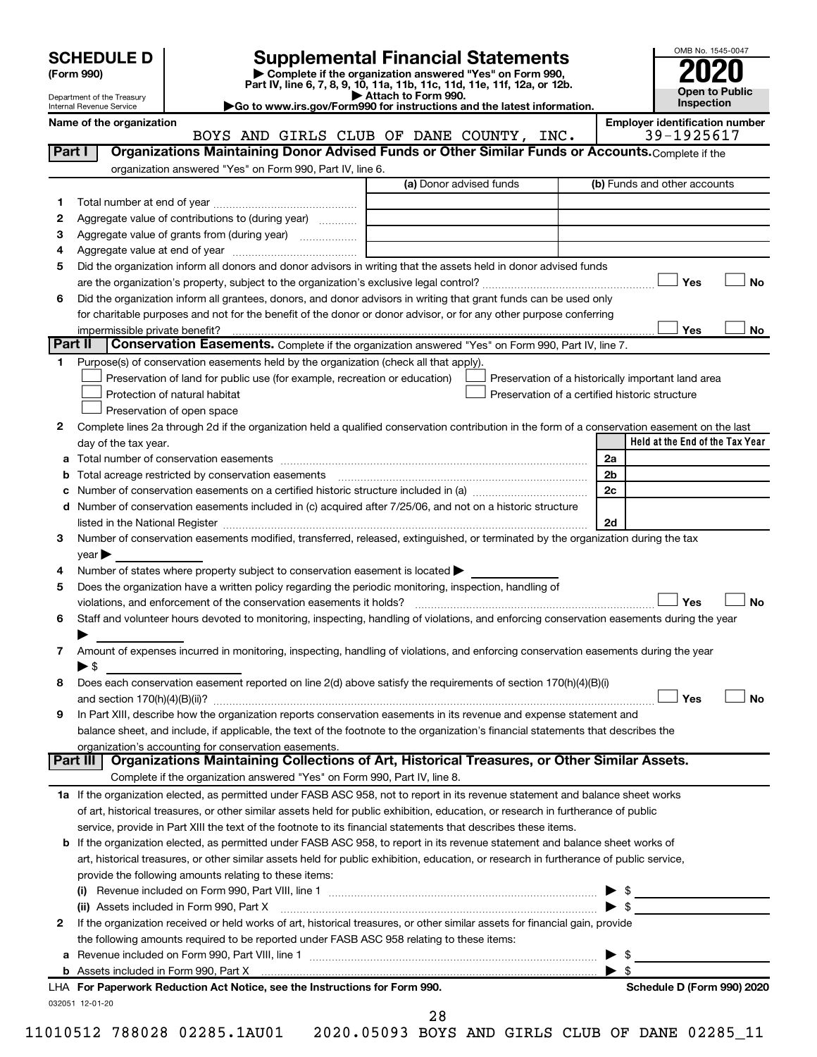**SCHEDULE D (Form 990)**

Department of the Treasury
Internal Revenue Service

# Supplemental Financial Statements

▶ Complete if the organization answered "Yes" on Form 990, Part IV, line 6, 7, 8, 9, 10, 11a, 11b, 11c, 11d, 11e, 11f, 12a, or 12b.
▶ Attach to Form 990.
▶Go to www.irs.gov/Form990 for instructions and the latest information.

OMB No. 1545-0047

**2020**

**Open to Public Inspection**

**Name of the organization**
BOYS AND GIRLS CLUB OF DANE COUNTY, INC.

**Employer identification number**
39-1925617

**Part I — Organizations Maintaining Donor Advised Funds or Other Similar Funds or Accounts.** Complete if the organization answered "Yes" on Form 990, Part IV, line 6.

| | | (a) Donor advised funds | (b) Funds and other accounts |
|---|---|---|---|
| 1 | Total number at end of year | | |
| 2 | Aggregate value of contributions to (during year) | | |
| 3 | Aggregate value of grants from (during year) | | |
| 4 | Aggregate value at end of year | | |

5 Did the organization inform all donors and donor advisors in writing that the assets held in donor advised funds are the organization's property, subject to the organization's exclusive legal control? ☐ Yes ☐ No

6 Did the organization inform all grantees, donors, and donor advisors in writing that grant funds can be used only for charitable purposes and not for the benefit of the donor or donor advisor, or for any other purpose conferring impermissible private benefit? ☐ Yes ☐ No

**Part II — Conservation Easements.** Complete if the organization answered "Yes" on Form 990, Part IV, line 7.

1 Purpose(s) of conservation easements held by the organization (check all that apply).
- ☐ Preservation of land for public use (for example, recreation or education)
- ☐ Preservation of a historically important land area
- ☐ Protection of natural habitat
- ☐ Preservation of a certified historic structure
- ☐ Preservation of open space

2 Complete lines 2a through 2d if the organization held a qualified conservation contribution in the form of a conservation easement on the last day of the tax year.

| | | | Held at the End of the Tax Year |
|---|---|---|---|
| a | Total number of conservation easements | 2a | |
| b | Total acreage restricted by conservation easements | 2b | |
| c | Number of conservation easements on a certified historic structure included in (a) | 2c | |
| d | Number of conservation easements included in (c) acquired after 7/25/06, and not on a historic structure listed in the National Register | 2d | |

3 Number of conservation easements modified, transferred, released, extinguished, or terminated by the organization during the tax year ▶

4 Number of states where property subject to conservation easement is located ▶

5 Does the organization have a written policy regarding the periodic monitoring, inspection, handling of violations, and enforcement of the conservation easements it holds? ☐ Yes ☐ No

6 Staff and volunteer hours devoted to monitoring, inspecting, handling of violations, and enforcing conservation easements during the year ▶

7 Amount of expenses incurred in monitoring, inspecting, handling of violations, and enforcing conservation easements during the year ▶ $

8 Does each conservation easement reported on line 2(d) above satisfy the requirements of section 170(h)(4)(B)(i) and section 170(h)(4)(B)(ii)? ☐ Yes ☐ No

9 In Part XIII, describe how the organization reports conservation easements in its revenue and expense statement and balance sheet, and include, if applicable, the text of the footnote to the organization's financial statements that describes the organization's accounting for conservation easements.

**Part III — Organizations Maintaining Collections of Art, Historical Treasures, or Other Similar Assets.** Complete if the organization answered "Yes" on Form 990, Part IV, line 8.

1a If the organization elected, as permitted under FASB ASC 958, not to report in its revenue statement and balance sheet works of art, historical treasures, or other similar assets held for public exhibition, education, or research in furtherance of public service, provide in Part XIII the text of the footnote to its financial statements that describes these items.

b If the organization elected, as permitted under FASB ASC 958, to report in its revenue statement and balance sheet works of art, historical treasures, or other similar assets held for public exhibition, education, or research in furtherance of public service, provide the following amounts relating to these items:

(i) Revenue included on Form 990, Part VIII, line 1 ▶ $

(ii) Assets included in Form 990, Part X ▶ $

2 If the organization received or held works of art, historical treasures, or other similar assets for financial gain, provide the following amounts required to be reported under FASB ASC 958 relating to these items:

a Revenue included on Form 990, Part VIII, line 1 ▶ $

b Assets included in Form 990, Part X ▶ $

LHA For Paperwork Reduction Act Notice, see the Instructions for Form 990. Schedule D (Form 990) 2020

032051 12-01-20

11010512 788028 02285.1AU01 2020.05093 BOYS AND GIRLS CLUB OF DANE 02285_11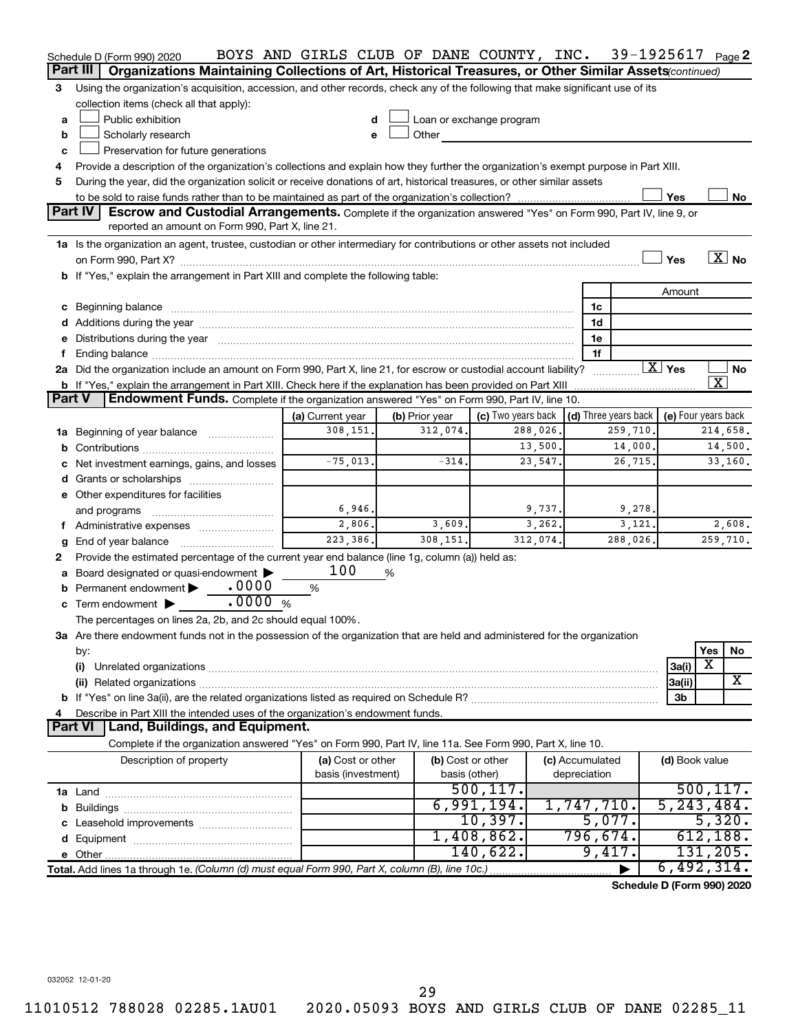Schedule D (Form 990) 2020 BOYS AND GIRLS CLUB OF DANE COUNTY, INC. 39-1925617 Page 2

**Part III | Organizations Maintaining Collections of Art, Historical Treasures, or Other Similar Assets** *(continued)*

3 Using the organization's acquisition, accession, and other records, check any of the following that make significant use of its collection items (check all that apply):

a ☐ Public exhibition
b ☐ Scholarly research
c ☐ Preservation for future generations
d ☐ Loan or exchange program
e ☐ Other

4 Provide a description of the organization's collections and explain how they further the organization's exempt purpose in Part XIII.

5 During the year, did the organization solicit or receive donations of art, historical treasures, or other similar assets to be sold to raise funds rather than to be maintained as part of the organization's collection? ☐ Yes ☐ No

**Part IV | Escrow and Custodial Arrangements.** Complete if the organization answered "Yes" on Form 990, Part IV, line 9, or reported an amount on Form 990, Part X, line 21.

1a Is the organization an agent, trustee, custodian or other intermediary for contributions or other assets not included on Form 990, Part X? ☐ Yes ☒ No

b If "Yes," explain the arrangement in Part XIII and complete the following table:

| | | Amount |
|---|---|---|
| c Beginning balance | 1c | |
| d Additions during the year | 1d | |
| e Distributions during the year | 1e | |
| f Ending balance | 1f | |

2a Did the organization include an amount on Form 990, Part X, line 21, for escrow or custodial account liability? ☒ Yes ☐ No

b If "Yes," explain the arrangement in Part XIII. Check here if the explanation has been provided on Part XIII ☒

**Part V | Endowment Funds.** Complete if the organization answered "Yes" on Form 990, Part IV, line 10.

| | (a) Current year | (b) Prior year | (c) Two years back | (d) Three years back | (e) Four years back |
|---|---|---|---|---|---|
| 1a Beginning of year balance | 308,151. | 312,074. | 288,026. | 259,710. | 214,658. |
| b Contributions | | | 13,500. | 14,000. | 14,500. |
| c Net investment earnings, gains, and losses | -75,013. | -314. | 23,547. | 26,715. | 33,160. |
| d Grants or scholarships | | | | | |
| e Other expenditures for facilities and programs | 6,946. | | 9,737. | 9,278. | |
| f Administrative expenses | 2,806. | 3,609. | 3,262. | 3,121. | 2,608. |
| g End of year balance | 223,386. | 308,151. | 312,074. | 288,026. | 259,710. |

2 Provide the estimated percentage of the current year end balance (line 1g, column (a)) held as:

a Board designated or quasi-endowment ▶ 100 %
b Permanent endowment ▶ .0000 %
c Term endowment ▶ .0000 %

The percentages on lines 2a, 2b, and 2c should equal 100%.

3a Are there endowment funds not in the possession of the organization that are held and administered for the organization by:

| | | Yes | No |
|---|---|---|---|
| (i) Unrelated organizations | 3a(i) | X | |
| (ii) Related organizations | 3a(ii) | | X |
| b If "Yes" on line 3a(ii), are the related organizations listed as required on Schedule R? | 3b | | |

4 Describe in Part XIII the intended uses of the organization's endowment funds.

**Part VI | Land, Buildings, and Equipment.**

Complete if the organization answered "Yes" on Form 990, Part IV, line 11a. See Form 990, Part X, line 10.

| Description of property | (a) Cost or other basis (investment) | (b) Cost or other basis (other) | (c) Accumulated depreciation | (d) Book value |
|---|---|---|---|---|
| 1a Land | | 500,117. | | 500,117. |
| b Buildings | | 6,991,194. | 1,747,710. | 5,243,484. |
| c Leasehold improvements | | 10,397. | 5,077. | 5,320. |
| d Equipment | | 1,408,862. | 796,674. | 612,188. |
| e Other | | 140,622. | 9,417. | 131,205. |
| **Total.** Add lines 1a through 1e. *(Column (d) must equal Form 990, Part X, column (B), line 10c.)* | | | ▶ | 6,492,314. |

**Schedule D (Form 990) 2020**

032052 12-01-20

11010512 788028 02285.1AU01 2020.05093 BOYS AND GIRLS CLUB OF DANE 02285_11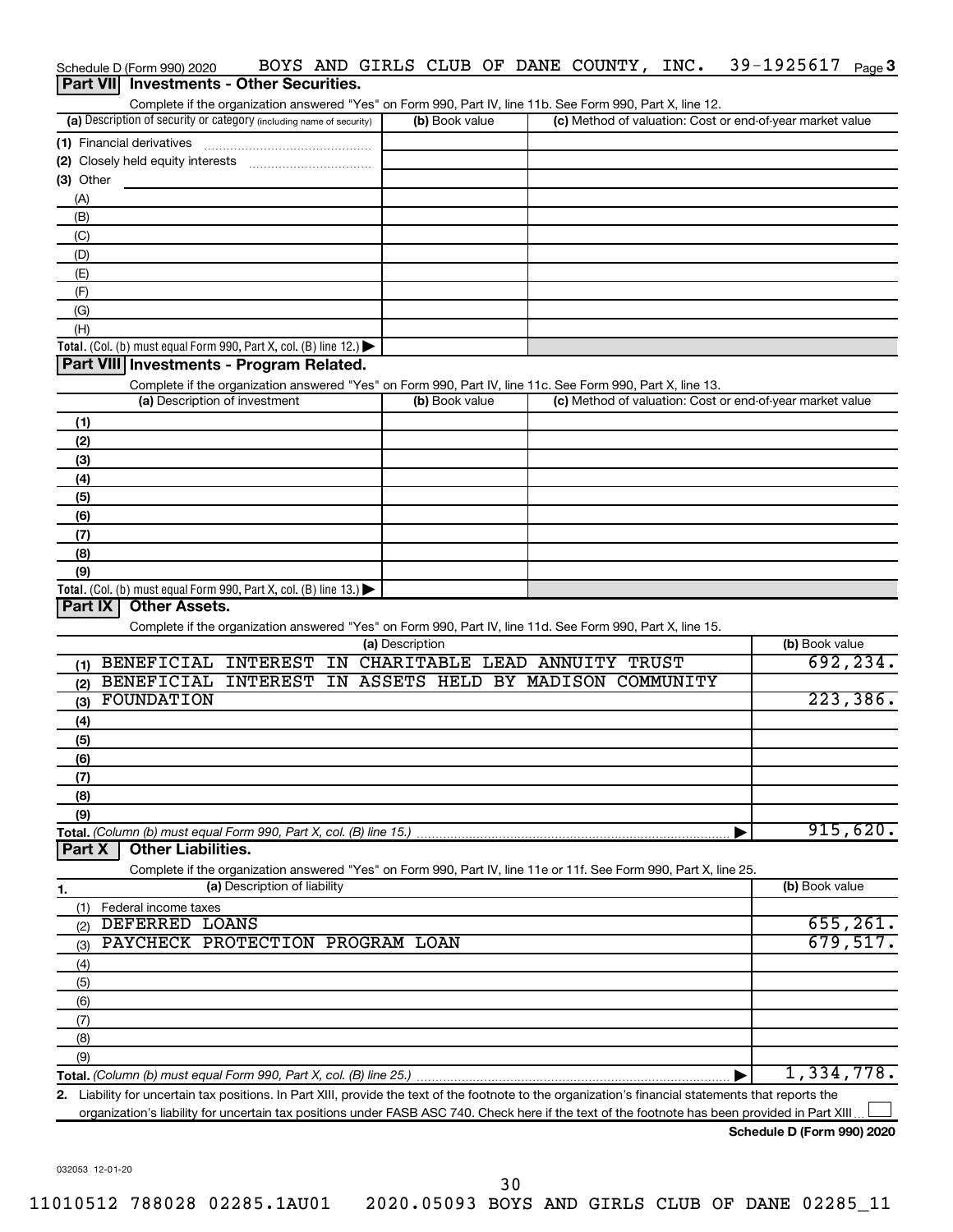Schedule D (Form 990) 2020 BOYS AND GIRLS CLUB OF DANE COUNTY, INC. 39-1925617 Page 3

## Part VII Investments - Other Securities.

Complete if the organization answered "Yes" on Form 990, Part IV, line 11b. See Form 990, Part X, line 12.

| (a) Description of security or category (including name of security) | (b) Book value | (c) Method of valuation: Cost or end-of-year market value |
|---|---|---|
| (1) Financial derivatives | | |
| (2) Closely held equity interests | | |
| (3) Other | | |
| (A) | | |
| (B) | | |
| (C) | | |
| (D) | | |
| (E) | | |
| (F) | | |
| (G) | | |
| (H) | | |
| **Total.** (Col. (b) must equal Form 990, Part X, col. (B) line 12.) | | |

## Part VIII Investments - Program Related.

Complete if the organization answered "Yes" on Form 990, Part IV, line 11c. See Form 990, Part X, line 13.

| (a) Description of investment | (b) Book value | (c) Method of valuation: Cost or end-of-year market value |
|---|---|---|
| (1) | | |
| (2) | | |
| (3) | | |
| (4) | | |
| (5) | | |
| (6) | | |
| (7) | | |
| (8) | | |
| (9) | | |
| **Total.** (Col. (b) must equal Form 990, Part X, col. (B) line 13.) | | |

## Part IX Other Assets.

Complete if the organization answered "Yes" on Form 990, Part IV, line 11d. See Form 990, Part X, line 15.

| (a) Description | (b) Book value |
|---|---|
| (1) BENEFICIAL INTEREST IN CHARITABLE LEAD ANNUITY TRUST | 692,234. |
| (2) BENEFICIAL INTEREST IN ASSETS HELD BY MADISON COMMUNITY | |
| (3) FOUNDATION | 223,386. |
| (4) | |
| (5) | |
| (6) | |
| (7) | |
| (8) | |
| (9) | |
| **Total.** (Column (b) must equal Form 990, Part X, col. (B) line 15.) | 915,620. |

## Part X Other Liabilities.

Complete if the organization answered "Yes" on Form 990, Part IV, line 11e or 11f. See Form 990, Part X, line 25.

| 1. (a) Description of liability | (b) Book value |
|---|---|
| (1) Federal income taxes | |
| (2) DEFERRED LOANS | 655,261. |
| (3) PAYCHECK PROTECTION PROGRAM LOAN | 679,517. |
| (4) | |
| (5) | |
| (6) | |
| (7) | |
| (8) | |
| (9) | |
| **Total.** (Column (b) must equal Form 990, Part X, col. (B) line 25.) | 1,334,778. |

2. Liability for uncertain tax positions. In Part XIII, provide the text of the footnote to the organization's financial statements that reports the organization's liability for uncertain tax positions under FASB ASC 740. Check here if the text of the footnote has been provided in Part XIII ☐

**Schedule D (Form 990) 2020**

032053 12-01-20

11010512 788028 02285.1AU01 2020.05093 BOYS AND GIRLS CLUB OF DANE 02285_11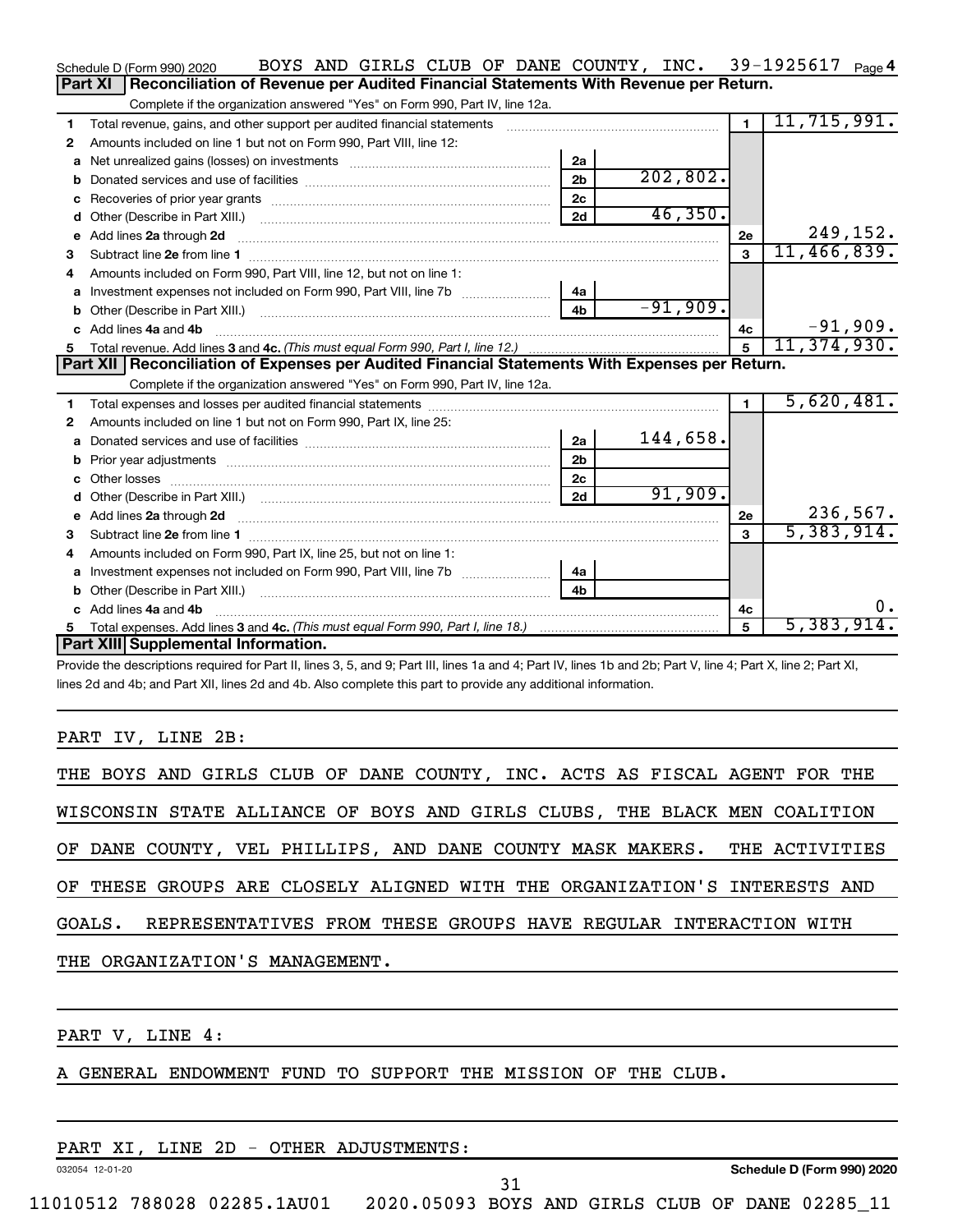Schedule D (Form 990) 2020 BOYS AND GIRLS CLUB OF DANE COUNTY, INC. 39-1925617 Page 4

## Part XI Reconciliation of Revenue per Audited Financial Statements With Revenue per Return.

Complete if the organization answered "Yes" on Form 990, Part IV, line 12a.

| | | | | | |
|---|---|---|---|---|---|
| 1 | Total revenue, gains, and other support per audited financial statements | | | 1 | 11,715,991. |
| 2 | Amounts included on line 1 but not on Form 990, Part VIII, line 12: | | | | |
| a | Net unrealized gains (losses) on investments | 2a | | | |
| b | Donated services and use of facilities | 2b | 202,802. | | |
| c | Recoveries of prior year grants | 2c | | | |
| d | Other (Describe in Part XIII.) | 2d | 46,350. | | |
| e | Add lines 2a through 2d | | | 2e | 249,152. |
| 3 | Subtract line 2e from line 1 | | | 3 | 11,466,839. |
| 4 | Amounts included on Form 990, Part VIII, line 12, but not on line 1: | | | | |
| a | Investment expenses not included on Form 990, Part VIII, line 7b | 4a | | | |
| b | Other (Describe in Part XIII.) | 4b | -91,909. | | |
| c | Add lines 4a and 4b | | | 4c | -91,909. |
| 5 | Total revenue. Add lines 3 and 4c. *(This must equal Form 990, Part I, line 12.)* | | | 5 | 11,374,930. |

## Part XII Reconciliation of Expenses per Audited Financial Statements With Expenses per Return.

Complete if the organization answered "Yes" on Form 990, Part IV, line 12a.

| | | | | | |
|---|---|---|---|---|---|
| 1 | Total expenses and losses per audited financial statements | | | 1 | 5,620,481. |
| 2 | Amounts included on line 1 but not on Form 990, Part IX, line 25: | | | | |
| a | Donated services and use of facilities | 2a | 144,658. | | |
| b | Prior year adjustments | 2b | | | |
| c | Other losses | 2c | | | |
| d | Other (Describe in Part XIII.) | 2d | 91,909. | | |
| e | Add lines 2a through 2d | | | 2e | 236,567. |
| 3 | Subtract line 2e from line 1 | | | 3 | 5,383,914. |
| 4 | Amounts included on Form 990, Part IX, line 25, but not on line 1: | | | | |
| a | Investment expenses not included on Form 990, Part VIII, line 7b | 4a | | | |
| b | Other (Describe in Part XIII.) | 4b | | | |
| c | Add lines 4a and 4b | | | 4c | 0. |
| 5 | Total expenses. Add lines 3 and 4c. *(This must equal Form 990, Part I, line 18.)* | | | 5 | 5,383,914. |

## Part XIII Supplemental Information.

Provide the descriptions required for Part II, lines 3, 5, and 9; Part III, lines 1a and 4; Part IV, lines 1b and 2b; Part V, line 4; Part X, line 2; Part XI, lines 2d and 4b; and Part XII, lines 2d and 4b. Also complete this part to provide any additional information.

PART IV, LINE 2B:

THE BOYS AND GIRLS CLUB OF DANE COUNTY, INC. ACTS AS FISCAL AGENT FOR THE WISCONSIN STATE ALLIANCE OF BOYS AND GIRLS CLUBS, THE BLACK MEN COALITION OF DANE COUNTY, VEL PHILLIPS, AND DANE COUNTY MASK MAKERS. THE ACTIVITIES OF THESE GROUPS ARE CLOSELY ALIGNED WITH THE ORGANIZATION'S INTERESTS AND GOALS. REPRESENTATIVES FROM THESE GROUPS HAVE REGULAR INTERACTION WITH THE ORGANIZATION'S MANAGEMENT.

PART V, LINE 4:

A GENERAL ENDOWMENT FUND TO SUPPORT THE MISSION OF THE CLUB.

PART XI, LINE 2D - OTHER ADJUSTMENTS:

032054 12-01-20 Schedule D (Form 990) 2020

11010512 788028 02285.1AU01 2020.05093 BOYS AND GIRLS CLUB OF DANE 02285_11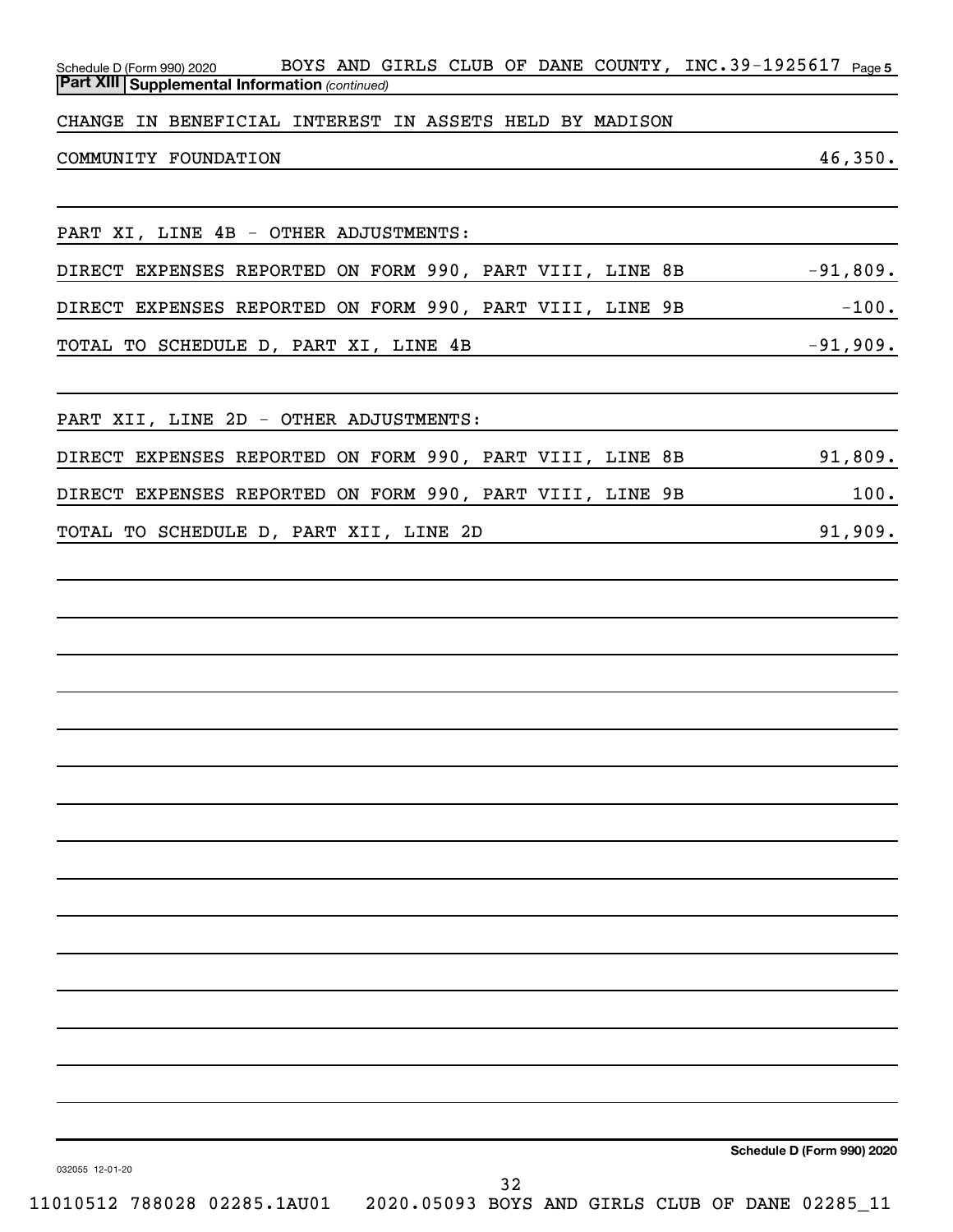Schedule D (Form 990) 2020 BOYS AND GIRLS CLUB OF DANE COUNTY, INC. 39-1925617 Page 5

**Part XIII Supplemental Information** *(continued)*

| | |
|---|---|
| CHANGE IN BENEFICIAL INTEREST IN ASSETS HELD BY MADISON | |
| COMMUNITY FOUNDATION | 46,350. |
| | |
| PART XI, LINE 4B - OTHER ADJUSTMENTS: | |
| DIRECT EXPENSES REPORTED ON FORM 990, PART VIII, LINE 8B | -91,809. |
| DIRECT EXPENSES REPORTED ON FORM 990, PART VIII, LINE 9B | -100. |
| TOTAL TO SCHEDULE D, PART XI, LINE 4B | -91,909. |
| | |
| PART XII, LINE 2D - OTHER ADJUSTMENTS: | |
| DIRECT EXPENSES REPORTED ON FORM 990, PART VIII, LINE 8B | 91,809. |
| DIRECT EXPENSES REPORTED ON FORM 990, PART VIII, LINE 9B | 100. |
| TOTAL TO SCHEDULE D, PART XII, LINE 2D | 91,909. |

Schedule D (Form 990) 2020

032055 12-01-20

11010512 788028 02285.1AU01 2020.05093 BOYS AND GIRLS CLUB OF DANE 02285_11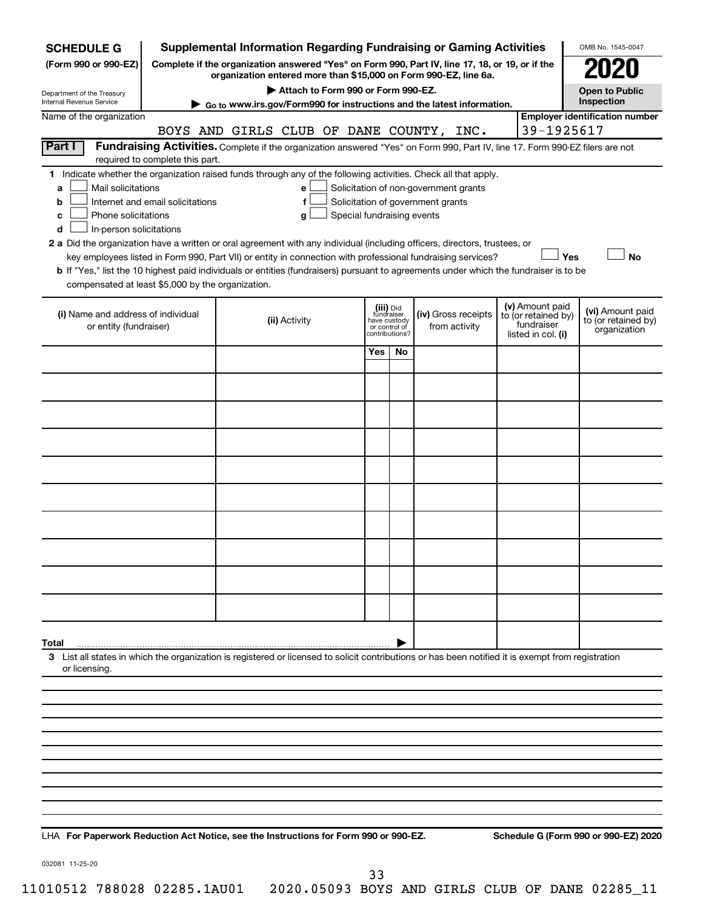**SCHEDULE G** (Form 990 or 990-EZ)

Department of the Treasury
Internal Revenue Service

# Supplemental Information Regarding Fundraising or Gaming Activities

**Complete if the organization answered "Yes" on Form 990, Part IV, line 17, 18, or 19, or if the organization entered more than $15,000 on Form 990-EZ, line 6a.**

**▶ Attach to Form 990 or Form 990-EZ.**

**▶ Go to www.irs.gov/Form990 for instructions and the latest information.**

OMB No. 1545-0047

**2020**

**Open to Public Inspection**

Name of the organization: BOYS AND GIRLS CLUB OF DANE COUNTY, INC.

**Employer identification number:** 39-1925617

## Part I Fundraising Activities.

Complete if the organization answered "Yes" on Form 990, Part IV, line 17. Form 990-EZ filers are not required to complete this part.

**1** Indicate whether the organization raised funds through any of the following activities. Check all that apply.

- **a** ☐ Mail solicitations
- **b** ☐ Internet and email solicitations
- **c** ☐ Phone solicitations
- **d** ☐ In-person solicitations
- **e** ☐ Solicitation of non-government grants
- **f** ☐ Solicitation of government grants
- **g** ☐ Special fundraising events

**2 a** Did the organization have a written or oral agreement with any individual (including officers, directors, trustees, or key employees listed in Form 990, Part VII) or entity in connection with professional fundraising services? ☐ **Yes** ☐ **No**

**b** If "Yes," list the 10 highest paid individuals or entities (fundraisers) pursuant to agreements under which the fundraiser is to be compensated at least $5,000 by the organization.

| (i) Name and address of individual or entity (fundraiser) | (ii) Activity | (iii) Did fundraiser have custody or control of contributions? | | (iv) Gross receipts from activity | (v) Amount paid to (or retained by) fundraiser listed in col. (i) | (vi) Amount paid to (or retained by) organization |
|---|---|---|---|---|---|---|
| | | Yes | No | | | |
| | | | | | | |
| | | | | | | |
| | | | | | | |
| | | | | | | |
| | | | | | | |
| | | | | | | |
| | | | | | | |
| | | | | | | |
| | | | | | | |
| | | | | | | |
| **Total** ▶ | | | | | | |

**3** List all states in which the organization is registered or licensed to solicit contributions or has been notified it is exempt from registration or licensing.

LHA **For Paperwork Reduction Act Notice, see the Instructions for Form 990 or 990-EZ.** **Schedule G (Form 990 or 990-EZ) 2020**

032081 11-25-20

11010512 788028 02285.1AU01 2020.05093 BOYS AND GIRLS CLUB OF DANE 02285_11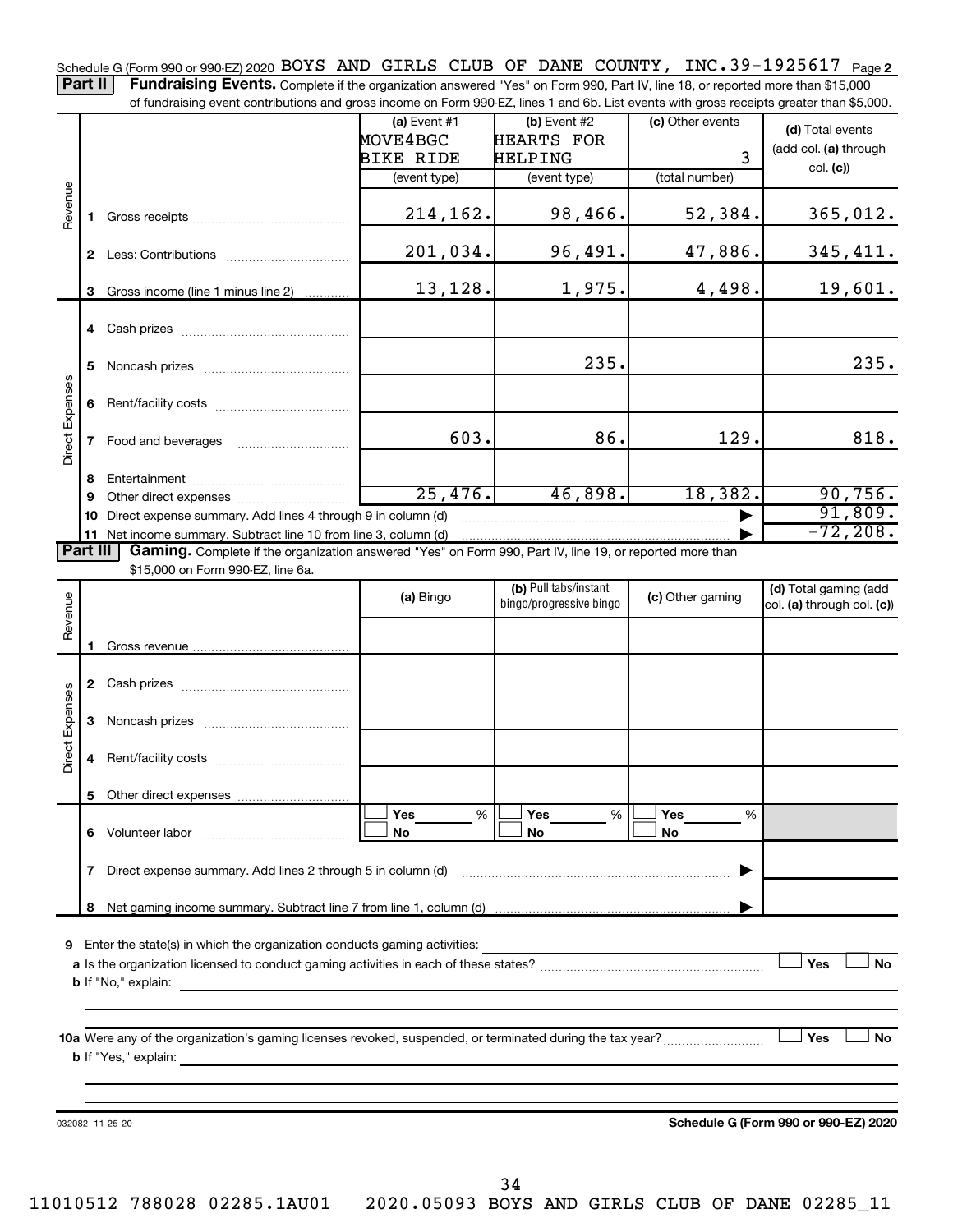Schedule G (Form 990 or 990-EZ) 2020 BOYS AND GIRLS CLUB OF DANE COUNTY, INC. 39-1925617 Page 2

**Part II** **Fundraising Events.** Complete if the organization answered "Yes" on Form 990, Part IV, line 18, or reported more than $15,000 of fundraising event contributions and gross income on Form 990-EZ, lines 1 and 6b. List events with gross receipts greater than $5,000.

| | | (a) Event #1 MOVE4BGC BIKE RIDE (event type) | (b) Event #2 HEARTS FOR HELPING (event type) | (c) Other events 3 (total number) | (d) Total events (add col. (a) through col. (c)) |
|---|---|---|---|---|---|
| Revenue | 1 Gross receipts | 214,162. | 98,466. | 52,384. | 365,012. |
| | 2 Less: Contributions | 201,034. | 96,491. | 47,886. | 345,411. |
| | 3 Gross income (line 1 minus line 2) | 13,128. | 1,975. | 4,498. | 19,601. |
| Direct Expenses | 4 Cash prizes | | | | |
| | 5 Noncash prizes | | 235. | | 235. |
| | 6 Rent/facility costs | | | | |
| | 7 Food and beverages | 603. | 86. | 129. | 818. |
| | 8 Entertainment | | | | |
| | 9 Other direct expenses | 25,476. | 46,898. | 18,382. | 90,756. |
| | 10 Direct expense summary. Add lines 4 through 9 in column (d) | | | | 91,809. |
| | 11 Net income summary. Subtract line 10 from line 3, column (d) | | | | -72,208. |

**Part III** **Gaming.** Complete if the organization answered "Yes" on Form 990, Part IV, line 19, or reported more than $15,000 on Form 990-EZ, line 6a.

| | | (a) Bingo | (b) Pull tabs/instant bingo/progressive bingo | (c) Other gaming | (d) Total gaming (add col. (a) through col. (c)) |
|---|---|---|---|---|---|
| Revenue | 1 Gross revenue | | | | |
| Direct Expenses | 2 Cash prizes | | | | |
| | 3 Noncash prizes | | | | |
| | 4 Rent/facility costs | | | | |
| | 5 Other direct expenses | | | | |
| | 6 Volunteer labor | Yes ___ % No | Yes ___ % No | Yes ___ % No | |
| | 7 Direct expense summary. Add lines 2 through 5 in column (d) | | | | |
| | 8 Net gaming income summary. Subtract line 7 from line 1, column (d) | | | | |

**9** Enter the state(s) in which the organization conducts gaming activities:

**a** Is the organization licensed to conduct gaming activities in each of these states? ☐ Yes ☐ No

**b** If "No," explain:

**10a** Were any of the organization's gaming licenses revoked, suspended, or terminated during the tax year? ☐ Yes ☐ No

**b** If "Yes," explain:

032082 11-25-20 **Schedule G (Form 990 or 990-EZ) 2020**

11010512 788028 02285.1AU01 2020.05093 BOYS AND GIRLS CLUB OF DANE 02285_11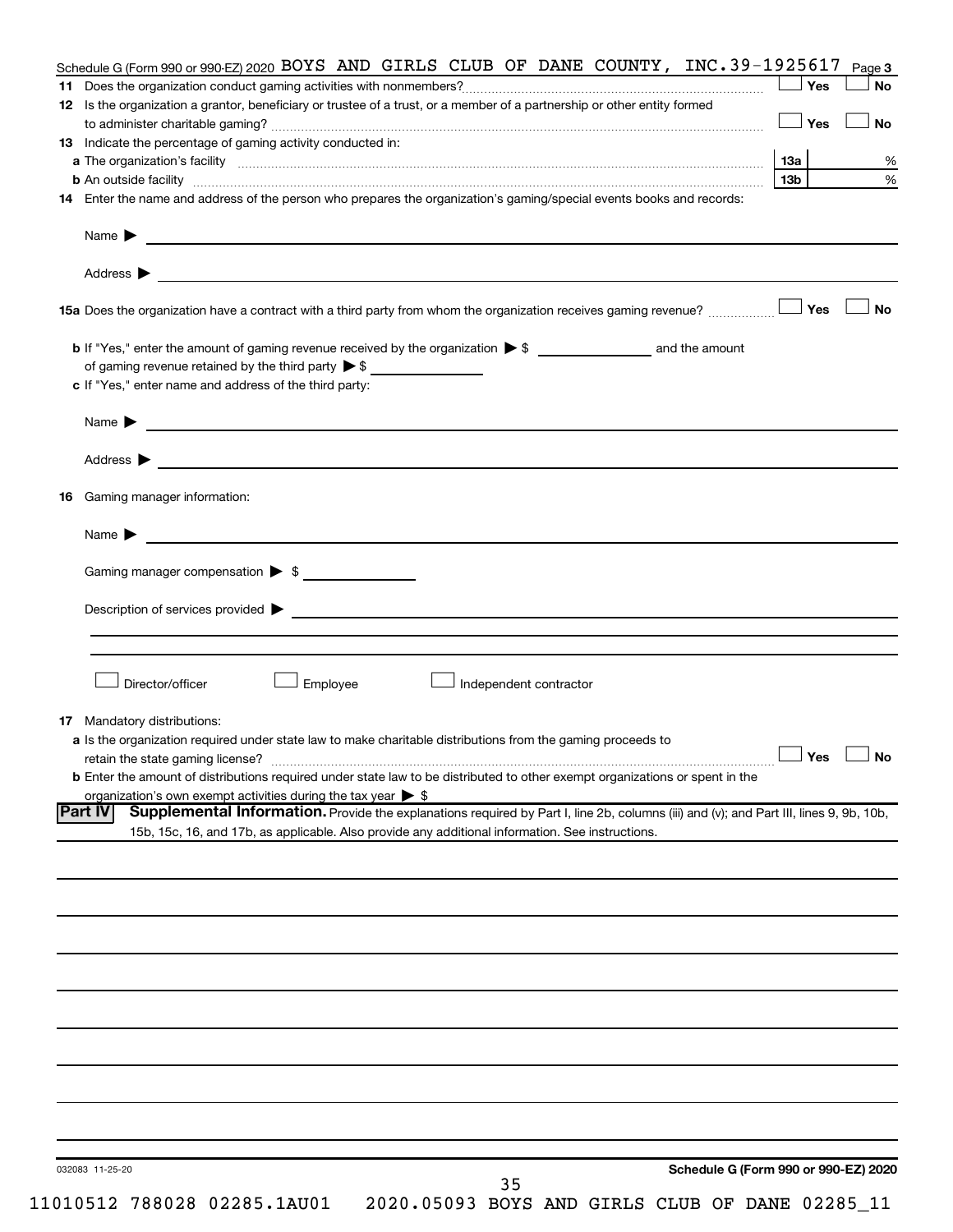Schedule G (Form 990 or 990-EZ) 2020 BOYS AND GIRLS CLUB OF DANE COUNTY, INC. 39-1925617 Page **3**

**11** Does the organization conduct gaming activities with nonmembers? ☐ Yes ☐ No

**12** Is the organization a grantor, beneficiary or trustee of a trust, or a member of a partnership or other entity formed to administer charitable gaming? ☐ Yes ☐ No

**13** Indicate the percentage of gaming activity conducted in:

**a** The organization's facility **13a** %

**b** An outside facility **13b** %

**14** Enter the name and address of the person who prepares the organization's gaming/special events books and records:

Name ▶

Address ▶

**15a** Does the organization have a contract with a third party from whom the organization receives gaming revenue? ☐ Yes ☐ No

**b** If "Yes," enter the amount of gaming revenue received by the organization ▶ $ ______ and the amount of gaming revenue retained by the third party ▶ $ ______

**c** If "Yes," enter name and address of the third party:

Name ▶

Address ▶

**16** Gaming manager information:

Name ▶

Gaming manager compensation ▶ $

Description of services provided ▶

☐ Director/officer ☐ Employee ☐ Independent contractor

**17** Mandatory distributions:

**a** Is the organization required under state law to make charitable distributions from the gaming proceeds to retain the state gaming license? ☐ Yes ☐ No

**b** Enter the amount of distributions required under state law to be distributed to other exempt organizations or spent in the organization's own exempt activities during the tax year ▶ $

**Part IV** **Supplemental Information.** Provide the explanations required by Part I, line 2b, columns (iii) and (v); and Part III, lines 9, 9b, 10b, 15b, 15c, 16, and 17b, as applicable. Also provide any additional information. See instructions.

032083 11-25-20 **Schedule G (Form 990 or 990-EZ) 2020**

11010512 788028 02285.1AU01 2020.05093 BOYS AND GIRLS CLUB OF DANE 02285_11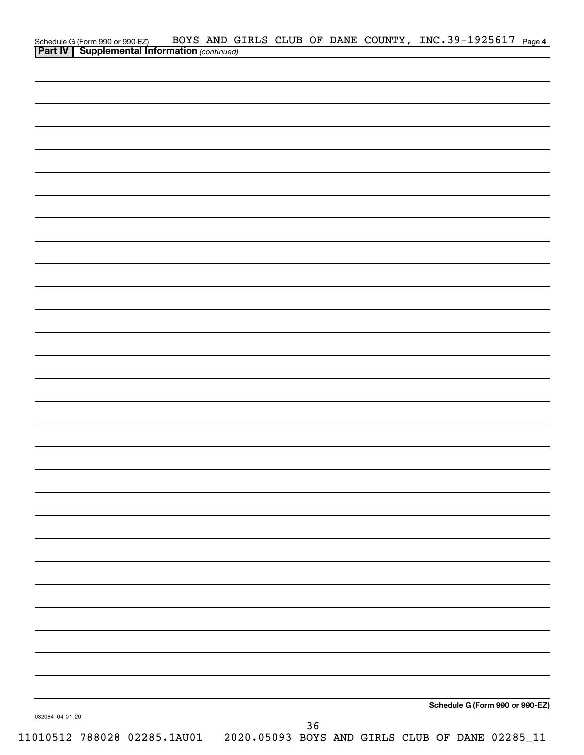Schedule G (Form 990 or 990-EZ) BOYS AND GIRLS CLUB OF DANE COUNTY, INC. 39-1925617 Page 4

**Part IV | Supplemental Information** *(continued)*

**Schedule G (Form 990 or 990-EZ)**

032084 04-01-20

11010512 788028 02285.1AU01 2020.05093 BOYS AND GIRLS CLUB OF DANE 02285_11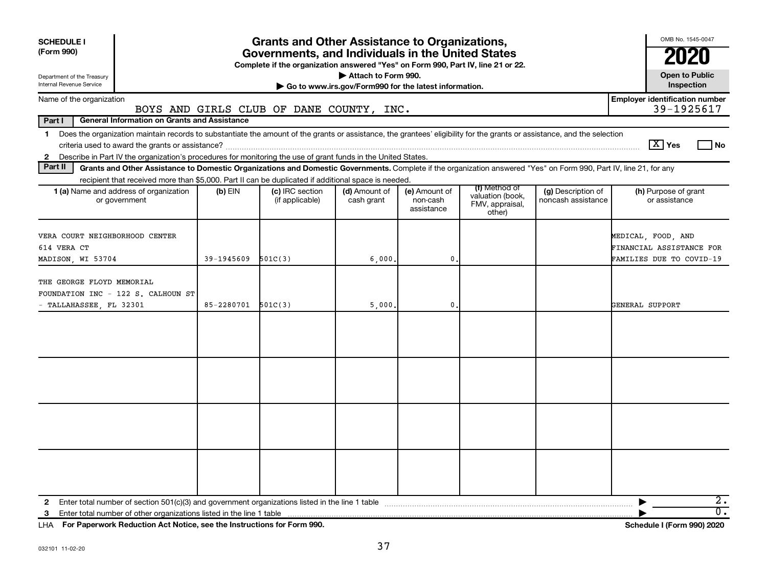**SCHEDULE I (Form 990)**

Department of the Treasury Internal Revenue Service

# Grants and Other Assistance to Organizations, Governments, and Individuals in the United States

**Complete if the organization answered "Yes" on Form 990, Part IV, line 21 or 22.**

**▶ Attach to Form 990.**

**▶ Go to www.irs.gov/Form990 for the latest information.**

OMB No. 1545-0047

**2020**

**Open to Public Inspection**

Name of the organization: BOYS AND GIRLS CLUB OF DANE COUNTY, INC.

**Employer identification number** 39-1925617

**Part I General Information on Grants and Assistance**

1 Does the organization maintain records to substantiate the amount of the grants or assistance, the grantees' eligibility for the grants or assistance, and the selection criteria used to award the grants or assistance? [X] Yes [ ] No

2 Describe in Part IV the organization's procedures for monitoring the use of grant funds in the United States.

**Part II Grants and Other Assistance to Domestic Organizations and Domestic Governments.** Complete if the organization answered "Yes" on Form 990, Part IV, line 21, for any recipient that received more than $5,000. Part II can be duplicated if additional space is needed.

| 1 (a) Name and address of organization or government | (b) EIN | (c) IRC section (if applicable) | (d) Amount of cash grant | (e) Amount of non-cash assistance | (f) Method of valuation (book, FMV, appraisal, other) | (g) Description of noncash assistance | (h) Purpose of grant or assistance |
|---|---|---|---|---|---|---|---|
| VERA COURT NEIGHBORHOOD CENTER 614 VERA CT MADISON, WI 53704 | 39-1945609 | 501C(3) | 6,000. | 0. | | | MEDICAL, FOOD, AND FINANCIAL ASSISTANCE FOR FAMILIES DUE TO COVID-19 |
| THE GEORGE FLOYD MEMORIAL FOUNDATION INC - 122 S. CALHOUN ST - TALLAHASSEE, FL 32301 | 85-2280701 | 501C(3) | 5,000. | 0. | | | GENERAL SUPPORT |
| | | | | | | | |
| | | | | | | | |
| | | | | | | | |
| | | | | | | | |

2 Enter total number of section 501(c)(3) and government organizations listed in the line 1 table ▶ 2.

3 Enter total number of other organizations listed in the line 1 table ▶ 0.

LHA **For Paperwork Reduction Act Notice, see the Instructions for Form 990.** **Schedule I (Form 990) 2020**

032101 11-02-20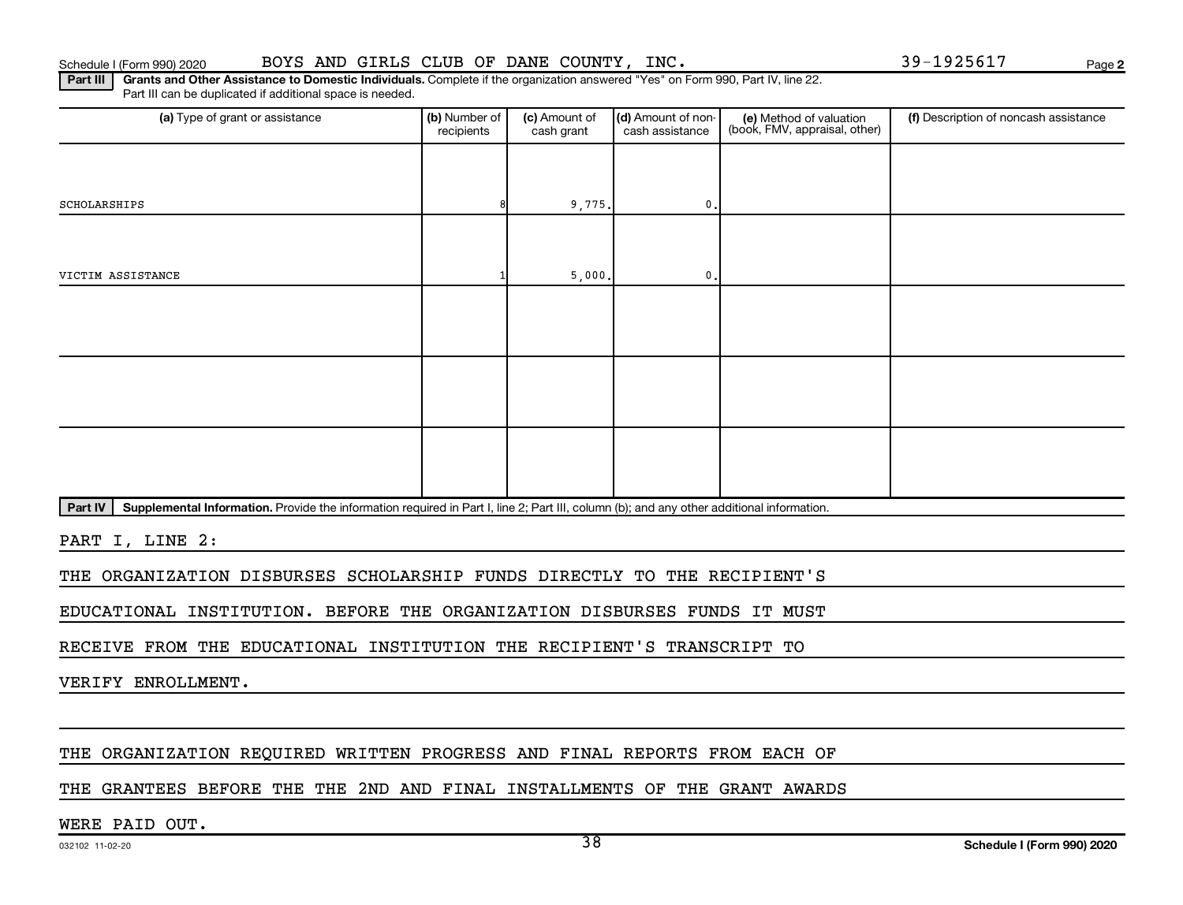Schedule I (Form 990) 2020 BOYS AND GIRLS CLUB OF DANE COUNTY, INC. 39-1925617

**Part III Grants and Other Assistance to Domestic Individuals.** Complete if the organization answered "Yes" on Form 990, Part IV, line 22. Part III can be duplicated if additional space is needed.

| (a) Type of grant or assistance | (b) Number of recipients | (c) Amount of cash grant | (d) Amount of non-cash assistance | (e) Method of valuation (book, FMV, appraisal, other) | (f) Description of noncash assistance |
|---|---|---|---|---|---|
| SCHOLARSHIPS | 8 | 9,775. | 0. | | |
| VICTIM ASSISTANCE | 1 | 5,000. | 0. | | |
| | | | | | |
| | | | | | |
| | | | | | |

**Part IV Supplemental Information.** Provide the information required in Part I, line 2; Part III, column (b); and any other additional information.

PART I, LINE 2:

THE ORGANIZATION DISBURSES SCHOLARSHIP FUNDS DIRECTLY TO THE RECIPIENT'S EDUCATIONAL INSTITUTION. BEFORE THE ORGANIZATION DISBURSES FUNDS IT MUST RECEIVE FROM THE EDUCATIONAL INSTITUTION THE RECIPIENT'S TRANSCRIPT TO VERIFY ENROLLMENT.

THE ORGANIZATION REQUIRED WRITTEN PROGRESS AND FINAL REPORTS FROM EACH OF THE GRANTEES BEFORE THE THE 2ND AND FINAL INSTALLMENTS OF THE GRANT AWARDS WERE PAID OUT.

032102 11-02-20 **Schedule I (Form 990) 2020**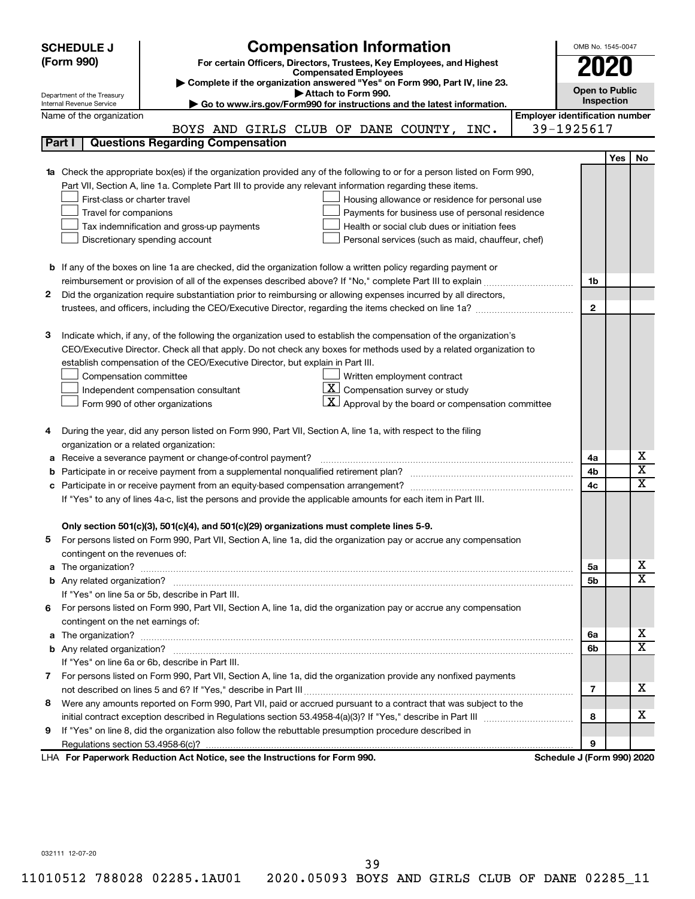# SCHEDULE J (Form 990)

## Compensation Information

**For certain Officers, Directors, Trustees, Key Employees, and Highest Compensated Employees**

▶ Complete if the organization answered "Yes" on Form 990, Part IV, line 23.

▶ Attach to Form 990.

▶ Go to www.irs.gov/Form990 for instructions and the latest information.

Department of the Treasury
Internal Revenue Service

OMB No. 1545-0047

**2020**

**Open to Public Inspection**

Name of the organization: BOYS AND GIRLS CLUB OF DANE COUNTY, INC.

Employer identification number: 39-1925617

### Part I — Questions Regarding Compensation

| | | Line | Yes | No |
|---|---|---|---|---|
| **1a** | Check the appropriate box(es) if the organization provided any of the following to or for a person listed on Form 990, Part VII, Section A, line 1a. Complete Part III to provide any relevant information regarding these items.<br>☐ First-class or charter travel ☐ Housing allowance or residence for personal use<br>☐ Travel for companions ☐ Payments for business use of personal residence<br>☐ Tax indemnification and gross-up payments ☐ Health or social club dues or initiation fees<br>☐ Discretionary spending account ☐ Personal services (such as maid, chauffeur, chef) | | | |
| **b** | If any of the boxes on line 1a are checked, did the organization follow a written policy regarding payment or reimbursement or provision of all of the expenses described above? If "No," complete Part III to explain | 1b | | |
| **2** | Did the organization require substantiation prior to reimbursing or allowing expenses incurred by all directors, trustees, and officers, including the CEO/Executive Director, regarding the items checked on line 1a? | 2 | | |
| **3** | Indicate which, if any, of the following the organization used to establish the compensation of the organization's CEO/Executive Director. Check all that apply. Do not check any boxes for methods used by a related organization to establish compensation of the CEO/Executive Director, but explain in Part III.<br>☐ Compensation committee ☐ Written employment contract<br>☐ Independent compensation consultant ☒ Compensation survey or study<br>☐ Form 990 of other organizations ☒ Approval by the board or compensation committee | | | |
| **4** | During the year, did any person listed on Form 990, Part VII, Section A, line 1a, with respect to the filing organization or a related organization: | | | |
| **a** | Receive a severance payment or change-of-control payment? | 4a | | X |
| **b** | Participate in or receive payment from a supplemental nonqualified retirement plan? | 4b | | X |
| **c** | Participate in or receive payment from an equity-based compensation arrangement? | 4c | | X |
| | If "Yes" to any of lines 4a-c, list the persons and provide the applicable amounts for each item in Part III. | | | |
| | **Only section 501(c)(3), 501(c)(4), and 501(c)(29) organizations must complete lines 5-9.** | | | |
| **5** | For persons listed on Form 990, Part VII, Section A, line 1a, did the organization pay or accrue any compensation contingent on the revenues of: | | | |
| **a** | The organization? | 5a | | X |
| **b** | Any related organization? | 5b | | X |
| | If "Yes" on line 5a or 5b, describe in Part III. | | | |
| **6** | For persons listed on Form 990, Part VII, Section A, line 1a, did the organization pay or accrue any compensation contingent on the net earnings of: | | | |
| **a** | The organization? | 6a | | X |
| **b** | Any related organization? | 6b | | X |
| | If "Yes" on line 6a or 6b, describe in Part III. | | | |
| **7** | For persons listed on Form 990, Part VII, Section A, line 1a, did the organization provide any nonfixed payments not described on lines 5 and 6? If "Yes," describe in Part III | 7 | | X |
| **8** | Were any amounts reported on Form 990, Part VII, paid or accrued pursuant to a contract that was subject to the initial contract exception described in Regulations section 53.4958-4(a)(3)? If "Yes," describe in Part III | 8 | | X |
| **9** | If "Yes" on line 8, did the organization also follow the rebuttable presumption procedure described in Regulations section 53.4958-6(c)? | 9 | | |

LHA **For Paperwork Reduction Act Notice, see the Instructions for Form 990.** **Schedule J (Form 990) 2020**

032111 12-07-20

11010512 788028 02285.1AU01 2020.05093 BOYS AND GIRLS CLUB OF DANE 02285_11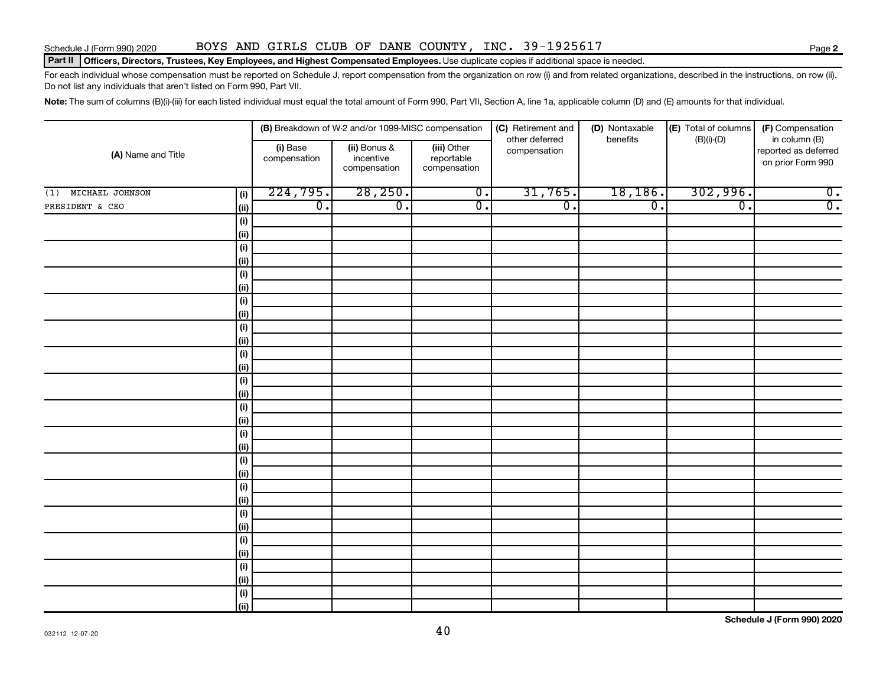Schedule J (Form 990) 2020 BOYS AND GIRLS CLUB OF DANE COUNTY, INC. 39-1925617 Page **2**

**Part II** **Officers, Directors, Trustees, Key Employees, and Highest Compensated Employees.** Use duplicate copies if additional space is needed.

For each individual whose compensation must be reported on Schedule J, report compensation from the organization on row (i) and from related organizations, described in the instructions, on row (ii). Do not list any individuals that aren't listed on Form 990, Part VII.

**Note:** The sum of columns (B)(i)-(iii) for each listed individual must equal the total amount of Form 990, Part VII, Section A, line 1a, applicable column (D) and (E) amounts for that individual.

| (A) Name and Title | | (B) Breakdown of W-2 and/or 1099-MISC compensation | | | (C) Retirement and other deferred compensation | (D) Nontaxable benefits | (E) Total of columns (B)(i)-(D) | (F) Compensation in column (B) reported as deferred on prior Form 990 |
|---|---|---|---|---|---|---|---|---|
| | | (i) Base compensation | (ii) Bonus & incentive compensation | (iii) Other reportable compensation | | | | |
| (1) MICHAEL JOHNSON | (i) | 224,795. | 28,250. | 0. | 31,765. | 18,186. | 302,996. | 0. |
| PRESIDENT & CEO | (ii) | 0. | 0. | 0. | 0. | 0. | 0. | 0. |
| | (i) | | | | | | | |
| | (ii) | | | | | | | |
| | (i) | | | | | | | |
| | (ii) | | | | | | | |
| | (i) | | | | | | | |
| | (ii) | | | | | | | |
| | (i) | | | | | | | |
| | (ii) | | | | | | | |
| | (i) | | | | | | | |
| | (ii) | | | | | | | |
| | (i) | | | | | | | |
| | (ii) | | | | | | | |
| | (i) | | | | | | | |
| | (ii) | | | | | | | |
| | (i) | | | | | | | |
| | (ii) | | | | | | | |
| | (i) | | | | | | | |
| | (ii) | | | | | | | |
| | (i) | | | | | | | |
| | (ii) | | | | | | | |
| | (i) | | | | | | | |
| | (ii) | | | | | | | |
| | (i) | | | | | | | |
| | (ii) | | | | | | | |
| | (i) | | | | | | | |
| | (ii) | | | | | | | |
| | (i) | | | | | | | |
| | (ii) | | | | | | | |
| | (i) | | | | | | | |
| | (ii) | | | | | | | |

032112 12-07-20 **Schedule J (Form 990) 2020**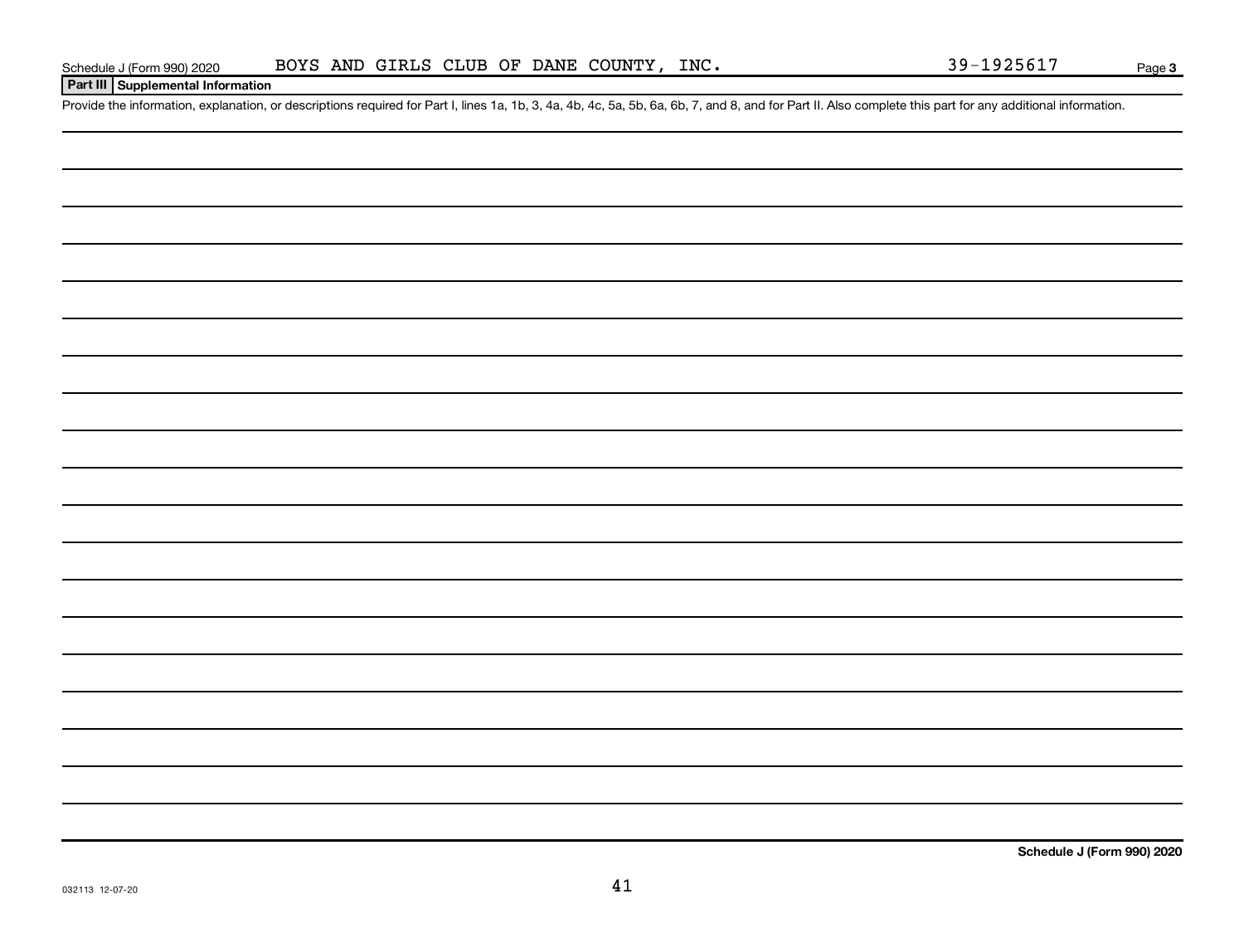Schedule J (Form 990) 2020 BOYS AND GIRLS CLUB OF DANE COUNTY, INC. 39-1925617 Page 3

**Part III Supplemental Information**

Provide the information, explanation, or descriptions required for Part I, lines 1a, 1b, 3, 4a, 4b, 4c, 5a, 5b, 6a, 6b, 7, and 8, and for Part II. Also complete this part for any additional information.

**Schedule J (Form 990) 2020**

032113 12-07-20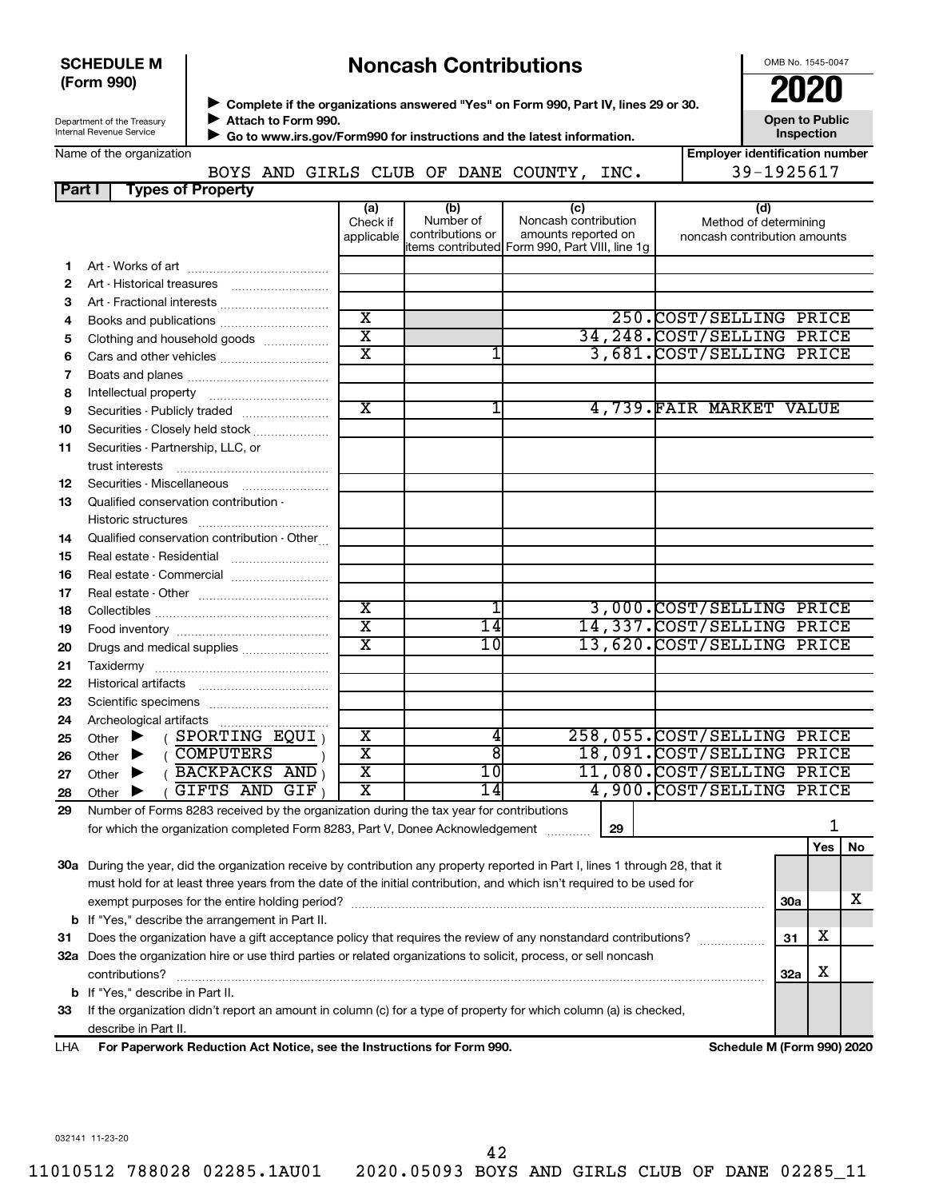**SCHEDULE M (Form 990)**

Department of the Treasury
Internal Revenue Service

# Noncash Contributions

▶ Complete if the organizations answered "Yes" on Form 990, Part IV, lines 29 or 30.
▶ Attach to Form 990.
▶ Go to www.irs.gov/Form990 for instructions and the latest information.

OMB No. 1545-0047

**2020**

**Open to Public Inspection**

Name of the organization: BOYS AND GIRLS CLUB OF DANE COUNTY, INC.

Employer identification number: 39-1925617

## Part I Types of Property

| | | (a) Check if applicable | (b) Number of contributions or items contributed | (c) Noncash contribution amounts reported on Form 990, Part VIII, line 1g | (d) Method of determining noncash contribution amounts |
|---|---|---|---|---|---|
| 1 | Art - Works of art | | | | |
| 2 | Art - Historical treasures | | | | |
| 3 | Art - Fractional interests | | | | |
| 4 | Books and publications | X | | 250. | COST/SELLING PRICE |
| 5 | Clothing and household goods | X | | 34,248. | COST/SELLING PRICE |
| 6 | Cars and other vehicles | X | 1 | 3,681. | COST/SELLING PRICE |
| 7 | Boats and planes | | | | |
| 8 | Intellectual property | | | | |
| 9 | Securities - Publicly traded | X | 1 | 4,739. | FAIR MARKET VALUE |
| 10 | Securities - Closely held stock | | | | |
| 11 | Securities - Partnership, LLC, or trust interests | | | | |
| 12 | Securities - Miscellaneous | | | | |
| 13 | Qualified conservation contribution - Historic structures | | | | |
| 14 | Qualified conservation contribution - Other | | | | |
| 15 | Real estate - Residential | | | | |
| 16 | Real estate - Commercial | | | | |
| 17 | Real estate - Other | | | | |
| 18 | Collectibles | X | 1 | 3,000. | COST/SELLING PRICE |
| 19 | Food inventory | X | 14 | 14,337. | COST/SELLING PRICE |
| 20 | Drugs and medical supplies | X | 10 | 13,620. | COST/SELLING PRICE |
| 21 | Taxidermy | | | | |
| 22 | Historical artifacts | | | | |
| 23 | Scientific specimens | | | | |
| 24 | Archeological artifacts | | | | |
| 25 | Other ▶ ( SPORTING EQUI ) | X | 4 | 258,055. | COST/SELLING PRICE |
| 26 | Other ▶ ( COMPUTERS ) | X | 8 | 18,091. | COST/SELLING PRICE |
| 27 | Other ▶ ( BACKPACKS AND ) | X | 10 | 11,080. | COST/SELLING PRICE |
| 28 | Other ▶ ( GIFTS AND GIF ) | X | 14 | 4,900. | COST/SELLING PRICE |

29 Number of Forms 8283 received by the organization during the tax year for contributions for which the organization completed Form 8283, Part V, Donee Acknowledgement ..... **29** | 1

| | | | Yes | No |
|---|---|---|---|---|
| 30a | During the year, did the organization receive by contribution any property reported in Part I, lines 1 through 28, that it must hold for at least three years from the date of the initial contribution, and which isn't required to be used for exempt purposes for the entire holding period? | 30a | | X |
| b | If "Yes," describe the arrangement in Part II. | | | |
| 31 | Does the organization have a gift acceptance policy that requires the review of any nonstandard contributions? | 31 | X | |
| 32a | Does the organization hire or use third parties or related organizations to solicit, process, or sell noncash contributions? | 32a | X | |
| b | If "Yes," describe in Part II. | | | |
| 33 | If the organization didn't report an amount in column (c) for a type of property for which column (a) is checked, describe in Part II. | | | |

LHA **For Paperwork Reduction Act Notice, see the Instructions for Form 990.** **Schedule M (Form 990) 2020**

032141 11-23-20

11010512 788028 02285.1AU01 2020.05093 BOYS AND GIRLS CLUB OF DANE 02285_11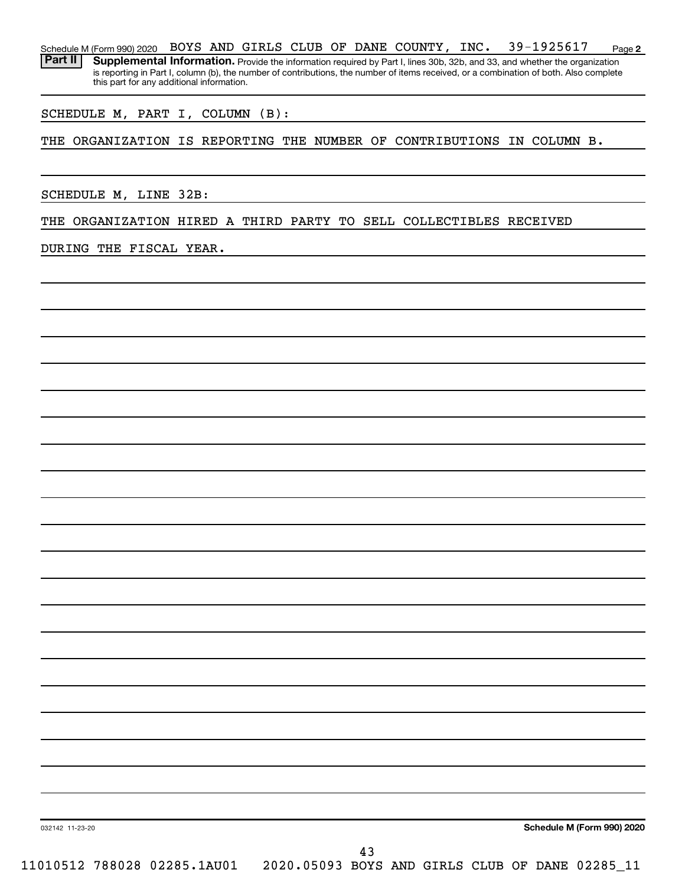Schedule M (Form 990) 2020 BOYS AND GIRLS CLUB OF DANE COUNTY, INC. 39-1925617 Page 2

**Part II** **Supplemental Information.** Provide the information required by Part I, lines 30b, 32b, and 33, and whether the organization is reporting in Part I, column (b), the number of contributions, the number of items received, or a combination of both. Also complete this part for any additional information.

SCHEDULE M, PART I, COLUMN (B):

THE ORGANIZATION IS REPORTING THE NUMBER OF CONTRIBUTIONS IN COLUMN B.

SCHEDULE M, LINE 32B:

THE ORGANIZATION HIRED A THIRD PARTY TO SELL COLLECTIBLES RECEIVED DURING THE FISCAL YEAR.

032142 11-23-20

**Schedule M (Form 990) 2020**

11010512 788028 02285.1AU01 2020.05093 BOYS AND GIRLS CLUB OF DANE 02285_11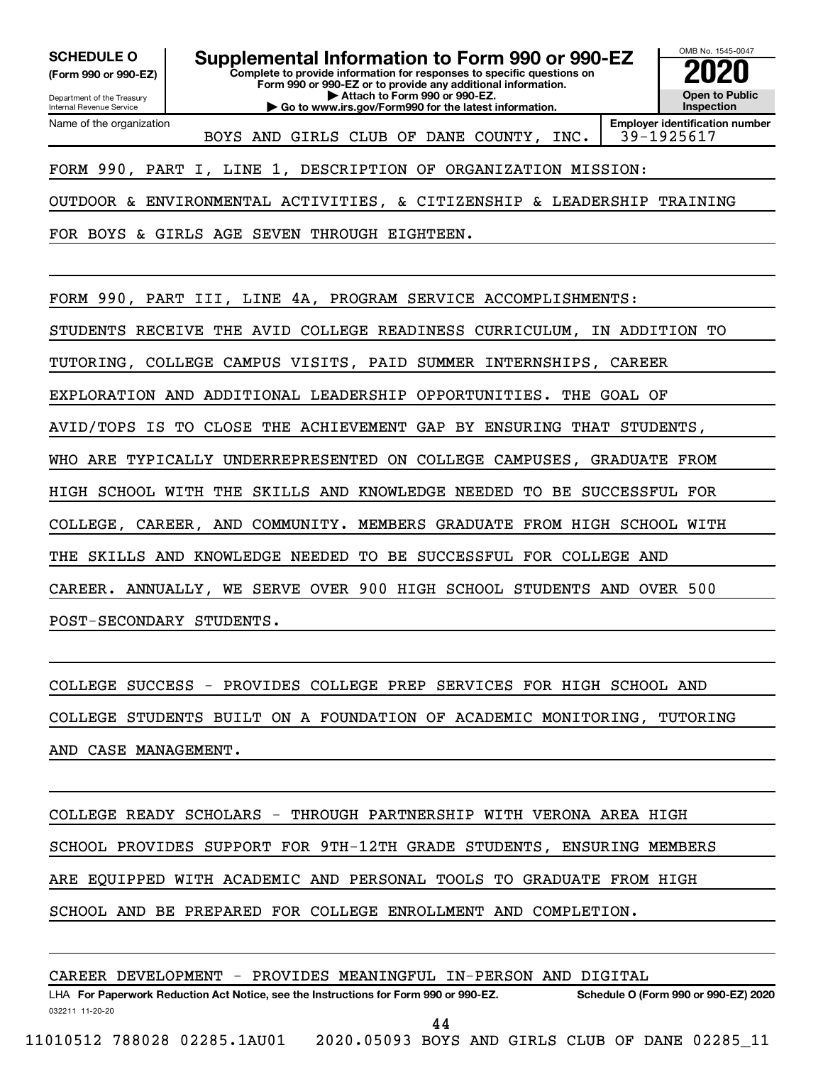**SCHEDULE O**
**(Form 990 or 990-EZ)**

Department of the Treasury
Internal Revenue Service

# Supplemental Information to Form 990 or 990-EZ

**Complete to provide information for responses to specific questions on Form 990 or 990-EZ or to provide any additional information.**
**▶ Attach to Form 990 or 990-EZ.**
**▶ Go to www.irs.gov/Form990 for the latest information.**

OMB No. 1545-0047
**2020**
**Open to Public Inspection**

Name of the organization: BOYS AND GIRLS CLUB OF DANE COUNTY, INC.
**Employer identification number:** 39-1925617

FORM 990, PART I, LINE 1, DESCRIPTION OF ORGANIZATION MISSION:

OUTDOOR & ENVIRONMENTAL ACTIVITIES, & CITIZENSHIP & LEADERSHIP TRAINING FOR BOYS & GIRLS AGE SEVEN THROUGH EIGHTEEN.

FORM 990, PART III, LINE 4A, PROGRAM SERVICE ACCOMPLISHMENTS:

STUDENTS RECEIVE THE AVID COLLEGE READINESS CURRICULUM, IN ADDITION TO TUTORING, COLLEGE CAMPUS VISITS, PAID SUMMER INTERNSHIPS, CAREER EXPLORATION AND ADDITIONAL LEADERSHIP OPPORTUNITIES. THE GOAL OF AVID/TOPS IS TO CLOSE THE ACHIEVEMENT GAP BY ENSURING THAT STUDENTS, WHO ARE TYPICALLY UNDERREPRESENTED ON COLLEGE CAMPUSES, GRADUATE FROM HIGH SCHOOL WITH THE SKILLS AND KNOWLEDGE NEEDED TO BE SUCCESSFUL FOR COLLEGE, CAREER, AND COMMUNITY. MEMBERS GRADUATE FROM HIGH SCHOOL WITH THE SKILLS AND KNOWLEDGE NEEDED TO BE SUCCESSFUL FOR COLLEGE AND CAREER. ANNUALLY, WE SERVE OVER 900 HIGH SCHOOL STUDENTS AND OVER 500 POST-SECONDARY STUDENTS.

COLLEGE SUCCESS - PROVIDES COLLEGE PREP SERVICES FOR HIGH SCHOOL AND COLLEGE STUDENTS BUILT ON A FOUNDATION OF ACADEMIC MONITORING, TUTORING AND CASE MANAGEMENT.

COLLEGE READY SCHOLARS - THROUGH PARTNERSHIP WITH VERONA AREA HIGH SCHOOL PROVIDES SUPPORT FOR 9TH-12TH GRADE STUDENTS, ENSURING MEMBERS ARE EQUIPPED WITH ACADEMIC AND PERSONAL TOOLS TO GRADUATE FROM HIGH SCHOOL AND BE PREPARED FOR COLLEGE ENROLLMENT AND COMPLETION.

CAREER DEVELOPMENT - PROVIDES MEANINGFUL IN-PERSON AND DIGITAL

LHA **For Paperwork Reduction Act Notice, see the Instructions for Form 990 or 990-EZ.** **Schedule O (Form 990 or 990-EZ) 2020**
032211 11-20-20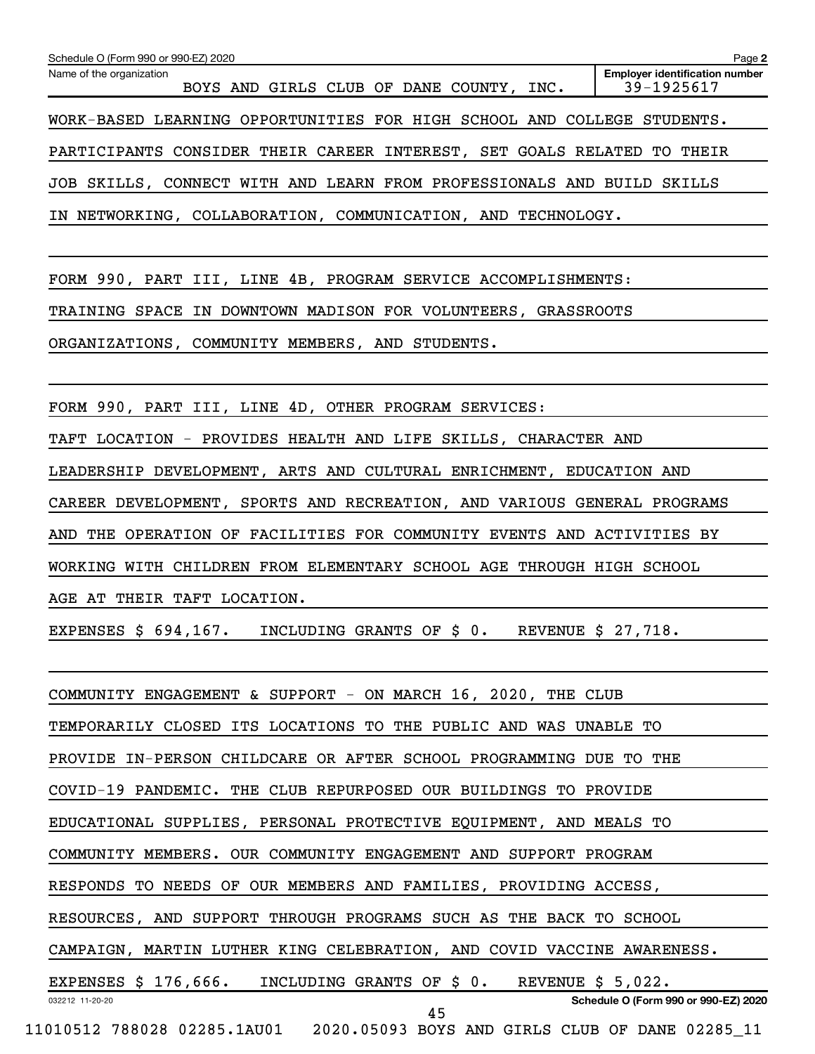Schedule O (Form 990 or 990-EZ) 2020 Page 2

Name of the organization: BOYS AND GIRLS CLUB OF DANE COUNTY, INC.

Employer identification number: 39-1925617

WORK-BASED LEARNING OPPORTUNITIES FOR HIGH SCHOOL AND COLLEGE STUDENTS. PARTICIPANTS CONSIDER THEIR CAREER INTEREST, SET GOALS RELATED TO THEIR JOB SKILLS, CONNECT WITH AND LEARN FROM PROFESSIONALS AND BUILD SKILLS IN NETWORKING, COLLABORATION, COMMUNICATION, AND TECHNOLOGY.

FORM 990, PART III, LINE 4B, PROGRAM SERVICE ACCOMPLISHMENTS:

TRAINING SPACE IN DOWNTOWN MADISON FOR VOLUNTEERS, GRASSROOTS ORGANIZATIONS, COMMUNITY MEMBERS, AND STUDENTS.

FORM 990, PART III, LINE 4D, OTHER PROGRAM SERVICES:

TAFT LOCATION - PROVIDES HEALTH AND LIFE SKILLS, CHARACTER AND LEADERSHIP DEVELOPMENT, ARTS AND CULTURAL ENRICHMENT, EDUCATION AND CAREER DEVELOPMENT, SPORTS AND RECREATION, AND VARIOUS GENERAL PROGRAMS AND THE OPERATION OF FACILITIES FOR COMMUNITY EVENTS AND ACTIVITIES BY WORKING WITH CHILDREN FROM ELEMENTARY SCHOOL AGE THROUGH HIGH SCHOOL AGE AT THEIR TAFT LOCATION.

EXPENSES $ 694,167. INCLUDING GRANTS OF $ 0. REVENUE $ 27,718.

COMMUNITY ENGAGEMENT & SUPPORT - ON MARCH 16, 2020, THE CLUB TEMPORARILY CLOSED ITS LOCATIONS TO THE PUBLIC AND WAS UNABLE TO PROVIDE IN-PERSON CHILDCARE OR AFTER SCHOOL PROGRAMMING DUE TO THE COVID-19 PANDEMIC. THE CLUB REPURPOSED OUR BUILDINGS TO PROVIDE EDUCATIONAL SUPPLIES, PERSONAL PROTECTIVE EQUIPMENT, AND MEALS TO COMMUNITY MEMBERS. OUR COMMUNITY ENGAGEMENT AND SUPPORT PROGRAM RESPONDS TO NEEDS OF OUR MEMBERS AND FAMILIES, PROVIDING ACCESS, RESOURCES, AND SUPPORT THROUGH PROGRAMS SUCH AS THE BACK TO SCHOOL CAMPAIGN, MARTIN LUTHER KING CELEBRATION, AND COVID VACCINE AWARENESS.

EXPENSES $ 176,666. INCLUDING GRANTS OF $ 0. REVENUE $ 5,022.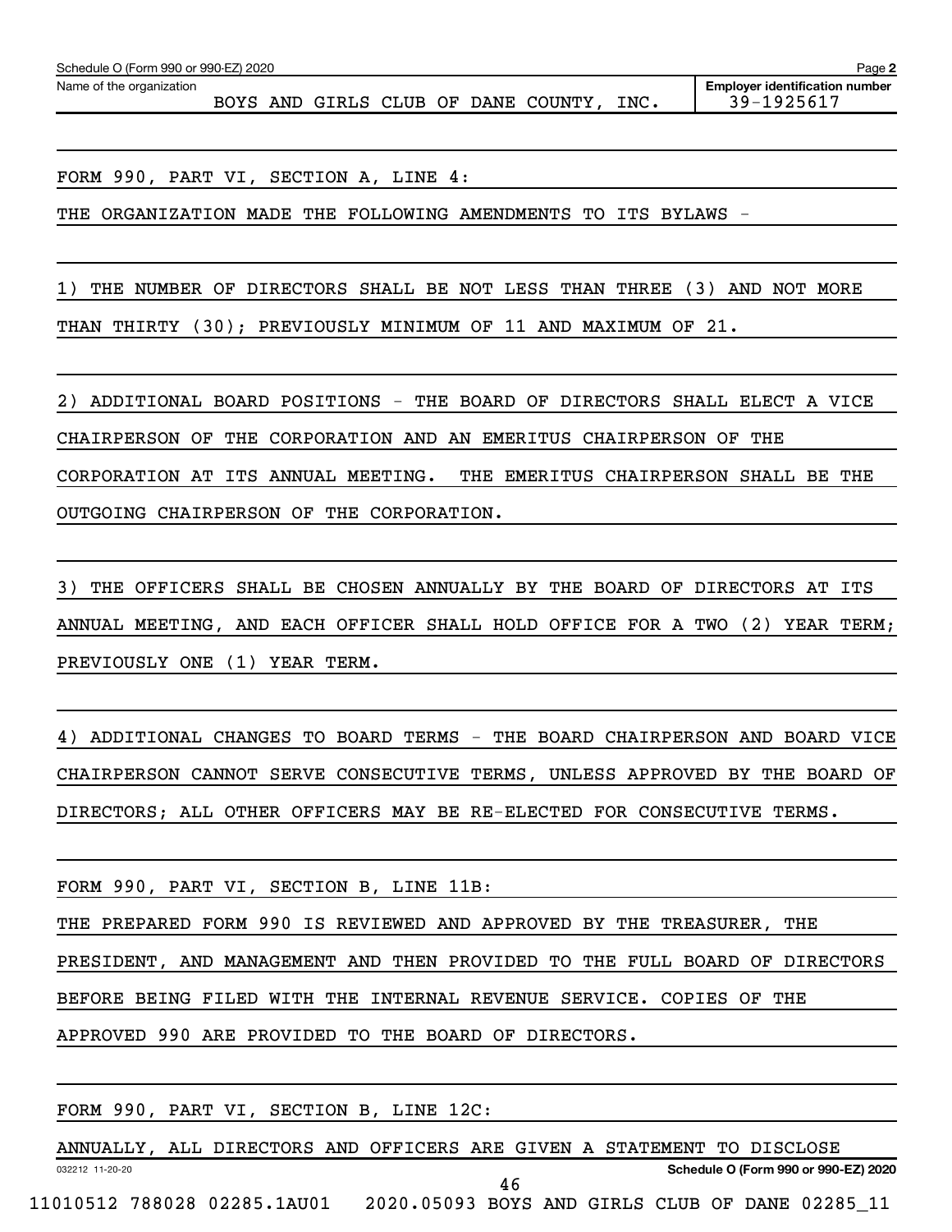Schedule O (Form 990 or 990-EZ) 2020 Page **2**

Name of the organization: BOYS AND GIRLS CLUB OF DANE COUNTY, INC.

**Employer identification number** 39-1925617

FORM 990, PART VI, SECTION A, LINE 4:

THE ORGANIZATION MADE THE FOLLOWING AMENDMENTS TO ITS BYLAWS -

1) THE NUMBER OF DIRECTORS SHALL BE NOT LESS THAN THREE (3) AND NOT MORE THAN THIRTY (30); PREVIOUSLY MINIMUM OF 11 AND MAXIMUM OF 21.

2) ADDITIONAL BOARD POSITIONS - THE BOARD OF DIRECTORS SHALL ELECT A VICE CHAIRPERSON OF THE CORPORATION AND AN EMERITUS CHAIRPERSON OF THE CORPORATION AT ITS ANNUAL MEETING. THE EMERITUS CHAIRPERSON SHALL BE THE OUTGOING CHAIRPERSON OF THE CORPORATION.

3) THE OFFICERS SHALL BE CHOSEN ANNUALLY BY THE BOARD OF DIRECTORS AT ITS ANNUAL MEETING, AND EACH OFFICER SHALL HOLD OFFICE FOR A TWO (2) YEAR TERM; PREVIOUSLY ONE (1) YEAR TERM.

4) ADDITIONAL CHANGES TO BOARD TERMS - THE BOARD CHAIRPERSON AND BOARD VICE CHAIRPERSON CANNOT SERVE CONSECUTIVE TERMS, UNLESS APPROVED BY THE BOARD OF DIRECTORS; ALL OTHER OFFICERS MAY BE RE-ELECTED FOR CONSECUTIVE TERMS.

FORM 990, PART VI, SECTION B, LINE 11B:

THE PREPARED FORM 990 IS REVIEWED AND APPROVED BY THE TREASURER, THE PRESIDENT, AND MANAGEMENT AND THEN PROVIDED TO THE FULL BOARD OF DIRECTORS BEFORE BEING FILED WITH THE INTERNAL REVENUE SERVICE. COPIES OF THE APPROVED 990 ARE PROVIDED TO THE BOARD OF DIRECTORS.

FORM 990, PART VI, SECTION B, LINE 12C:

ANNUALLY, ALL DIRECTORS AND OFFICERS ARE GIVEN A STATEMENT TO DISCLOSE

032212 11-20-20 **Schedule O (Form 990 or 990-EZ) 2020**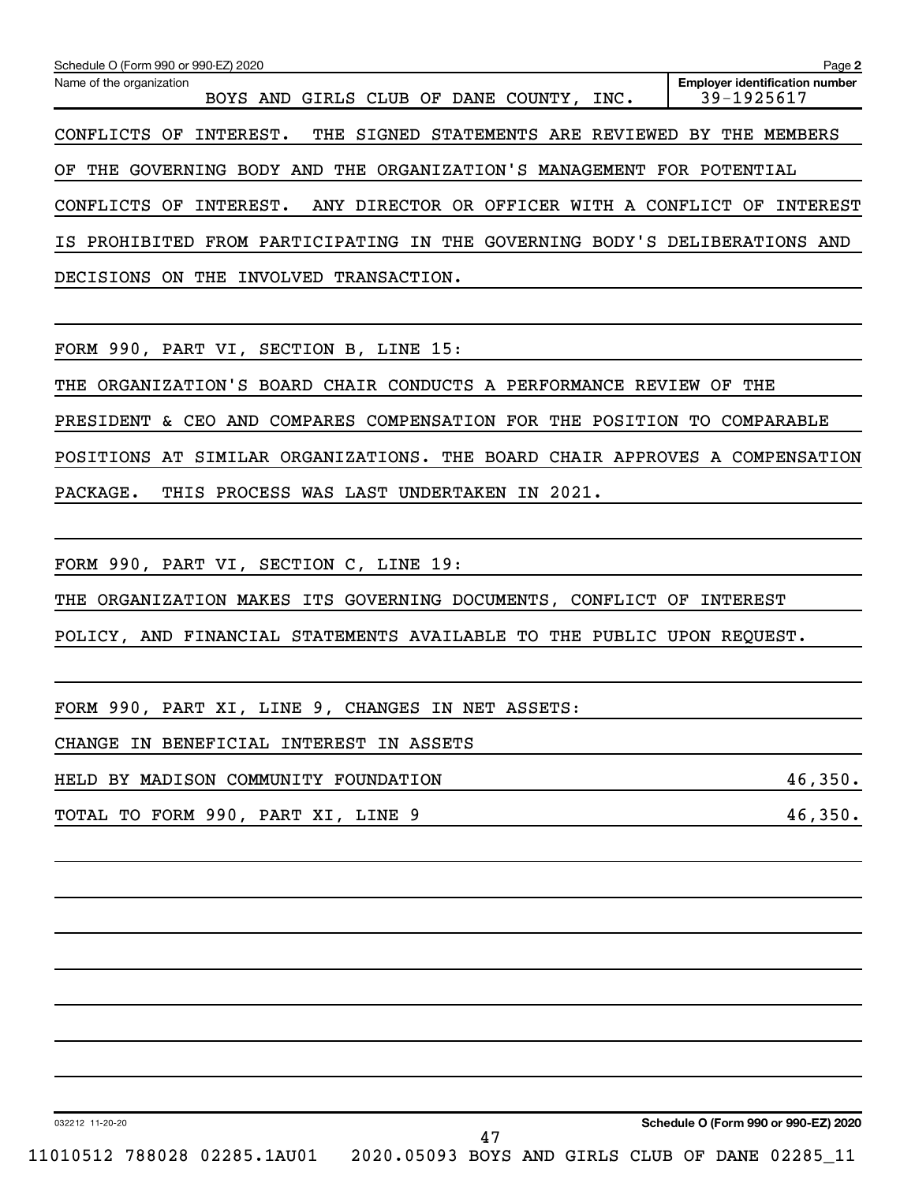Schedule O (Form 990 or 990-EZ) 2020

Name of the organization: BOYS AND GIRLS CLUB OF DANE COUNTY, INC.

Employer identification number: 39-1925617

CONFLICTS OF INTEREST. THE SIGNED STATEMENTS ARE REVIEWED BY THE MEMBERS OF THE GOVERNING BODY AND THE ORGANIZATION'S MANAGEMENT FOR POTENTIAL CONFLICTS OF INTEREST. ANY DIRECTOR OR OFFICER WITH A CONFLICT OF INTEREST IS PROHIBITED FROM PARTICIPATING IN THE GOVERNING BODY'S DELIBERATIONS AND DECISIONS ON THE INVOLVED TRANSACTION.

FORM 990, PART VI, SECTION B, LINE 15:

THE ORGANIZATION'S BOARD CHAIR CONDUCTS A PERFORMANCE REVIEW OF THE PRESIDENT & CEO AND COMPARES COMPENSATION FOR THE POSITION TO COMPARABLE POSITIONS AT SIMILAR ORGANIZATIONS. THE BOARD CHAIR APPROVES A COMPENSATION PACKAGE. THIS PROCESS WAS LAST UNDERTAKEN IN 2021.

FORM 990, PART VI, SECTION C, LINE 19:

THE ORGANIZATION MAKES ITS GOVERNING DOCUMENTS, CONFLICT OF INTEREST POLICY, AND FINANCIAL STATEMENTS AVAILABLE TO THE PUBLIC UPON REQUEST.

FORM 990, PART XI, LINE 9, CHANGES IN NET ASSETS:

| | |
|---|---|
| CHANGE IN BENEFICIAL INTEREST IN ASSETS HELD BY MADISON COMMUNITY FOUNDATION | 46,350. |
| TOTAL TO FORM 990, PART XI, LINE 9 | 46,350. |

032212 11-20-20

Schedule O (Form 990 or 990-EZ) 2020

11010512 788028 02285.1AU01 2020.05093 BOYS AND GIRLS CLUB OF DANE 02285_11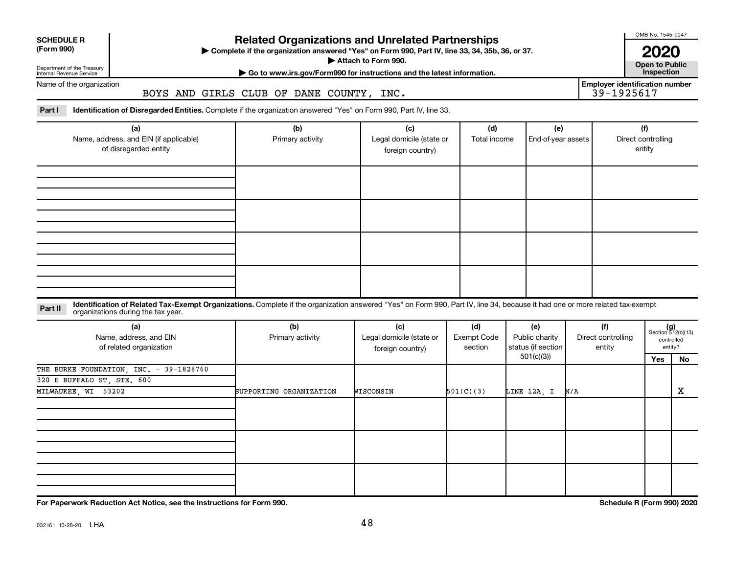**SCHEDULE R (Form 990)**

Department of the Treasury
Internal Revenue Service

# Related Organizations and Unrelated Partnerships

▶ Complete if the organization answered "Yes" on Form 990, Part IV, line 33, 34, 35b, 36, or 37.
▶ Attach to Form 990.
▶ Go to www.irs.gov/Form990 for instructions and the latest information.

OMB No. 1545-0047

**2020**

**Open to Public Inspection**

Name of the organization: BOYS AND GIRLS CLUB OF DANE COUNTY, INC.

Employer identification number: 39-1925617

**Part I — Identification of Disregarded Entities.** Complete if the organization answered "Yes" on Form 990, Part IV, line 33.

| (a) Name, address, and EIN (if applicable) of disregarded entity | (b) Primary activity | (c) Legal domicile (state or foreign country) | (d) Total income | (e) End-of-year assets | (f) Direct controlling entity |
|---|---|---|---|---|---|
| | | | | | |
| | | | | | |
| | | | | | |
| | | | | | |

**Part II — Identification of Related Tax-Exempt Organizations.** Complete if the organization answered "Yes" on Form 990, Part IV, line 34, because it had one or more related tax-exempt organizations during the tax year.

| (a) Name, address, and EIN of related organization | (b) Primary activity | (c) Legal domicile (state or foreign country) | (d) Exempt Code section | (e) Public charity status (if section 501(c)(3)) | (f) Direct controlling entity | (g) Section 512(b)(13) controlled entity? Yes | No |
|---|---|---|---|---|---|---|---|
| THE BURKE FOUNDATION, INC. - 39-1828760<br>320 E BUFFALO ST, STE. 600<br>MILWAUKEE, WI 53202 | SUPPORTING ORGANIZATION | WISCONSIN | 501(C)(3) | LINE 12A, I | N/A | | X |
| | | | | | | | |
| | | | | | | | |
| | | | | | | | |

**For Paperwork Reduction Act Notice, see the Instructions for Form 990.**

**Schedule R (Form 990) 2020**

032161 10-28-20 LHA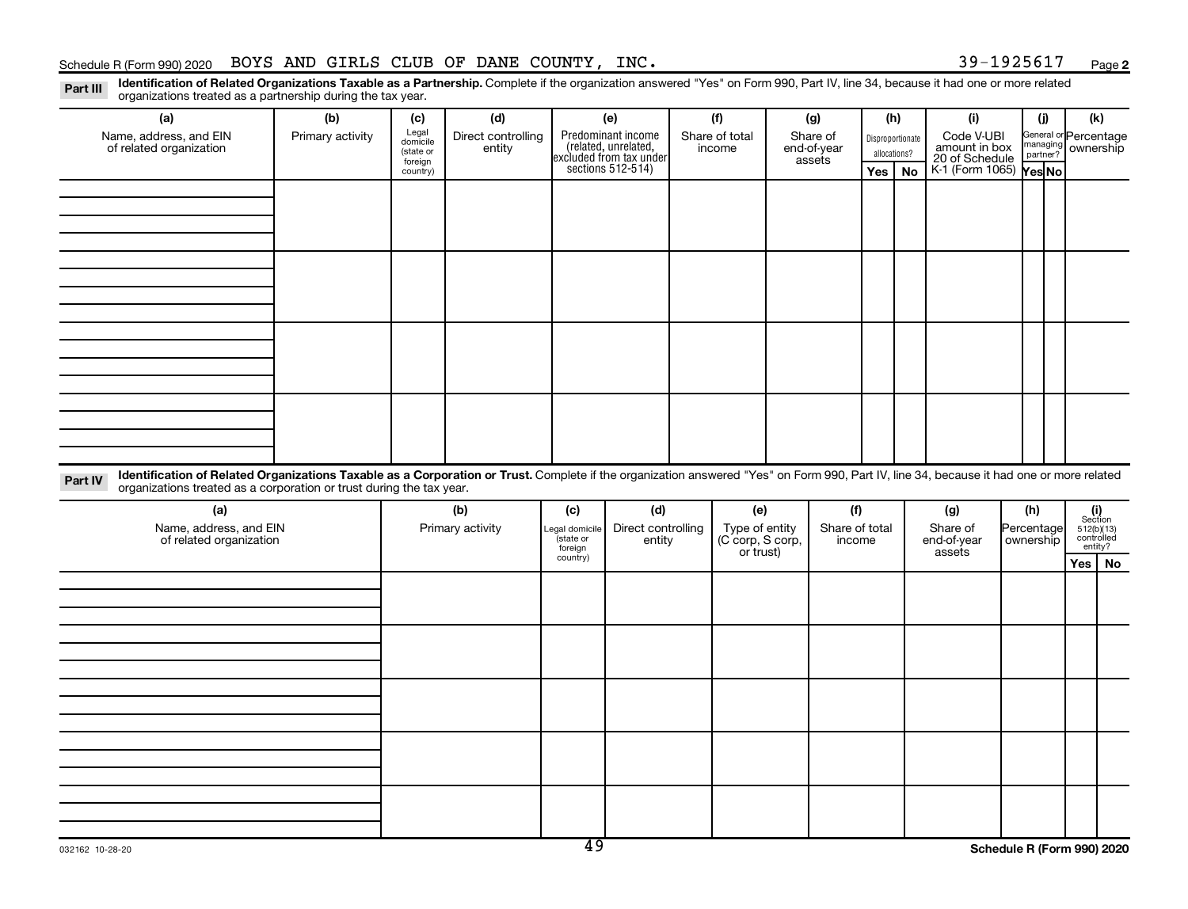Schedule R (Form 990) 2020 BOYS AND GIRLS CLUB OF DANE COUNTY, INC. 39-1925617 Page 2

**Part III** **Identification of Related Organizations Taxable as a Partnership.** Complete if the organization answered "Yes" on Form 990, Part IV, line 34, because it had one or more related organizations treated as a partnership during the tax year.

| (a) Name, address, and EIN of related organization | (b) Primary activity | (c) Legal domicile (state or foreign country) | (d) Direct controlling entity | (e) Predominant income (related, unrelated, excluded from tax under sections 512-514) | (f) Share of total income | (g) Share of end-of-year assets | (h) Disproportionate allocations? Yes | (h) No | (i) Code V-UBI amount in box 20 of Schedule K-1 (Form 1065) | (j) General or managing partner? Yes | (j) No | (k) Percentage ownership |
|---|---|---|---|---|---|---|---|---|---|---|---|---|
| | | | | | | | | | | | | |
| | | | | | | | | | | | | |
| | | | | | | | | | | | | |
| | | | | | | | | | | | | |

**Part IV** **Identification of Related Organizations Taxable as a Corporation or Trust.** Complete if the organization answered "Yes" on Form 990, Part IV, line 34, because it had one or more related organizations treated as a corporation or trust during the tax year.

| (a) Name, address, and EIN of related organization | (b) Primary activity | (c) Legal domicile (state or foreign country) | (d) Direct controlling entity | (e) Type of entity (C corp, S corp, or trust) | (f) Share of total income | (g) Share of end-of-year assets | (h) Percentage ownership | (i) Section 512(b)(13) controlled entity? Yes | (i) No |
|---|---|---|---|---|---|---|---|---|---|
| | | | | | | | | | |
| | | | | | | | | | |
| | | | | | | | | | |
| | | | | | | | | | |
| | | | | | | | | | |

032162 10-28-20 Schedule R (Form 990) 2020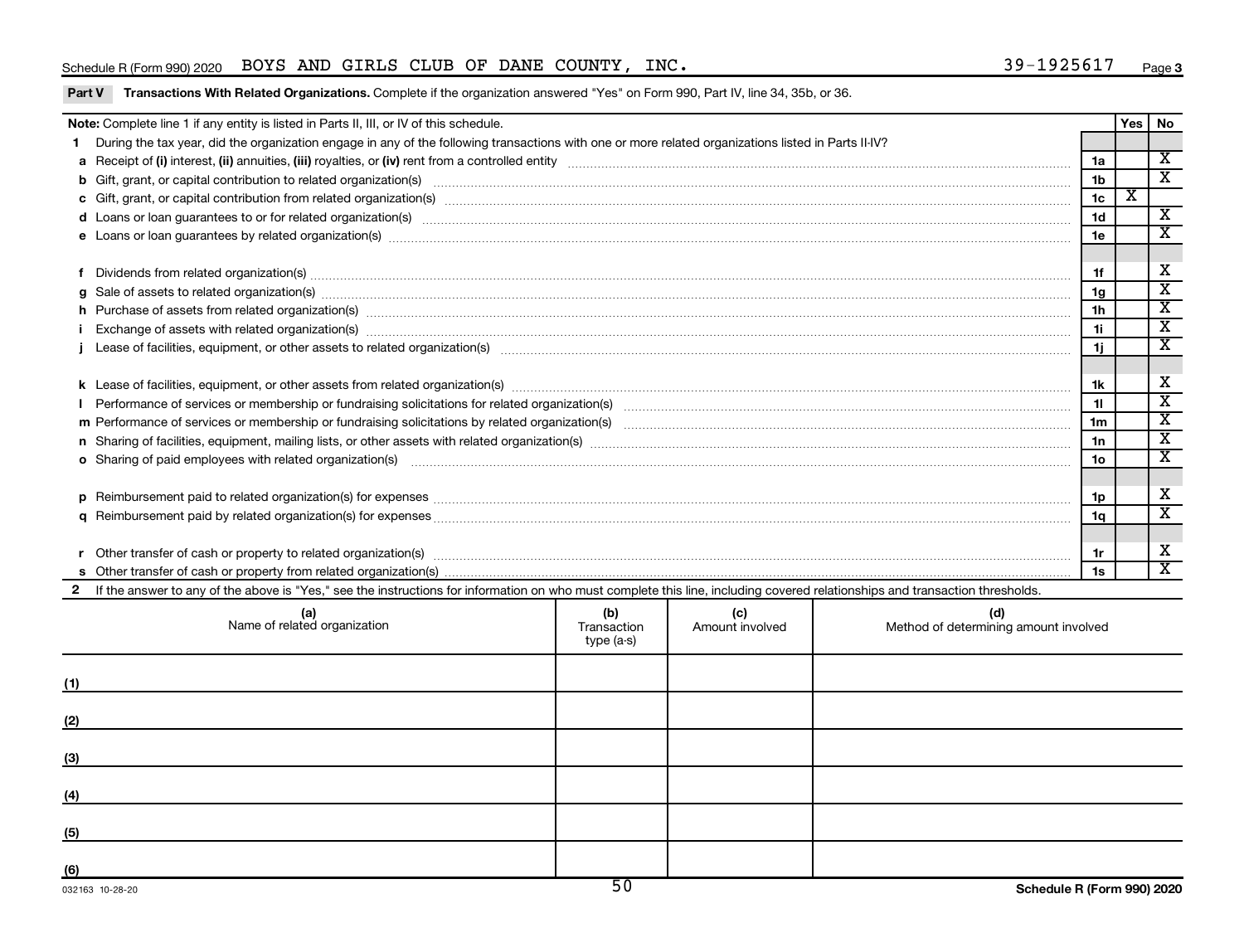Schedule R (Form 990) 2020 BOYS AND GIRLS CLUB OF DANE COUNTY, INC. 39-1925617 Page 3

**Part V Transactions With Related Organizations.** Complete if the organization answered "Yes" on Form 990, Part IV, line 34, 35b, or 36.

| **Note:** Complete line 1 if any entity is listed in Parts II, III, or IV of this schedule. | | Yes | No |
|---|---|---|---|
| **1** During the tax year, did the organization engage in any of the following transactions with one or more related organizations listed in Parts II-IV? | | | |
| **a** Receipt of **(i)** interest, **(ii)** annuities, **(iii)** royalties, or **(iv)** rent from a controlled entity | 1a | | X |
| **b** Gift, grant, or capital contribution to related organization(s) | 1b | | X |
| **c** Gift, grant, or capital contribution from related organization(s) | 1c | X | |
| **d** Loans or loan guarantees to or for related organization(s) | 1d | | X |
| **e** Loans or loan guarantees by related organization(s) | 1e | | X |
| **f** Dividends from related organization(s) | 1f | | X |
| **g** Sale of assets to related organization(s) | 1g | | X |
| **h** Purchase of assets from related organization(s) | 1h | | X |
| **i** Exchange of assets with related organization(s) | 1i | | X |
| **j** Lease of facilities, equipment, or other assets to related organization(s) | 1j | | X |
| **k** Lease of facilities, equipment, or other assets from related organization(s) | 1k | | X |
| **l** Performance of services or membership or fundraising solicitations for related organization(s) | 1l | | X |
| **m** Performance of services or membership or fundraising solicitations by related organization(s) | 1m | | X |
| **n** Sharing of facilities, equipment, mailing lists, or other assets with related organization(s) | 1n | | X |
| **o** Sharing of paid employees with related organization(s) | 1o | | X |
| **p** Reimbursement paid to related organization(s) for expenses | 1p | | X |
| **q** Reimbursement paid by related organization(s) for expenses | 1q | | X |
| **r** Other transfer of cash or property to related organization(s) | 1r | | X |
| **s** Other transfer of cash or property from related organization(s) | 1s | | X |

**2** If the answer to any of the above is "Yes," see the instructions for information on who must complete this line, including covered relationships and transaction thresholds.

| (a) Name of related organization | (b) Transaction type (a-s) | (c) Amount involved | (d) Method of determining amount involved |
|---|---|---|---|
| (1) | | | |
| (2) | | | |
| (3) | | | |
| (4) | | | |
| (5) | | | |
| (6) | | | |

032163 10-28-20 Schedule R (Form 990) 2020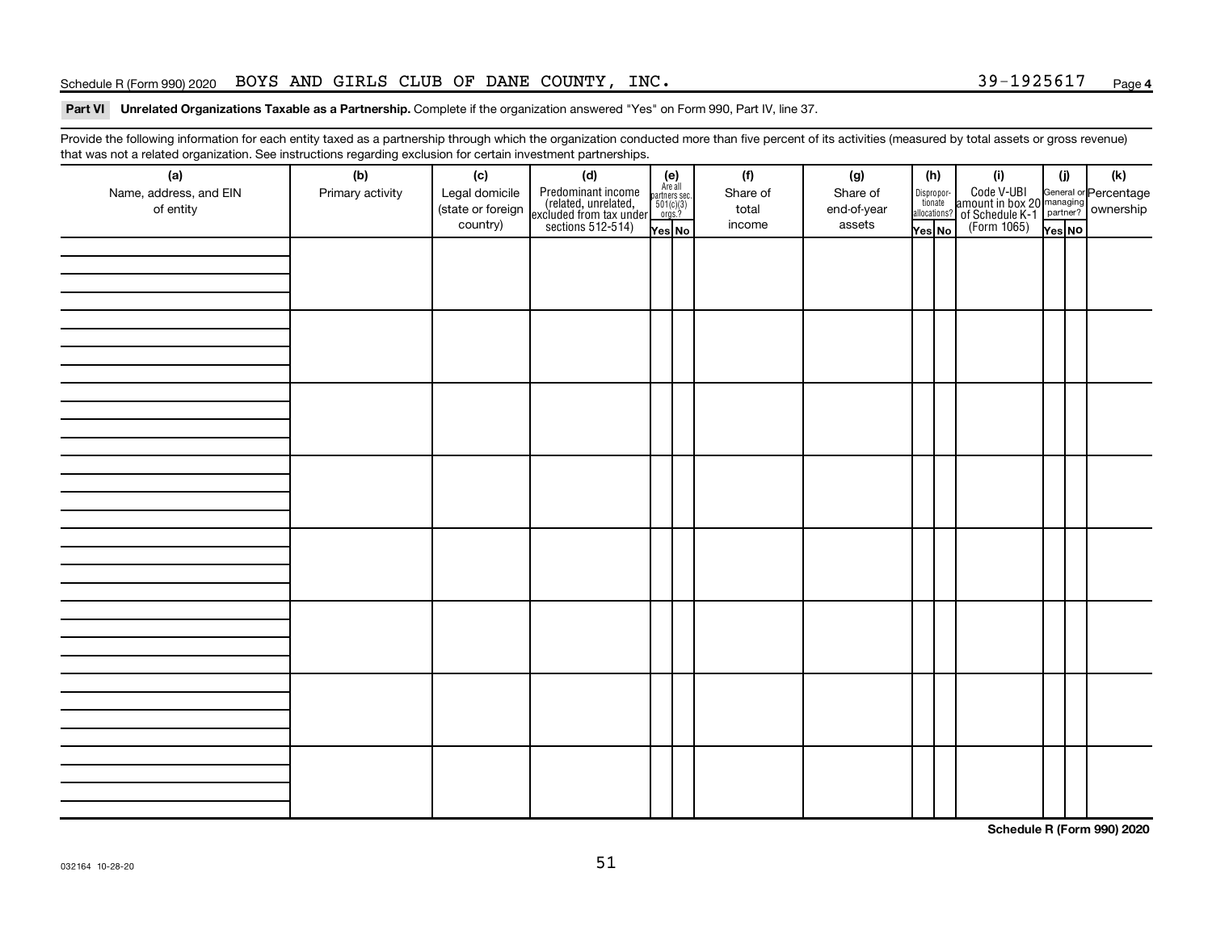Schedule R (Form 990) 2020 BOYS AND GIRLS CLUB OF DANE COUNTY, INC. 39-1925617 Page **4**

**Part VI Unrelated Organizations Taxable as a Partnership.** Complete if the organization answered "Yes" on Form 990, Part IV, line 37.

Provide the following information for each entity taxed as a partnership through which the organization conducted more than five percent of its activities (measured by total assets or gross revenue) that was not a related organization. See instructions regarding exclusion for certain investment partnerships.

| (a) Name, address, and EIN of entity | (b) Primary activity | (c) Legal domicile (state or foreign country) | (d) Predominant income (related, unrelated, excluded from tax under sections 512-514) | (e) Are all partners sec. 501(c)(3) orgs.? | | (f) Share of total income | (g) Share of end-of-year assets | (h) Disproportionate allocations? | | (i) Code V-UBI amount in box 20 of Schedule K-1 (Form 1065) | (j) General or managing partner? | | (k) Percentage ownership |
|---|---|---|---|---|---|---|---|---|---|---|---|---|---|
| | | | | Yes | No | | | Yes | No | | Yes | No | |
| | | | | | | | | | | | | | |
| | | | | | | | | | | | | | |
| | | | | | | | | | | | | | |
| | | | | | | | | | | | | | |
| | | | | | | | | | | | | | |
| | | | | | | | | | | | | | |
| | | | | | | | | | | | | | |
| | | | | | | | | | | | | | |

**Schedule R (Form 990) 2020**

032164 10-28-20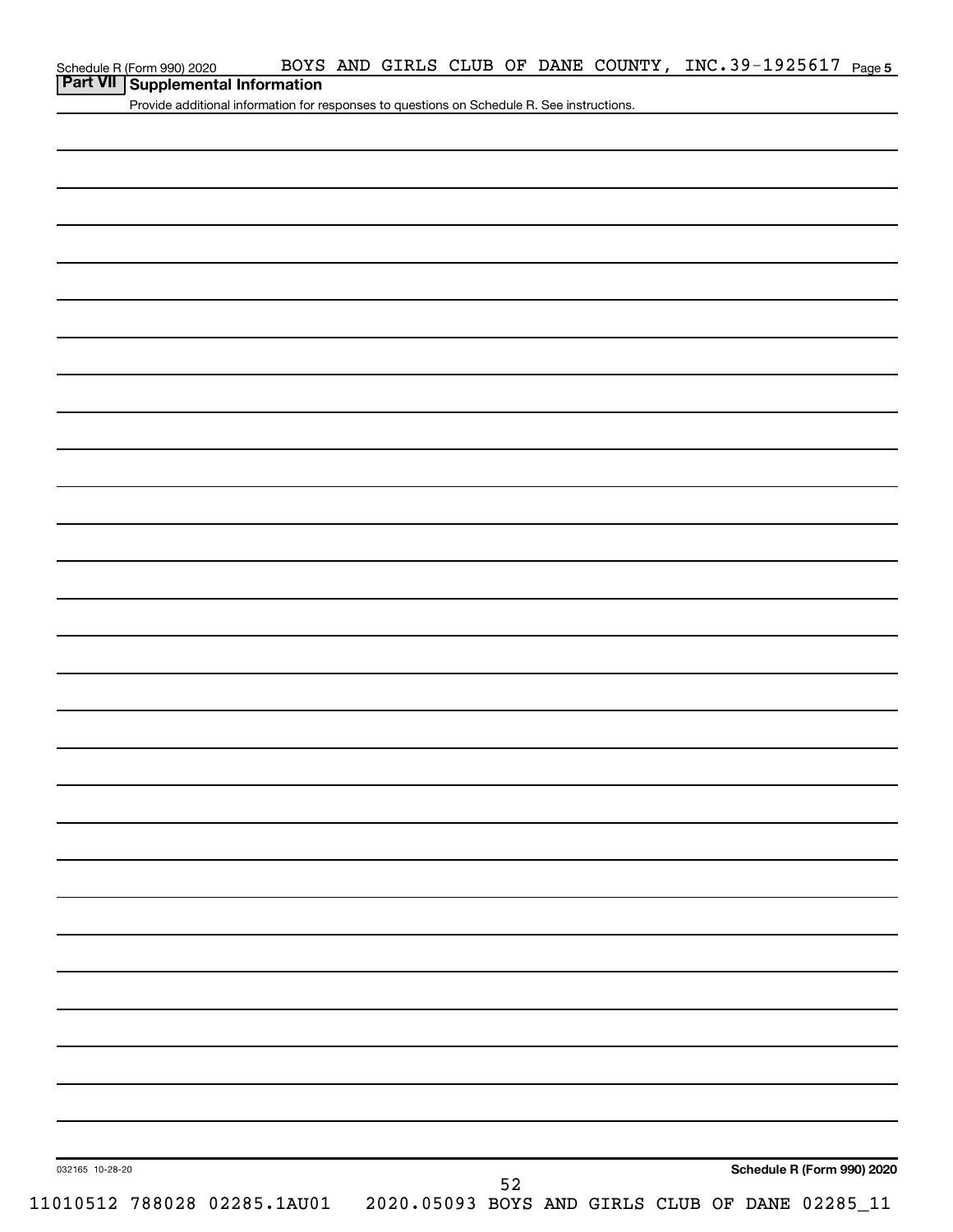## Part VII Supplemental Information

Provide additional information for responses to questions on Schedule R. See instructions.